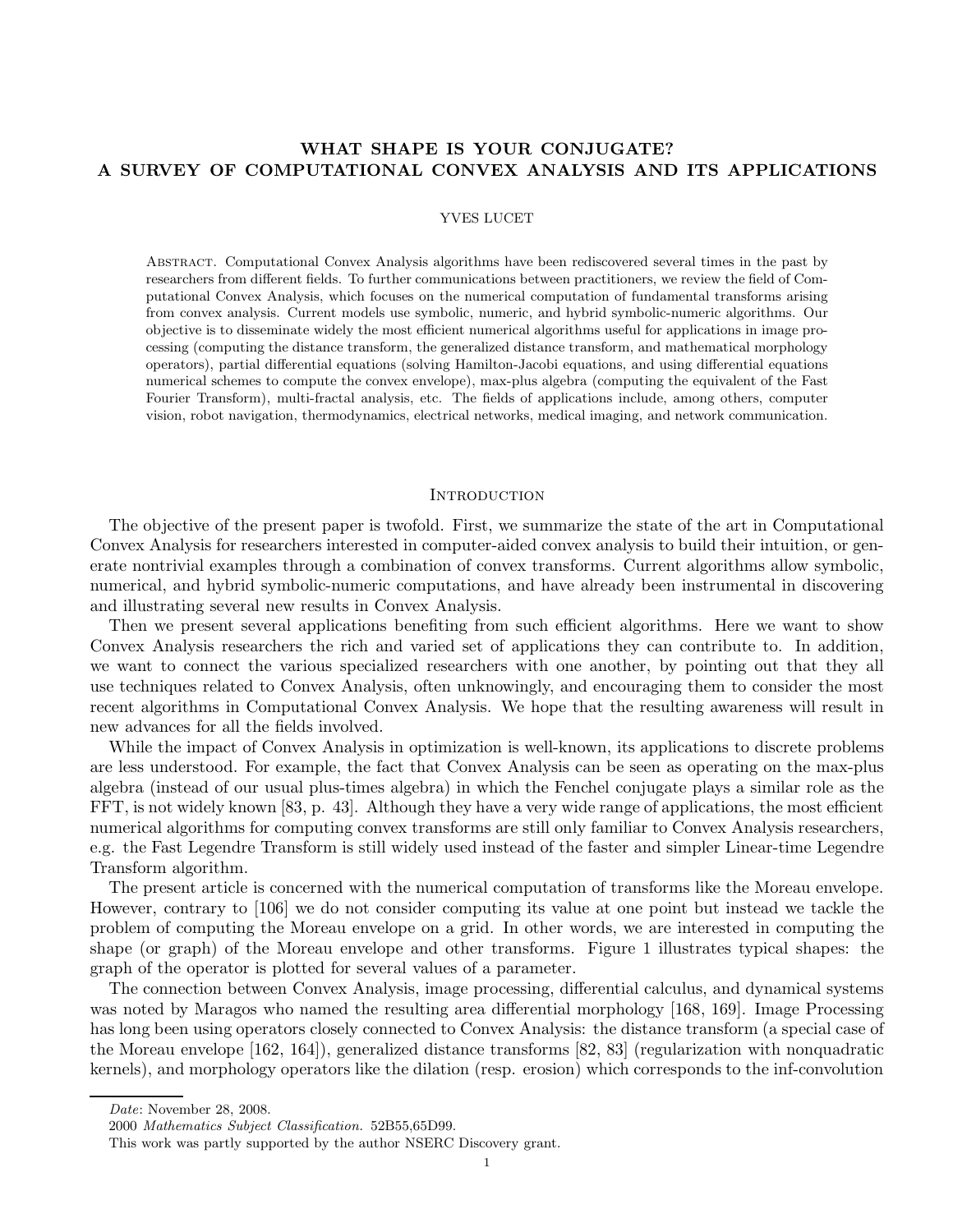# WHAT SHAPE IS YOUR CONJUGATE? A SURVEY OF COMPUTATIONAL CONVEX ANALYSIS AND ITS APPLICATIONS

YVES LUCET

Abstract. Computational Convex Analysis algorithms have been rediscovered several times in the past by researchers from different fields. To further communications between practitioners, we review the field of Computational Convex Analysis, which focuses on the numerical computation of fundamental transforms arising from convex analysis. Current models use symbolic, numeric, and hybrid symbolic-numeric algorithms. Our objective is to disseminate widely the most efficient numerical algorithms useful for applications in image processing (computing the distance transform, the generalized distance transform, and mathematical morphology operators), partial differential equations (solving Hamilton-Jacobi equations, and using differential equations numerical schemes to compute the convex envelope), max-plus algebra (computing the equivalent of the Fast Fourier Transform), multi-fractal analysis, etc. The fields of applications include, among others, computer vision, robot navigation, thermodynamics, electrical networks, medical imaging, and network communication.

## Introduction

The objective of the present paper is twofold. First, we summarize the state of the art in Computational Convex Analysis for researchers interested in computer-aided convex analysis to build their intuition, or generate nontrivial examples through a combination of convex transforms. Current algorithms allow symbolic, numerical, and hybrid symbolic-numeric computations, and have already been instrumental in discovering and illustrating several new results in Convex Analysis.

Then we present several applications benefiting from such efficient algorithms. Here we want to show Convex Analysis researchers the rich and varied set of applications they can contribute to. In addition, we want to connect the various specialized researchers with one another, by pointing out that they all use techniques related to Convex Analysis, often unknowingly, and encouraging them to consider the most recent algorithms in Computational Convex Analysis. We hope that the resulting awareness will result in new advances for all the fields involved.

While the impact of Convex Analysis in optimization is well-known, its applications to discrete problems are less understood. For example, the fact that Convex Analysis can be seen as operating on the max-plus algebra (instead of our usual plus-times algebra) in which the Fenchel conjugate plays a similar role as the FFT, is not widely known [83, p. 43]. Although they have a very wide range of applications, the most efficient numerical algorithms for computing convex transforms are still only familiar to Convex Analysis researchers, e.g. the Fast Legendre Transform is still widely used instead of the faster and simpler Linear-time Legendre Transform algorithm.

The present article is concerned with the numerical computation of transforms like the Moreau envelope. However, contrary to [106] we do not consider computing its value at one point but instead we tackle the problem of computing the Moreau envelope on a grid. In other words, we are interested in computing the shape (or graph) of the Moreau envelope and other transforms. Figure 1 illustrates typical shapes: the graph of the operator is plotted for several values of a parameter.

The connection between Convex Analysis, image processing, differential calculus, and dynamical systems was noted by Maragos who named the resulting area differential morphology [168, 169]. Image Processing has long been using operators closely connected to Convex Analysis: the distance transform (a special case of the Moreau envelope [162, 164]), generalized distance transforms [82, 83] (regularization with nonquadratic kernels), and morphology operators like the dilation (resp. erosion) which corresponds to the inf-convolution

*Date*: November 28, 2008.

2000 *Mathematics Subject Classification.* 52B55,65D99.

This work was partly supported by the author NSERC Discovery grant.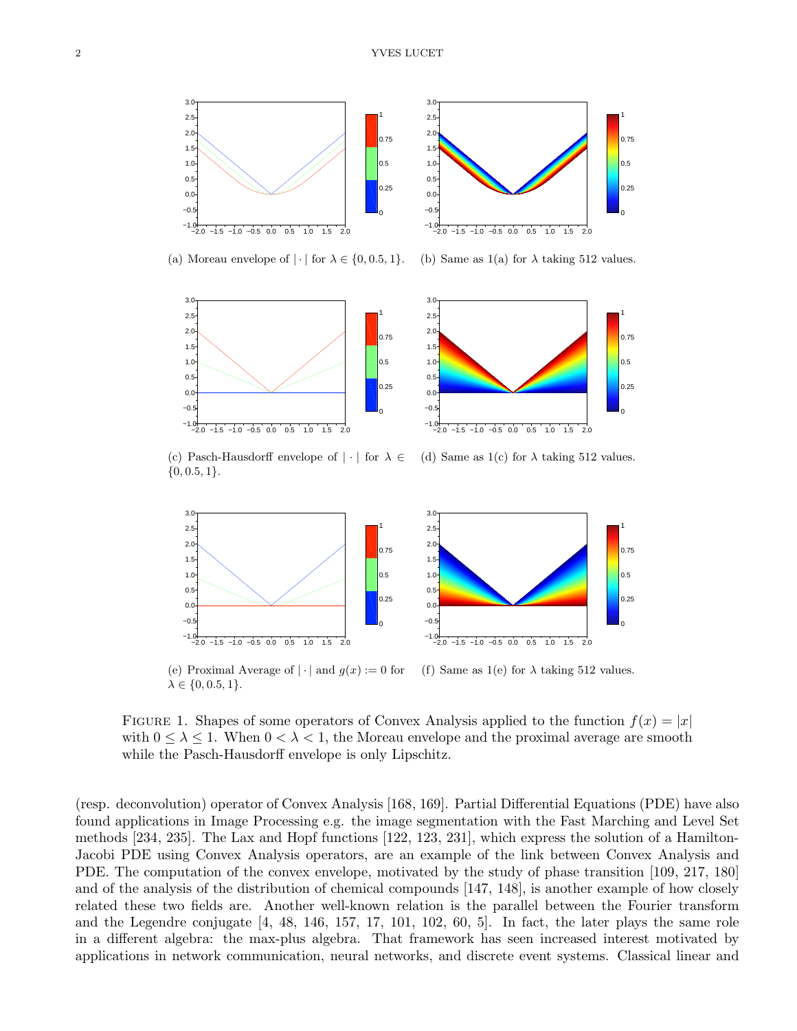(a) Moreau envelope of $|\cdot|$ for $\lambda \in \{0, 0.5, 1\}$.

(b) Same as 1(a) for $\lambda$ taking 512 values.

(c) Pasch-Hausdorff envelope of $|\cdot|$ for $\lambda \in \{0, 0.5, 1\}$.

(d) Same as 1(c) for $\lambda$ taking 512 values.

(e) Proximal Average of $|\cdot|$ and $g(x) := 0$ for $\lambda \in \{0, 0.5, 1\}$.

(f) Same as 1(e) for $\lambda$ taking 512 values.

FIGURE 1. Shapes of some operators of Convex Analysis applied to the function $f(x) = |x|$ with $0 \leq \lambda \leq 1$. When $0 < \lambda < 1$, the Moreau envelope and the proximal average are smooth while the Pasch-Hausdorff envelope is only Lipschitz.

(resp. deconvolution) operator of Convex Analysis [168, 169]. Partial Differential Equations (PDE) have also found applications in Image Processing e.g. the image segmentation with the Fast Marching and Level Set methods [234, 235]. The Lax and Hopf functions [122, 123, 231], which express the solution of a Hamilton-Jacobi PDE using Convex Analysis operators, are an example of the link between Convex Analysis and PDE. The computation of the convex envelope, motivated by the study of phase transition [109, 217, 180] and of the analysis of the distribution of chemical compounds [147, 148], is another example of how closely related these two fields are. Another well-known relation is the parallel between the Fourier transform and the Legendre conjugate [4, 48, 146, 157, 17, 101, 102, 60, 5]. In fact, the later plays the same role in a different algebra: the max-plus algebra. That framework has seen increased interest motivated by applications in network communication, neural networks, and discrete event systems. Classical linear and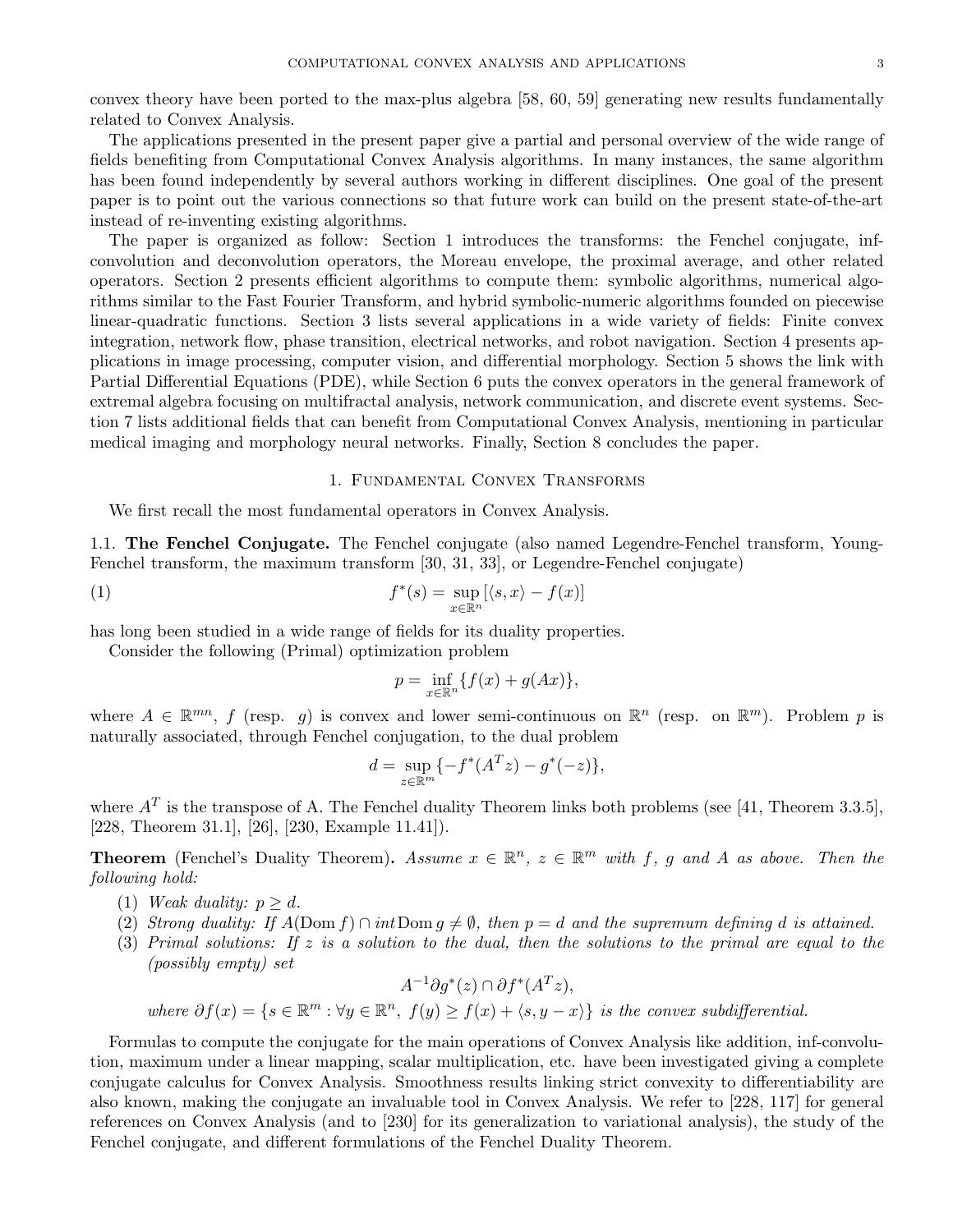convex theory have been ported to the max-plus algebra [58, 60, 59] generating new results fundamentally related to Convex Analysis.

The applications presented in the present paper give a partial and personal overview of the wide range of fields benefiting from Computational Convex Analysis algorithms. In many instances, the same algorithm has been found independently by several authors working in different disciplines. One goal of the present paper is to point out the various connections so that future work can build on the present state-of-the-art instead of re-inventing existing algorithms.

The paper is organized as follow: Section 1 introduces the transforms: the Fenchel conjugate, inf-convolution and deconvolution operators, the Moreau envelope, the proximal average, and other related operators. Section 2 presents efficient algorithms to compute them: symbolic algorithms, numerical algorithms similar to the Fast Fourier Transform, and hybrid symbolic-numeric algorithms founded on piecewise linear-quadratic functions. Section 3 lists several applications in a wide variety of fields: Finite convex integration, network flow, phase transition, electrical networks, and robot navigation. Section 4 presents applications in image processing, computer vision, and differential morphology. Section 5 shows the link with Partial Differential Equations (PDE), while Section 6 puts the convex operators in the general framework of extremal algebra focusing on multifractal analysis, network communication, and discrete event systems. Section 7 lists additional fields that can benefit from Computational Convex Analysis, mentioning in particular medical imaging and morphology neural networks. Finally, Section 8 concludes the paper.

## 1. Fundamental Convex Transforms

We first recall the most fundamental operators in Convex Analysis.

**1.1. The Fenchel Conjugate.** The Fenchel conjugate (also named Legendre-Fenchel transform, Young-Fenchel transform, the maximum transform [30, 31, 33], or Legendre-Fenchel conjugate)

$$f^*(s) = \sup_{x \in \mathbb{R}^n} [\langle s, x \rangle - f(x)] \tag{1}$$

has long been studied in a wide range of fields for its duality properties.

Consider the following (Primal) optimization problem

$$p = \inf_{x \in \mathbb{R}^n} \{f(x) + g(Ax)\},$$

where $A \in \mathbb{R}^{mn}$, $f$ (resp. $g$) is convex and lower semi-continuous on $\mathbb{R}^n$ (resp. on $\mathbb{R}^m$). Problem $p$ is naturally associated, through Fenchel conjugation, to the dual problem

$$d = \sup_{z \in \mathbb{R}^m} \{-f^*(A^T z) - g^*(-z)\},$$

where $A^T$ is the transpose of A. The Fenchel duality Theorem links both problems (see [41, Theorem 3.3.5], [228, Theorem 31.1], [26], [230, Example 11.41]).

**Theorem** (Fenchel's Duality Theorem)**.** *Assume $x \in \mathbb{R}^n$, $z \in \mathbb{R}^m$ with $f$, $g$ and $A$ as above. Then the following hold:*

1. *Weak duality: $p \geq d$.*
2. *Strong duality: If $A(\operatorname{Dom} f) \cap \operatorname{int} \operatorname{Dom} g \neq \emptyset$, then $p = d$ and the supremum defining $d$ is attained.*
3. *Primal solutions: If $z$ is a solution to the dual, then the solutions to the primal are equal to the (possibly empty) set*

$$A^{-1}\partial g^*(z) \cap \partial f^*(A^T z),$$

*where $\partial f(x) = \{s \in \mathbb{R}^m : \forall y \in \mathbb{R}^n,\ f(y) \geq f(x) + \langle s, y - x \rangle\}$ is the convex subdifferential.*

Formulas to compute the conjugate for the main operations of Convex Analysis like addition, inf-convolution, maximum under a linear mapping, scalar multiplication, etc. have been investigated giving a complete conjugate calculus for Convex Analysis. Smoothness results linking strict convexity to differentiability are also known, making the conjugate an invaluable tool in Convex Analysis. We refer to [228, 117] for general references on Convex Analysis (and to [230] for its generalization to variational analysis), the study of the Fenchel conjugate, and different formulations of the Fenchel Duality Theorem.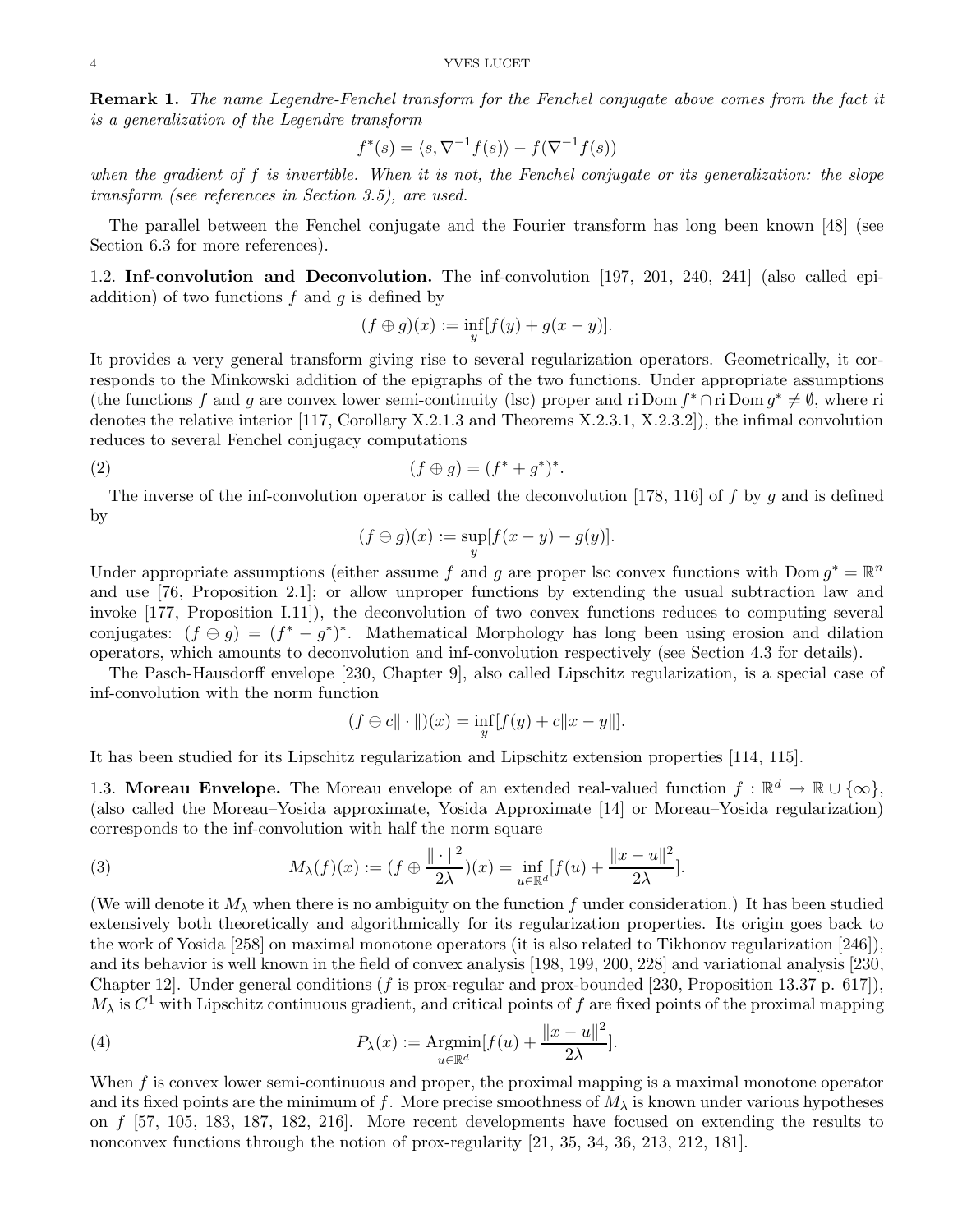**Remark 1.** *The name Legendre-Fenchel transform for the Fenchel conjugate above comes from the fact it is a generalization of the Legendre transform*

$$f^*(s) = \langle s, \nabla^{-1} f(s)\rangle - f(\nabla^{-1} f(s))$$

*when the gradient of $f$ is invertible. When it is not, the Fenchel conjugate or its generalization: the slope transform (see references in Section 3.5), are used.*

The parallel between the Fenchel conjugate and the Fourier transform has long been known [48] (see Section 6.3 for more references).

1.2. **Inf-convolution and Deconvolution.** The inf-convolution [197, 201, 240, 241] (also called epi-addition) of two functions $f$ and $g$ is defined by

$$(f \oplus g)(x) := \inf_y [f(y) + g(x - y)].$$

It provides a very general transform giving rise to several regularization operators. Geometrically, it corresponds to the Minkowski addition of the epigraphs of the two functions. Under appropriate assumptions (the functions $f$ and $g$ are convex lower semi-continuity (lsc) proper and $\operatorname{ri}\operatorname{Dom} f^* \cap \operatorname{ri}\operatorname{Dom} g^* \neq \emptyset$, where ri denotes the relative interior [117, Corollary X.2.1.3 and Theorems X.2.3.1, X.2.3.2]), the infimal convolution reduces to several Fenchel conjugacy computations

$$(f \oplus g) = (f^* + g^*)^*. \tag{2}$$

The inverse of the inf-convolution operator is called the deconvolution [178, 116] of $f$ by $g$ and is defined by

$$(f \ominus g)(x) := \sup_y [f(x - y) - g(y)].$$

Under appropriate assumptions (either assume $f$ and $g$ are proper lsc convex functions with $\operatorname{Dom} g^* = \mathbb{R}^n$ and use [76, Proposition 2.1]; or allow unproper functions by extending the usual subtraction law and invoke [177, Proposition I.11]), the deconvolution of two convex functions reduces to computing several conjugates: $(f \ominus g) = (f^* - g^*)^*$. Mathematical Morphology has long been using erosion and dilation operators, which amounts to deconvolution and inf-convolution respectively (see Section 4.3 for details).

The Pasch-Hausdorff envelope [230, Chapter 9], also called Lipschitz regularization, is a special case of inf-convolution with the norm function

$$(f \oplus c\|\cdot\|)(x) = \inf_y [f(y) + c\|x - y\|].$$

It has been studied for its Lipschitz regularization and Lipschitz extension properties [114, 115].

1.3. **Moreau Envelope.** The Moreau envelope of an extended real-valued function $f : \mathbb{R}^d \to \mathbb{R} \cup \{\infty\}$, (also called the Moreau–Yosida approximate, Yosida Approximate [14] or Moreau–Yosida regularization) corresponds to the inf-convolution with half the norm square

$$M_\lambda(f)(x) := (f \oplus \frac{\|\cdot\|^2}{2\lambda})(x) = \inf_{u\in\mathbb{R}^d} [f(u) + \frac{\|x - u\|^2}{2\lambda}]. \tag{3}$$

(We will denote it $M_\lambda$ when there is no ambiguity on the function $f$ under consideration.) It has been studied extensively both theoretically and algorithmically for its regularization properties. Its origin goes back to the work of Yosida [258] on maximal monotone operators (it is also related to Tikhonov regularization [246]), and its behavior is well known in the field of convex analysis [198, 199, 200, 228] and variational analysis [230, Chapter 12]. Under general conditions ($f$ is prox-regular and prox-bounded [230, Proposition 13.37 p. 617]), $M_\lambda$ is $C^1$ with Lipschitz continuous gradient, and critical points of $f$ are fixed points of the proximal mapping

$$P_\lambda(x) := \operatorname*{Argmin}_{u\in\mathbb{R}^d} [f(u) + \frac{\|x - u\|^2}{2\lambda}]. \tag{4}$$

When $f$ is convex lower semi-continuous and proper, the proximal mapping is a maximal monotone operator and its fixed points are the minimum of $f$. More precise smoothness of $M_\lambda$ is known under various hypotheses on $f$ [57, 105, 183, 187, 182, 216]. More recent developments have focused on extending the results to nonconvex functions through the notion of prox-regularity [21, 35, 34, 36, 213, 212, 181].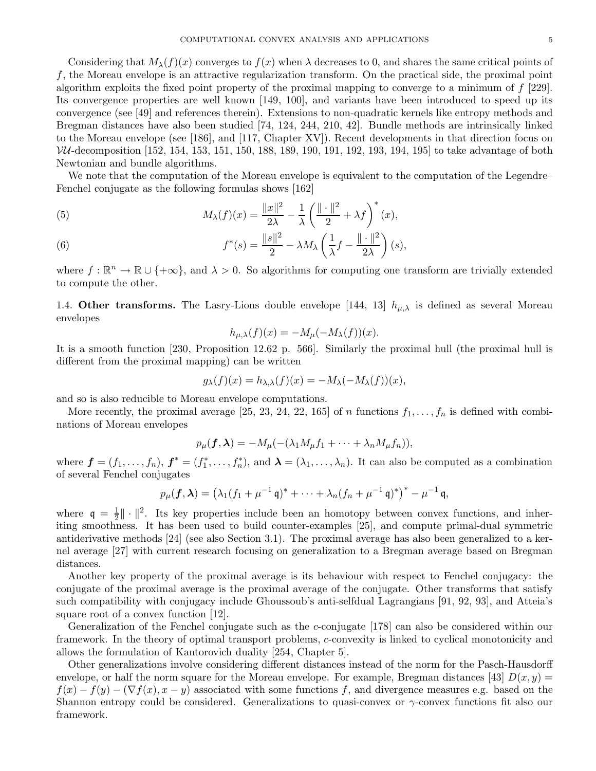Considering that $M_\lambda(f)(x)$ converges to $f(x)$ when $\lambda$ decreases to 0, and shares the same critical points of $f$, the Moreau envelope is an attractive regularization transform. On the practical side, the proximal point algorithm exploits the fixed point property of the proximal mapping to converge to a minimum of $f$ [229]. Its convergence properties are well known [149, 100], and variants have been introduced to speed up its convergence (see [49] and references therein). Extensions to non-quadratic kernels like entropy methods and Bregman distances have also been studied [74, 124, 244, 210, 42]. Bundle methods are intrinsically linked to the Moreau envelope (see [186], and [117, Chapter XV]). Recent developments in that direction focus on $\mathcal{VU}$-decomposition [152, 154, 153, 151, 150, 188, 189, 190, 191, 192, 193, 194, 195] to take advantage of both Newtonian and bundle algorithms.

We note that the computation of the Moreau envelope is equivalent to the computation of the Legendre–Fenchel conjugate as the following formulas shows [162]

$$M_\lambda(f)(x) = \frac{\|x\|^2}{2\lambda} - \frac{1}{\lambda}\left(\frac{\|\cdot\|^2}{2} + \lambda f\right)^*(x), \tag{5}$$

$$f^*(s) = \frac{\|s\|^2}{2} - \lambda M_\lambda\left(\frac{1}{\lambda}f - \frac{\|\cdot\|^2}{2\lambda}\right)(s), \tag{6}$$

where $f : \mathbb{R}^n \to \mathbb{R} \cup \{+\infty\}$, and $\lambda > 0$. So algorithms for computing one transform are trivially extended to compute the other.

1.4. **Other transforms.** The Lasry-Lions double envelope [144, 13] $h_{\mu,\lambda}$ is defined as several Moreau envelopes

$$h_{\mu,\lambda}(f)(x) = -M_\mu(-M_\lambda(f))(x).$$

It is a smooth function [230, Proposition 12.62 p. 566]. Similarly the proximal hull (the proximal hull is different from the proximal mapping) can be written

$$g_\lambda(f)(x) = h_{\lambda,\lambda}(f)(x) = -M_\lambda(-M_\lambda(f))(x),$$

and so is also reducible to Moreau envelope computations.

More recently, the proximal average [25, 23, 24, 22, 165] of $n$ functions $f_1, \ldots, f_n$ is defined with combinations of Moreau envelopes

$$p_\mu(\boldsymbol{f}, \boldsymbol{\lambda}) = -M_\mu(-(\lambda_1 M_\mu f_1 + \cdots + \lambda_n M_\mu f_n)),$$

where $\boldsymbol{f} = (f_1, \ldots, f_n)$, $\boldsymbol{f}^* = (f_1^*, \ldots, f_n^*)$, and $\boldsymbol{\lambda} = (\lambda_1, \ldots, \lambda_n)$. It can also be computed as a combination of several Fenchel conjugates

$$p_\mu(\boldsymbol{f}, \boldsymbol{\lambda}) = \left(\lambda_1(f_1 + \mu^{-1}\,\mathfrak{q})^* + \cdots + \lambda_n(f_n + \mu^{-1}\,\mathfrak{q})^*\right)^* - \mu^{-1}\,\mathfrak{q},$$

where $\mathfrak{q} = \frac{1}{2}\|\cdot\|^2$. Its key properties include been an homotopy between convex functions, and inheriting smoothness. It has been used to build counter-examples [25], and compute primal-dual symmetric antiderivative methods [24] (see also Section 3.1). The proximal average has also been generalized to a kernel average [27] with current research focusing on generalization to a Bregman average based on Bregman distances.

Another key property of the proximal average is its behaviour with respect to Fenchel conjugacy: the conjugate of the proximal average is the proximal average of the conjugate. Other transforms that satisfy such compatibility with conjugacy include Ghoussoub's anti-selfdual Lagrangians [91, 92, 93], and Atteia's square root of a convex function [12].

Generalization of the Fenchel conjugate such as the $c$-conjugate [178] can also be considered within our framework. In the theory of optimal transport problems, $c$-convexity is linked to cyclical monotonicity and allows the formulation of Kantorovich duality [254, Chapter 5].

Other generalizations involve considering different distances instead of the norm for the Pasch-Hausdorff envelope, or half the norm square for the Moreau envelope. For example, Bregman distances [43] $D(x, y) = f(x) - f(y) - (\nabla f(x), x - y)$ associated with some functions $f$, and divergence measures e.g. based on the Shannon entropy could be considered. Generalizations to quasi-convex or $\gamma$-convex functions fit also our framework.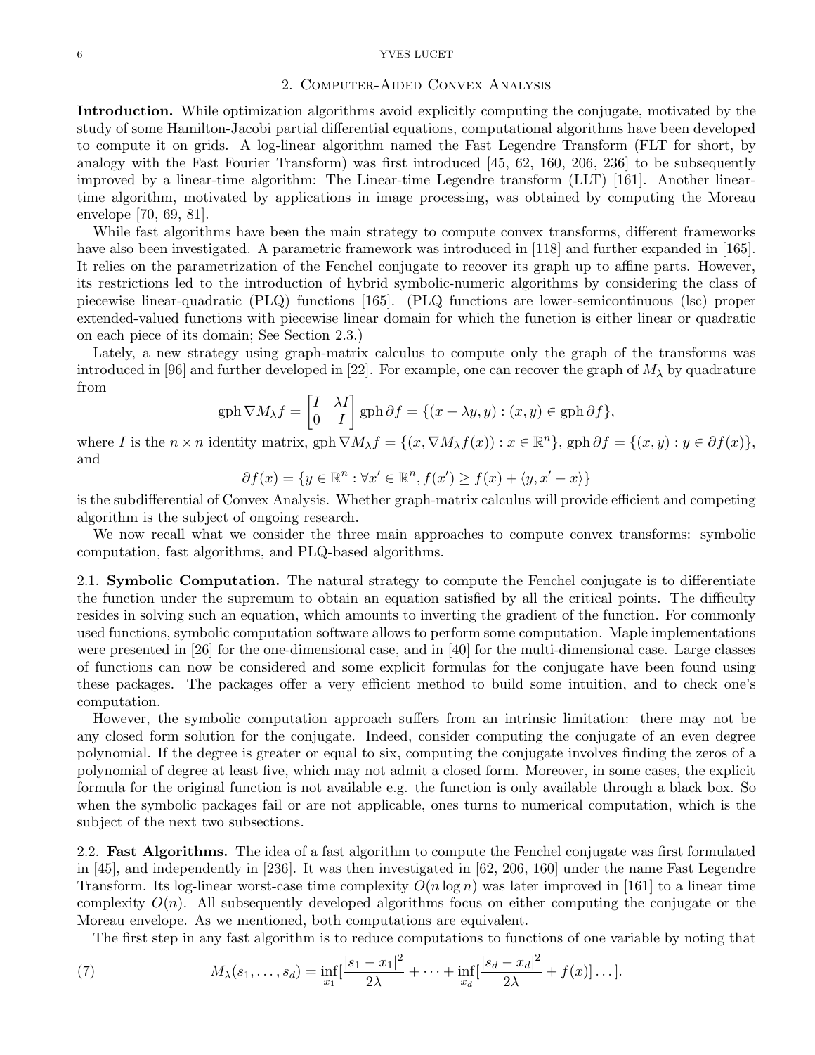## 2. Computer-Aided Convex Analysis

**Introduction.** While optimization algorithms avoid explicitly computing the conjugate, motivated by the study of some Hamilton-Jacobi partial differential equations, computational algorithms have been developed to compute it on grids. A log-linear algorithm named the Fast Legendre Transform (FLT for short, by analogy with the Fast Fourier Transform) was first introduced [45, 62, 160, 206, 236] to be subsequently improved by a linear-time algorithm: The Linear-time Legendre transform (LLT) [161]. Another linear-time algorithm, motivated by applications in image processing, was obtained by computing the Moreau envelope [70, 69, 81].

While fast algorithms have been the main strategy to compute convex transforms, different frameworks have also been investigated. A parametric framework was introduced in [118] and further expanded in [165]. It relies on the parametrization of the Fenchel conjugate to recover its graph up to affine parts. However, its restrictions led to the introduction of hybrid symbolic-numeric algorithms by considering the class of piecewise linear-quadratic (PLQ) functions [165]. (PLQ functions are lower-semicontinuous (lsc) proper extended-valued functions with piecewise linear domain for which the function is either linear or quadratic on each piece of its domain; See Section 2.3.)

Lately, a new strategy using graph-matrix calculus to compute only the graph of the transforms was introduced in [96] and further developed in [22]. For example, one can recover the graph of $M_\lambda$ by quadrature from

$$\operatorname{gph} \nabla M_\lambda f = \begin{bmatrix} I & \lambda I \\ 0 & I \end{bmatrix} \operatorname{gph} \partial f = \{(x + \lambda y, y) : (x, y) \in \operatorname{gph} \partial f\},$$

where $I$ is the $n \times n$ identity matrix, $\operatorname{gph} \nabla M_\lambda f = \{(x, \nabla M_\lambda f(x)) : x \in \mathbb{R}^n\}$, $\operatorname{gph} \partial f = \{(x, y) : y \in \partial f(x)\}$, and

$$\partial f(x) = \{y \in \mathbb{R}^n : \forall x' \in \mathbb{R}^n, f(x') \geq f(x) + \langle y, x' - x \rangle\}$$

is the subdifferential of Convex Analysis. Whether graph-matrix calculus will provide efficient and competing algorithm is the subject of ongoing research.

We now recall what we consider the three main approaches to compute convex transforms: symbolic computation, fast algorithms, and PLQ-based algorithms.

### 2.1. Symbolic Computation.

The natural strategy to compute the Fenchel conjugate is to differentiate the function under the supremum to obtain an equation satisfied by all the critical points. The difficulty resides in solving such an equation, which amounts to inverting the gradient of the function. For commonly used functions, symbolic computation software allows to perform some computation. Maple implementations were presented in [26] for the one-dimensional case, and in [40] for the multi-dimensional case. Large classes of functions can now be considered and some explicit formulas for the conjugate have been found using these packages. The packages offer a very efficient method to build some intuition, and to check one's computation.

However, the symbolic computation approach suffers from an intrinsic limitation: there may not be any closed form solution for the conjugate. Indeed, consider computing the conjugate of an even degree polynomial. If the degree is greater or equal to six, computing the conjugate involves finding the zeros of a polynomial of degree at least five, which may not admit a closed form. Moreover, in some cases, the explicit formula for the original function is not available e.g. the function is only available through a black box. So when the symbolic packages fail or are not applicable, ones turns to numerical computation, which is the subject of the next two subsections.

### 2.2. Fast Algorithms.

The idea of a fast algorithm to compute the Fenchel conjugate was first formulated in [45], and independently in [236]. It was then investigated in [62, 206, 160] under the name Fast Legendre Transform. Its log-linear worst-case time complexity $O(n \log n)$ was later improved in [161] to a linear time complexity $O(n)$. All subsequently developed algorithms focus on either computing the conjugate or the Moreau envelope. As we mentioned, both computations are equivalent.

The first step in any fast algorithm is to reduce computations to functions of one variable by noting that

$$M_\lambda(s_1, \dots, s_d) = \inf_{x_1} [\frac{|s_1 - x_1|^2}{2\lambda} + \dots + \inf_{x_d} [\frac{|s_d - x_d|^2}{2\lambda} + f(x)] \dots]. \tag{7}$$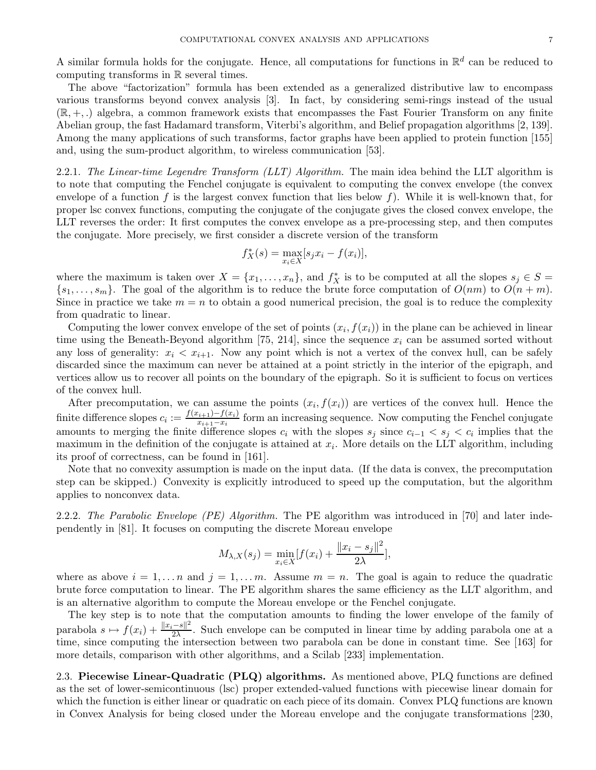A similar formula holds for the conjugate. Hence, all computations for functions in $\mathbb{R}^d$ can be reduced to computing transforms in $\mathbb{R}$ several times.

The above "factorization" formula has been extended as a generalized distributive law to encompass various transforms beyond convex analysis [3]. In fact, by considering semi-rings instead of the usual $(\mathbb{R}, +, .)$ algebra, a common framework exists that encompasses the Fast Fourier Transform on any finite Abelian group, the fast Hadamard transform, Viterbi's algorithm, and Belief propagation algorithms [2, 139]. Among the many applications of such transforms, factor graphs have been applied to protein function [155] and, using the sum-product algorithm, to wireless communication [53].

2.2.1. *The Linear-time Legendre Transform (LLT) Algorithm.* The main idea behind the LLT algorithm is to note that computing the Fenchel conjugate is equivalent to computing the convex envelope (the convex envelope of a function $f$ is the largest convex function that lies below $f$). While it is well-known that, for proper lsc convex functions, computing the conjugate of the conjugate gives the closed convex envelope, the LLT reverses the order: It first computes the convex envelope as a pre-processing step, and then computes the conjugate. More precisely, we first consider a discrete version of the transform

$$f_X^*(s) = \max_{x_i \in X}[s_j x_i - f(x_i)],$$

where the maximum is taken over $X = \{x_1, \ldots, x_n\}$, and $f_X^*$ is to be computed at all the slopes $s_j \in S = \{s_1, \ldots, s_m\}$. The goal of the algorithm is to reduce the brute force computation of $O(nm)$ to $O(n+m)$. Since in practice we take $m = n$ to obtain a good numerical precision, the goal is to reduce the complexity from quadratic to linear.

Computing the lower convex envelope of the set of points $(x_i, f(x_i))$ in the plane can be achieved in linear time using the Beneath-Beyond algorithm [75, 214], since the sequence $x_i$ can be assumed sorted without any loss of generality: $x_i < x_{i+1}$. Now any point which is not a vertex of the convex hull, can be safely discarded since the maximum can never be attained at a point strictly in the interior of the epigraph, and vertices allow us to recover all points on the boundary of the epigraph. So it is sufficient to focus on vertices of the convex hull.

After precomputation, we can assume the points $(x_i, f(x_i))$ are vertices of the convex hull. Hence the finite difference slopes $c_i := \frac{f(x_{i+1}) - f(x_i)}{x_{i+1} - x_i}$ form an increasing sequence. Now computing the Fenchel conjugate amounts to merging the finite difference slopes $c_i$ with the slopes $s_j$ since $c_{i-1} < s_j < c_i$ implies that the maximum in the definition of the conjugate is attained at $x_i$. More details on the LLT algorithm, including its proof of correctness, can be found in [161].

Note that no convexity assumption is made on the input data. (If the data is convex, the precomputation step can be skipped.) Convexity is explicitly introduced to speed up the computation, but the algorithm applies to nonconvex data.

2.2.2. *The Parabolic Envelope (PE) Algorithm.* The PE algorithm was introduced in [70] and later independently in [81]. It focuses on computing the discrete Moreau envelope

$$M_{\lambda,X}(s_j) = \min_{x_i \in X}[f(x_i) + \frac{\|x_i - s_j\|^2}{2\lambda}],$$

where as above $i = 1, \ldots n$ and $j = 1, \ldots m$. Assume $m = n$. The goal is again to reduce the quadratic brute force computation to linear. The PE algorithm shares the same efficiency as the LLT algorithm, and is an alternative algorithm to compute the Moreau envelope or the Fenchel conjugate.

The key step is to note that the computation amounts to finding the lower envelope of the family of parabola $s \mapsto f(x_i) + \frac{\|x_i - s\|^2}{2\lambda}$. Such envelope can be computed in linear time by adding parabola one at a time, since computing the intersection between two parabola can be done in constant time. See [163] for more details, comparison with other algorithms, and a Scilab [233] implementation.

2.3. **Piecewise Linear-Quadratic (PLQ) algorithms.** As mentioned above, PLQ functions are defined as the set of lower-semicontinuous (lsc) proper extended-valued functions with piecewise linear domain for which the function is either linear or quadratic on each piece of its domain. Convex PLQ functions are known in Convex Analysis for being closed under the Moreau envelope and the conjugate transformations [230,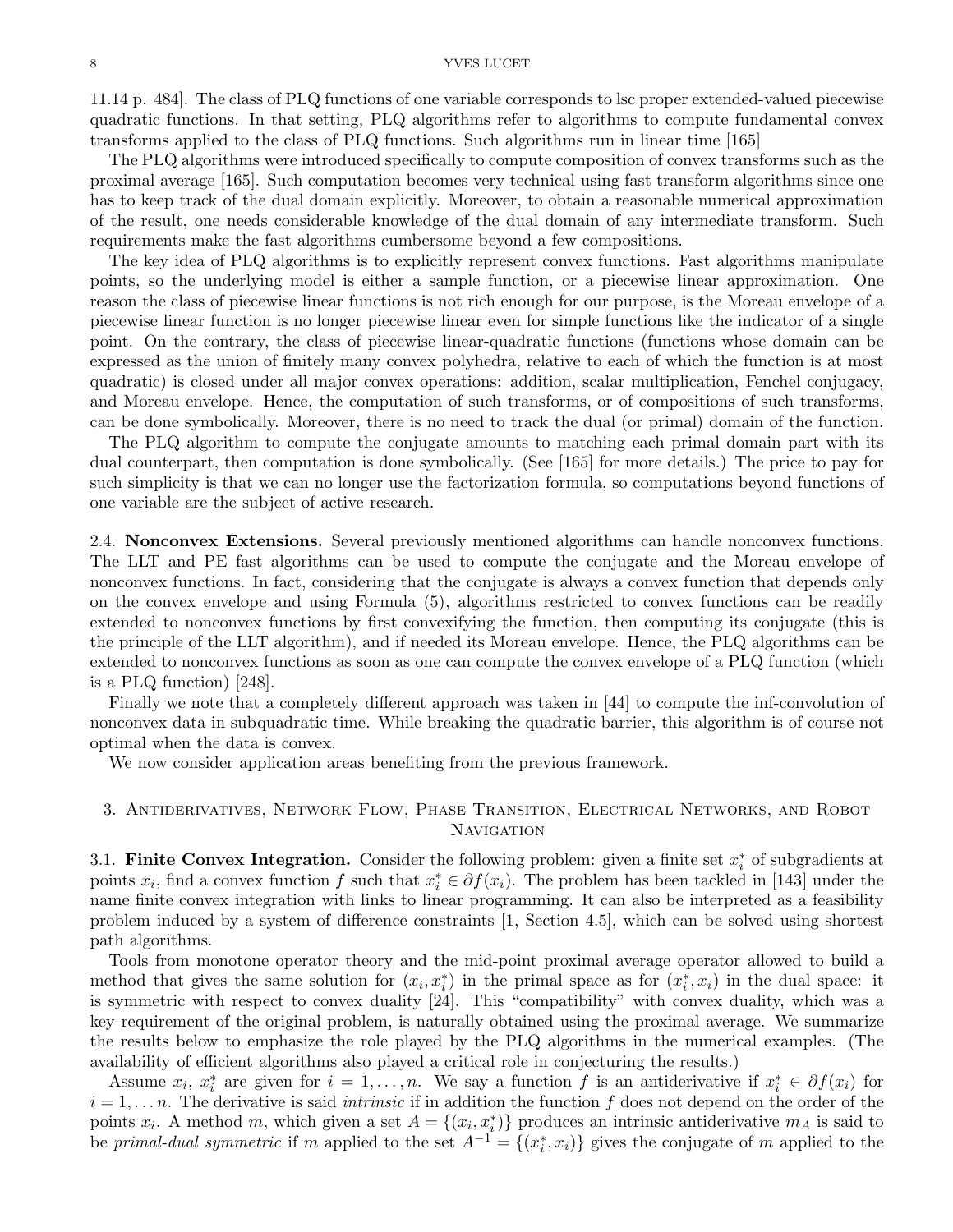11.14 p. 484]. The class of PLQ functions of one variable corresponds to lsc proper extended-valued piecewise quadratic functions. In that setting, PLQ algorithms refer to algorithms to compute fundamental convex transforms applied to the class of PLQ functions. Such algorithms run in linear time [165]

The PLQ algorithms were introduced specifically to compute composition of convex transforms such as the proximal average [165]. Such computation becomes very technical using fast transform algorithms since one has to keep track of the dual domain explicitly. Moreover, to obtain a reasonable numerical approximation of the result, one needs considerable knowledge of the dual domain of any intermediate transform. Such requirements make the fast algorithms cumbersome beyond a few compositions.

The key idea of PLQ algorithms is to explicitly represent convex functions. Fast algorithms manipulate points, so the underlying model is either a sample function, or a piecewise linear approximation. One reason the class of piecewise linear functions is not rich enough for our purpose, is the Moreau envelope of a piecewise linear function is no longer piecewise linear even for simple functions like the indicator of a single point. On the contrary, the class of piecewise linear-quadratic functions (functions whose domain can be expressed as the union of finitely many convex polyhedra, relative to each of which the function is at most quadratic) is closed under all major convex operations: addition, scalar multiplication, Fenchel conjugacy, and Moreau envelope. Hence, the computation of such transforms, or of compositions of such transforms, can be done symbolically. Moreover, there is no need to track the dual (or primal) domain of the function.

The PLQ algorithm to compute the conjugate amounts to matching each primal domain part with its dual counterpart, then computation is done symbolically. (See [165] for more details.) The price to pay for such simplicity is that we can no longer use the factorization formula, so computations beyond functions of one variable are the subject of active research.

2.4. **Nonconvex Extensions.** Several previously mentioned algorithms can handle nonconvex functions. The LLT and PE fast algorithms can be used to compute the conjugate and the Moreau envelope of nonconvex functions. In fact, considering that the conjugate is always a convex function that depends only on the convex envelope and using Formula (5), algorithms restricted to convex functions can be readily extended to nonconvex functions by first convexifying the function, then computing its conjugate (this is the principle of the LLT algorithm), and if needed its Moreau envelope. Hence, the PLQ algorithms can be extended to nonconvex functions as soon as one can compute the convex envelope of a PLQ function (which is a PLQ function) [248].

Finally we note that a completely different approach was taken in [44] to compute the inf-convolution of nonconvex data in subquadratic time. While breaking the quadratic barrier, this algorithm is of course not optimal when the data is convex.

We now consider application areas benefiting from the previous framework.

## 3. Antiderivatives, Network Flow, Phase Transition, Electrical Networks, and Robot Navigation

3.1. **Finite Convex Integration.** Consider the following problem: given a finite set $x_i^*$ of subgradients at points $x_i$, find a convex function $f$ such that $x_i^* \in \partial f(x_i)$. The problem has been tackled in [143] under the name finite convex integration with links to linear programming. It can also be interpreted as a feasibility problem induced by a system of difference constraints [1, Section 4.5], which can be solved using shortest path algorithms.

Tools from monotone operator theory and the mid-point proximal average operator allowed to build a method that gives the same solution for $(x_i, x_i^*)$ in the primal space as for $(x_i^*, x_i)$ in the dual space: it is symmetric with respect to convex duality [24]. This "compatibility" with convex duality, which was a key requirement of the original problem, is naturally obtained using the proximal average. We summarize the results below to emphasize the role played by the PLQ algorithms in the numerical examples. (The availability of efficient algorithms also played a critical role in conjecturing the results.)

Assume $x_i$, $x_i^*$ are given for $i = 1, \ldots, n$. We say a function $f$ is an antiderivative if $x_i^* \in \partial f(x_i)$ for $i = 1, \ldots n$. The derivative is said *intrinsic* if in addition the function $f$ does not depend on the order of the points $x_i$. A method $m$, which given a set $A = \{(x_i, x_i^*)\}$ produces an intrinsic antiderivative $m_A$ is said to be *primal-dual symmetric* if $m$ applied to the set $A^{-1} = \{(x_i^*, x_i)\}$ gives the conjugate of $m$ applied to the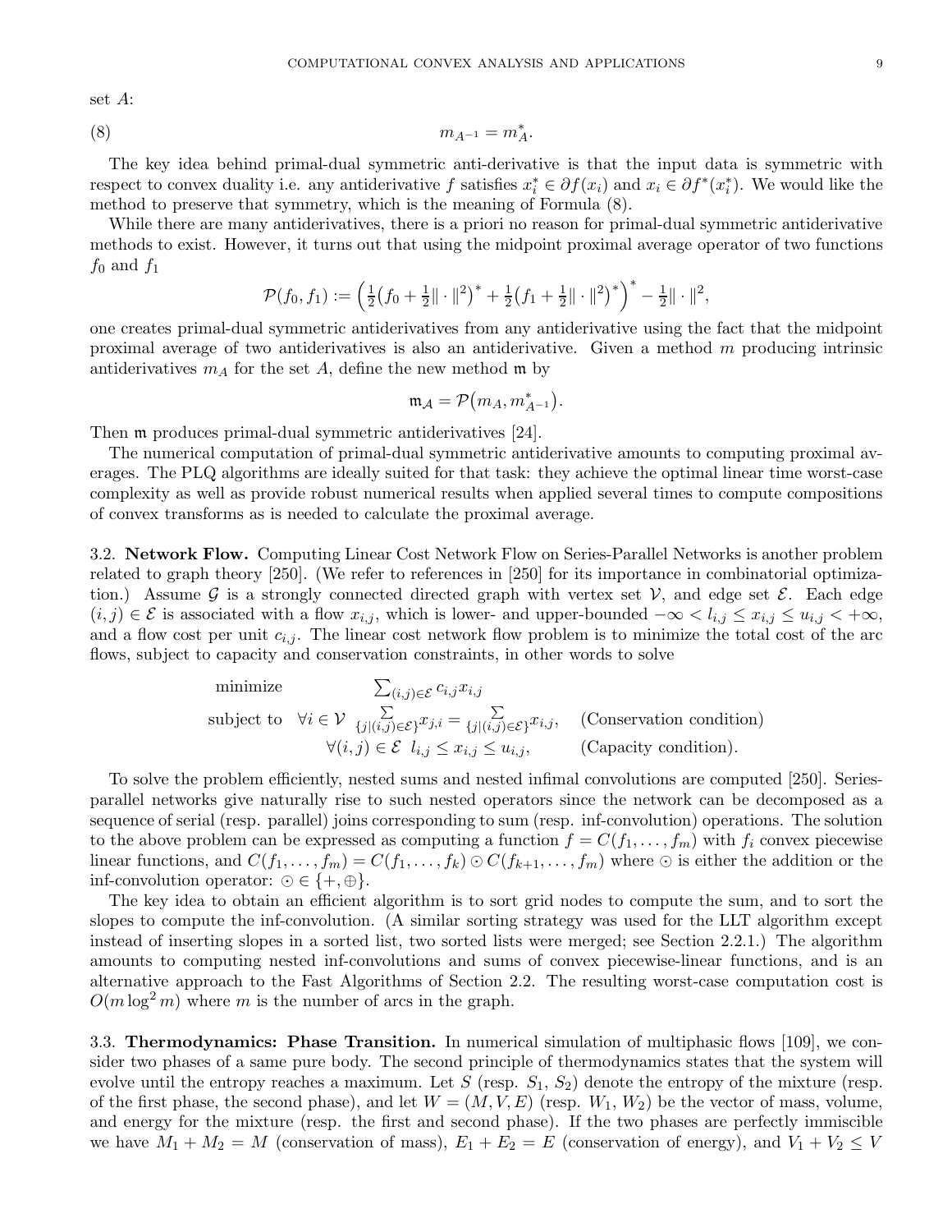set $A$:

$$m_{A^{-1}} = m_A^*. \tag{8}$$

The key idea behind primal-dual symmetric anti-derivative is that the input data is symmetric with respect to convex duality i.e. any antiderivative $f$ satisfies $x_i^* \in \partial f(x_i)$ and $x_i \in \partial f^*(x_i^*)$. We would like the method to preserve that symmetry, which is the meaning of Formula (8).

While there are many antiderivatives, there is a priori no reason for primal-dual symmetric antiderivative methods to exist. However, it turns out that using the midpoint proximal average operator of two functions $f_0$ and $f_1$

$$\mathcal{P}(f_0, f_1) := \Big(\tfrac{1}{2}\big(f_0 + \tfrac{1}{2}\|\cdot\|^2\big)^* + \tfrac{1}{2}\big(f_1 + \tfrac{1}{2}\|\cdot\|^2\big)^*\Big)^* - \tfrac{1}{2}\|\cdot\|^2,$$

one creates primal-dual symmetric antiderivatives from any antiderivative using the fact that the midpoint proximal average of two antiderivatives is also an antiderivative. Given a method $m$ producing intrinsic antiderivatives $m_A$ for the set $A$, define the new method $\mathfrak{m}$ by

$$\mathfrak{m}_{\mathcal{A}} = \mathcal{P}\big(m_A, m^*_{A^{-1}}\big).$$

Then $\mathfrak{m}$ produces primal-dual symmetric antiderivatives [24].

The numerical computation of primal-dual symmetric antiderivative amounts to computing proximal averages. The PLQ algorithms are ideally suited for that task: they achieve the optimal linear time worst-case complexity as well as provide robust numerical results when applied several times to compute compositions of convex transforms as is needed to calculate the proximal average.

**3.2. Network Flow.** Computing Linear Cost Network Flow on Series-Parallel Networks is another problem related to graph theory [250]. (We refer to references in [250] for its importance in combinatorial optimization.) Assume $\mathcal{G}$ is a strongly connected directed graph with vertex set $\mathcal{V}$, and edge set $\mathcal{E}$. Each edge $(i,j) \in \mathcal{E}$ is associated with a flow $x_{i,j}$, which is lower- and upper-bounded $-\infty < l_{i,j} \le x_{i,j} \le u_{i,j} < +\infty$, and a flow cost per unit $c_{i,j}$. The linear cost network flow problem is to minimize the total cost of the arc flows, subject to capacity and conservation constraints, in other words to solve

$$\begin{array}{lll} \text{minimize} & \sum_{(i,j)\in\mathcal{E}} c_{i,j} x_{i,j} & \\ \text{subject to} & \forall i \in \mathcal{V} \ \sum_{\{j|(i,j)\in\mathcal{E}\}} x_{j,i} = \sum_{\{j|(i,j)\in\mathcal{E}\}} x_{i,j}, & \text{(Conservation condition)} \\ & \forall (i,j) \in \mathcal{E} \ \ l_{i,j} \le x_{i,j} \le u_{i,j}, & \text{(Capacity condition).} \end{array}$$

To solve the problem efficiently, nested sums and nested infimal convolutions are computed [250]. Series-parallel networks give naturally rise to such nested operators since the network can be decomposed as a sequence of serial (resp. parallel) joins corresponding to sum (resp. inf-convolution) operations. The solution to the above problem can be expressed as computing a function $f = C(f_1, \ldots, f_m)$ with $f_i$ convex piecewise linear functions, and $C(f_1, \ldots, f_m) = C(f_1, \ldots, f_k) \odot C(f_{k+1}, \ldots, f_m)$ where $\odot$ is either the addition or the inf-convolution operator: $\odot \in \{+, \oplus\}$.

The key idea to obtain an efficient algorithm is to sort grid nodes to compute the sum, and to sort the slopes to compute the inf-convolution. (A similar sorting strategy was used for the LLT algorithm except instead of inserting slopes in a sorted list, two sorted lists were merged; see Section 2.2.1.) The algorithm amounts to computing nested inf-convolutions and sums of convex piecewise-linear functions, and is an alternative approach to the Fast Algorithms of Section 2.2. The resulting worst-case computation cost is $O(m \log^2 m)$ where $m$ is the number of arcs in the graph.

**3.3. Thermodynamics: Phase Transition.** In numerical simulation of multiphasic flows [109], we consider two phases of a same pure body. The second principle of thermodynamics states that the system will evolve until the entropy reaches a maximum. Let $S$ (resp. $S_1$, $S_2$) denote the entropy of the mixture (resp. of the first phase, the second phase), and let $W = (M, V, E)$ (resp. $W_1$, $W_2$) be the vector of mass, volume, and energy for the mixture (resp. the first and second phase). If the two phases are perfectly immiscible we have $M_1 + M_2 = M$ (conservation of mass), $E_1 + E_2 = E$ (conservation of energy), and $V_1 + V_2 \le V$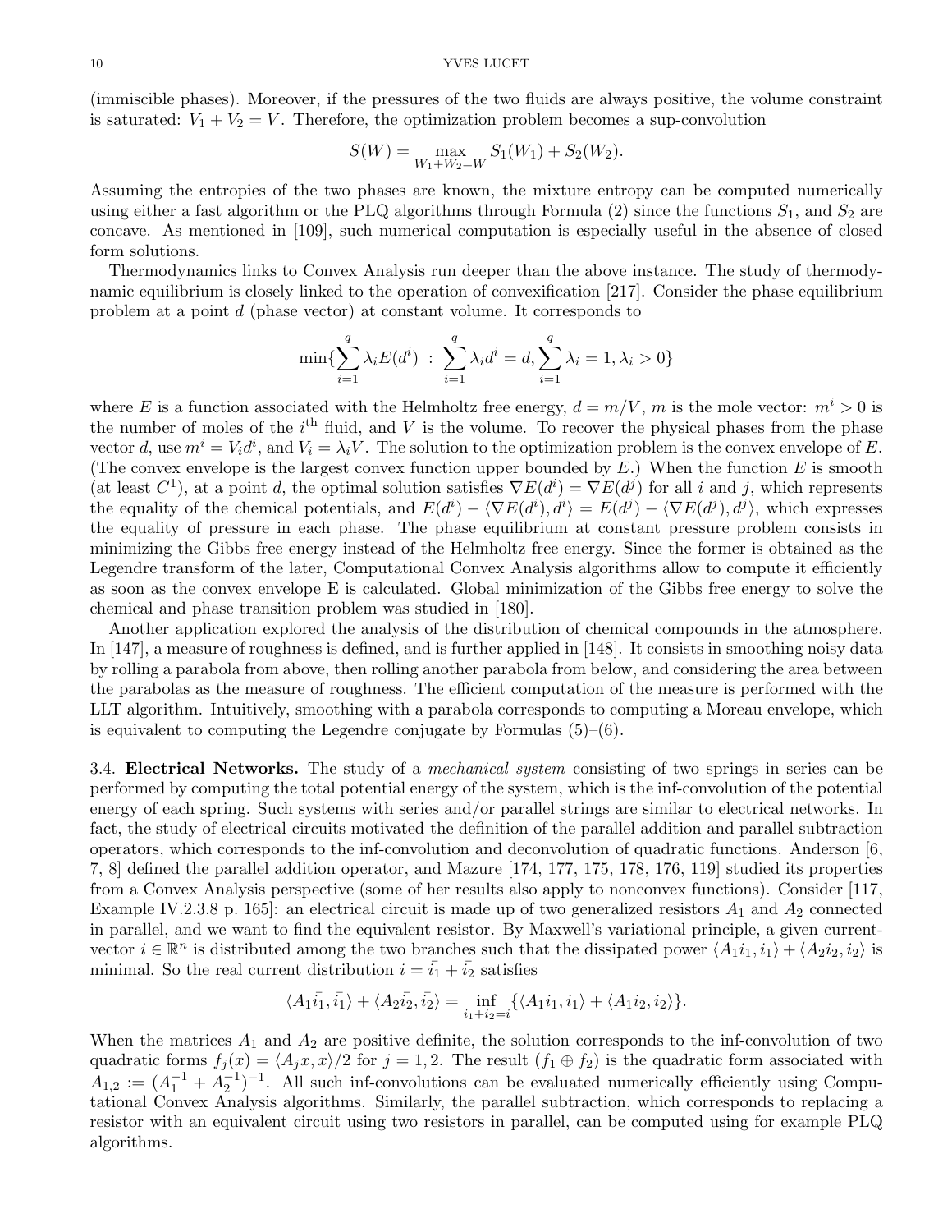(immiscible phases). Moreover, if the pressures of the two fluids are always positive, the volume constraint is saturated: $V_1 + V_2 = V$. Therefore, the optimization problem becomes a sup-convolution

$$S(W) = \max_{W_1+W_2=W} S_1(W_1) + S_2(W_2).$$

Assuming the entropies of the two phases are known, the mixture entropy can be computed numerically using either a fast algorithm or the PLQ algorithms through Formula (2) since the functions $S_1$, and $S_2$ are concave. As mentioned in [109], such numerical computation is especially useful in the absence of closed form solutions.

Thermodynamics links to Convex Analysis run deeper than the above instance. The study of thermodynamic equilibrium is closely linked to the operation of convexification [217]. Consider the phase equilibrium problem at a point $d$ (phase vector) at constant volume. It corresponds to

$$\min\{\sum_{i=1}^{q} \lambda_i E(d^i) \ : \ \sum_{i=1}^{q} \lambda_i d^i = d, \sum_{i=1}^{q} \lambda_i = 1, \lambda_i > 0\}$$

where $E$ is a function associated with the Helmholtz free energy, $d = m/V$, $m$ is the mole vector: $m^i > 0$ is the number of moles of the $i^{\text{th}}$ fluid, and $V$ is the volume. To recover the physical phases from the phase vector $d$, use $m^i = V_i d^i$, and $V_i = \lambda_i V$. The solution to the optimization problem is the convex envelope of $E$. (The convex envelope is the largest convex function upper bounded by $E$.) When the function $E$ is smooth (at least $C^1$), at a point $d$, the optimal solution satisfies $\nabla E(d^i) = \nabla E(d^j)$ for all $i$ and $j$, which represents the equality of the chemical potentials, and $E(d^i) - \langle \nabla E(d^i), d^i \rangle = E(d^j) - \langle \nabla E(d^j), d^j \rangle$, which expresses the equality of pressure in each phase. The phase equilibrium at constant pressure problem consists in minimizing the Gibbs free energy instead of the Helmholtz free energy. Since the former is obtained as the Legendre transform of the later, Computational Convex Analysis algorithms allow to compute it efficiently as soon as the convex envelope E is calculated. Global minimization of the Gibbs free energy to solve the chemical and phase transition problem was studied in [180].

Another application explored the analysis of the distribution of chemical compounds in the atmosphere. In [147], a measure of roughness is defined, and is further applied in [148]. It consists in smoothing noisy data by rolling a parabola from above, then rolling another parabola from below, and considering the area between the parabolas as the measure of roughness. The efficient computation of the measure is performed with the LLT algorithm. Intuitively, smoothing with a parabola corresponds to computing a Moreau envelope, which is equivalent to computing the Legendre conjugate by Formulas (5)–(6).

3.4. **Electrical Networks.** The study of a *mechanical system* consisting of two springs in series can be performed by computing the total potential energy of the system, which is the inf-convolution of the potential energy of each spring. Such systems with series and/or parallel strings are similar to electrical networks. In fact, the study of electrical circuits motivated the definition of the parallel addition and parallel subtraction operators, which corresponds to the inf-convolution and deconvolution of quadratic functions. Anderson [6, 7, 8] defined the parallel addition operator, and Mazure [174, 177, 175, 178, 176, 119] studied its properties from a Convex Analysis perspective (some of her results also apply to nonconvex functions). Consider [117, Example IV.2.3.8 p. 165]: an electrical circuit is made up of two generalized resistors $A_1$ and $A_2$ connected in parallel, and we want to find the equivalent resistor. By Maxwell's variational principle, a given current-vector $i \in \mathbb{R}^n$ is distributed among the two branches such that the dissipated power $\langle A_1 i_1, i_1 \rangle + \langle A_2 i_2, i_2 \rangle$ is minimal. So the real current distribution $i = \bar{i_1} + \bar{i_2}$ satisfies

$$\langle A_1 \bar{i_1}, \bar{i_1} \rangle + \langle A_2 \bar{i_2}, \bar{i_2} \rangle = \inf_{i_1+i_2=i} \{\langle A_1 i_1, i_1 \rangle + \langle A_1 i_2, i_2 \rangle\}.$$

When the matrices $A_1$ and $A_2$ are positive definite, the solution corresponds to the inf-convolution of two quadratic forms $f_j(x) = \langle A_j x, x \rangle /2$ for $j = 1, 2$. The result $(f_1 \oplus f_2)$ is the quadratic form associated with $A_{1,2} := (A_1^{-1} + A_2^{-1})^{-1}$. All such inf-convolutions can be evaluated numerically efficiently using Computational Convex Analysis algorithms. Similarly, the parallel subtraction, which corresponds to replacing a resistor with an equivalent circuit using two resistors in parallel, can be computed using for example PLQ algorithms.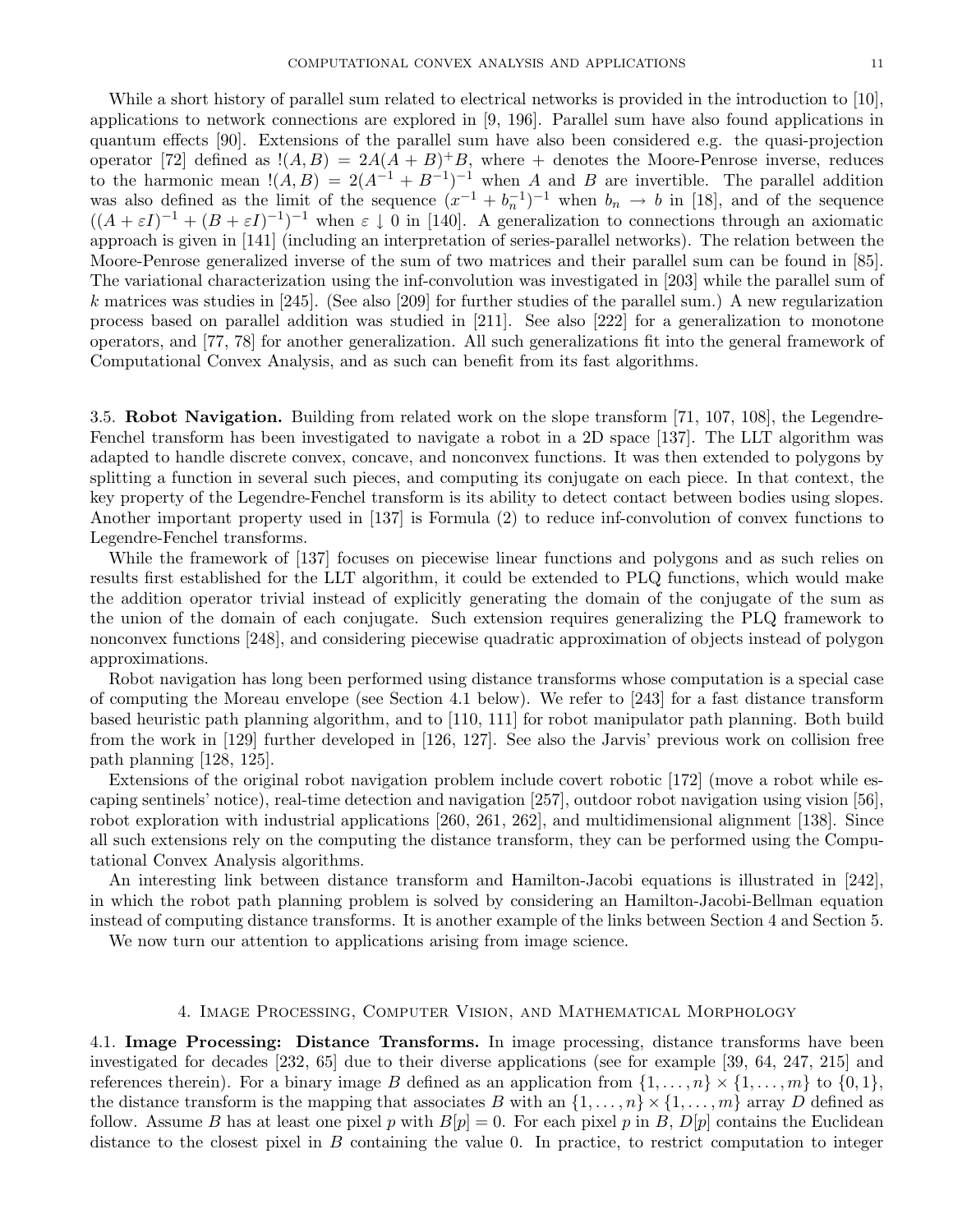While a short history of parallel sum related to electrical networks is provided in the introduction to [10], applications to network connections are explored in [9, 196]. Parallel sum have also found applications in quantum effects [90]. Extensions of the parallel sum have also been considered e.g. the quasi-projection operator [72] defined as $!(A, B) = 2A(A + B)^{+}B$, where $+$ denotes the Moore-Penrose inverse, reduces to the harmonic mean $!(A, B) = 2(A^{-1} + B^{-1})^{-1}$ when $A$ and $B$ are invertible. The parallel addition was also defined as the limit of the sequence $(x^{-1} + b_n^{-1})^{-1}$ when $b_n \to b$ in [18], and of the sequence $((A + \varepsilon I)^{-1} + (B + \varepsilon I)^{-1})^{-1}$ when $\varepsilon \downarrow 0$ in [140]. A generalization to connections through an axiomatic approach is given in [141] (including an interpretation of series-parallel networks). The relation between the Moore-Penrose generalized inverse of the sum of two matrices and their parallel sum can be found in [85]. The variational characterization using the inf-convolution was investigated in [203] while the parallel sum of $k$ matrices was studies in [245]. (See also [209] for further studies of the parallel sum.) A new regularization process based on parallel addition was studied in [211]. See also [222] for a generalization to monotone operators, and [77, 78] for another generalization. All such generalizations fit into the general framework of Computational Convex Analysis, and as such can benefit from its fast algorithms.

### 3.5. Robot Navigation.

Building from related work on the slope transform [71, 107, 108], the Legendre-Fenchel transform has been investigated to navigate a robot in a 2D space [137]. The LLT algorithm was adapted to handle discrete convex, concave, and nonconvex functions. It was then extended to polygons by splitting a function in several such pieces, and computing its conjugate on each piece. In that context, the key property of the Legendre-Fenchel transform is its ability to detect contact between bodies using slopes. Another important property used in [137] is Formula (2) to reduce inf-convolution of convex functions to Legendre-Fenchel transforms.

While the framework of [137] focuses on piecewise linear functions and polygons and as such relies on results first established for the LLT algorithm, it could be extended to PLQ functions, which would make the addition operator trivial instead of explicitly generating the domain of the conjugate of the sum as the union of the domain of each conjugate. Such extension requires generalizing the PLQ framework to nonconvex functions [248], and considering piecewise quadratic approximation of objects instead of polygon approximations.

Robot navigation has long been performed using distance transforms whose computation is a special case of computing the Moreau envelope (see Section 4.1 below). We refer to [243] for a fast distance transform based heuristic path planning algorithm, and to [110, 111] for robot manipulator path planning. Both build from the work in [129] further developed in [126, 127]. See also the Jarvis' previous work on collision free path planning [128, 125].

Extensions of the original robot navigation problem include covert robotic [172] (move a robot while escaping sentinels' notice), real-time detection and navigation [257], outdoor robot navigation using vision [56], robot exploration with industrial applications [260, 261, 262], and multidimensional alignment [138]. Since all such extensions rely on the computing the distance transform, they can be performed using the Computational Convex Analysis algorithms.

An interesting link between distance transform and Hamilton-Jacobi equations is illustrated in [242], in which the robot path planning problem is solved by considering an Hamilton-Jacobi-Bellman equation instead of computing distance transforms. It is another example of the links between Section 4 and Section 5.

We now turn our attention to applications arising from image science.

## 4. Image Processing, Computer Vision, and Mathematical Morphology

### 4.1. Image Processing: Distance Transforms.

In image processing, distance transforms have been investigated for decades [232, 65] due to their diverse applications (see for example [39, 64, 247, 215] and references therein). For a binary image $B$ defined as an application from $\{1, \dots, n\} \times \{1, \dots, m\}$ to $\{0, 1\}$, the distance transform is the mapping that associates $B$ with an $\{1, \dots, n\} \times \{1, \dots, m\}$ array $D$ defined as follow. Assume $B$ has at least one pixel $p$ with $B[p] = 0$. For each pixel $p$ in $B$, $D[p]$ contains the Euclidean distance to the closest pixel in $B$ containing the value 0. In practice, to restrict computation to integer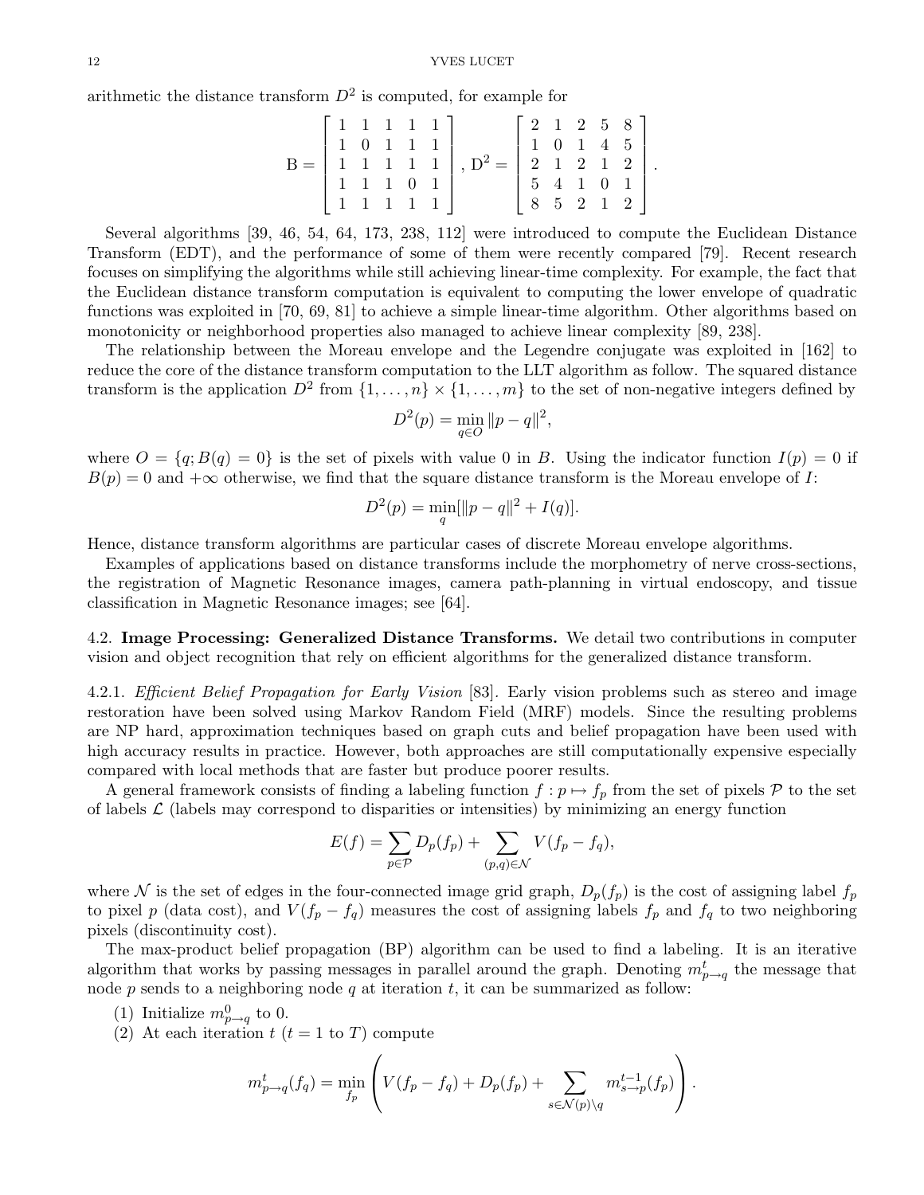arithmetic the distance transform $D^2$ is computed, for example for

$$\mathrm{B} = \begin{bmatrix} 1 & 1 & 1 & 1 & 1 \\ 1 & 0 & 1 & 1 & 1 \\ 1 & 1 & 1 & 1 & 1 \\ 1 & 1 & 1 & 0 & 1 \\ 1 & 1 & 1 & 1 & 1 \end{bmatrix}, \mathrm{D}^2 = \begin{bmatrix} 2 & 1 & 2 & 5 & 8 \\ 1 & 0 & 1 & 4 & 5 \\ 2 & 1 & 2 & 1 & 2 \\ 5 & 4 & 1 & 0 & 1 \\ 8 & 5 & 2 & 1 & 2 \end{bmatrix}.$$

Several algorithms [39, 46, 54, 64, 173, 238, 112] were introduced to compute the Euclidean Distance Transform (EDT), and the performance of some of them were recently compared [79]. Recent research focuses on simplifying the algorithms while still achieving linear-time complexity. For example, the fact that the Euclidean distance transform computation is equivalent to computing the lower envelope of quadratic functions was exploited in [70, 69, 81] to achieve a simple linear-time algorithm. Other algorithms based on monotonicity or neighborhood properties also managed to achieve linear complexity [89, 238].

The relationship between the Moreau envelope and the Legendre conjugate was exploited in [162] to reduce the core of the distance transform computation to the LLT algorithm as follow. The squared distance transform is the application $D^2$ from $\{1,\dots,n\} \times \{1,\dots,m\}$ to the set of non-negative integers defined by

$$D^2(p) = \min_{q \in O} \|p - q\|^2,$$

where $O = \{q; B(q) = 0\}$ is the set of pixels with value 0 in $B$. Using the indicator function $I(p) = 0$ if $B(p) = 0$ and $+\infty$ otherwise, we find that the square distance transform is the Moreau envelope of $I$:

$$D^2(p) = \min_{q} [\|p - q\|^2 + I(q)].$$

Hence, distance transform algorithms are particular cases of discrete Moreau envelope algorithms.

Examples of applications based on distance transforms include the morphometry of nerve cross-sections, the registration of Magnetic Resonance images, camera path-planning in virtual endoscopy, and tissue classification in Magnetic Resonance images; see [64].

4.2. **Image Processing: Generalized Distance Transforms.** We detail two contributions in computer vision and object recognition that rely on efficient algorithms for the generalized distance transform.

4.2.1. *Efficient Belief Propagation for Early Vision* [83]. Early vision problems such as stereo and image restoration have been solved using Markov Random Field (MRF) models. Since the resulting problems are NP hard, approximation techniques based on graph cuts and belief propagation have been used with high accuracy results in practice. However, both approaches are still computationally expensive especially compared with local methods that are faster but produce poorer results.

A general framework consists of finding a labeling function $f : p \mapsto f_p$ from the set of pixels $\mathcal{P}$ to the set of labels $\mathcal{L}$ (labels may correspond to disparities or intensities) by minimizing an energy function

$$E(f) = \sum_{p \in \mathcal{P}} D_p(f_p) + \sum_{(p,q) \in \mathcal{N}} V(f_p - f_q),$$

where $\mathcal{N}$ is the set of edges in the four-connected image grid graph, $D_p(f_p)$ is the cost of assigning label $f_p$ to pixel $p$ (data cost), and $V(f_p - f_q)$ measures the cost of assigning labels $f_p$ and $f_q$ to two neighboring pixels (discontinuity cost).

The max-product belief propagation (BP) algorithm can be used to find a labeling. It is an iterative algorithm that works by passing messages in parallel around the graph. Denoting $m^t_{p \to q}$ the message that node $p$ sends to a neighboring node $q$ at iteration $t$, it can be summarized as follow:

(1) Initialize $m^0_{p \to q}$ to 0.
(2) At each iteration $t$ ($t = 1$ to $T$) compute

$$m^t_{p \to q}(f_q) = \min_{f_p} \left( V(f_p - f_q) + D_p(f_p) + \sum_{s \in \mathcal{N}(p) \setminus q} m^{t-1}_{s \to p}(f_p) \right).$$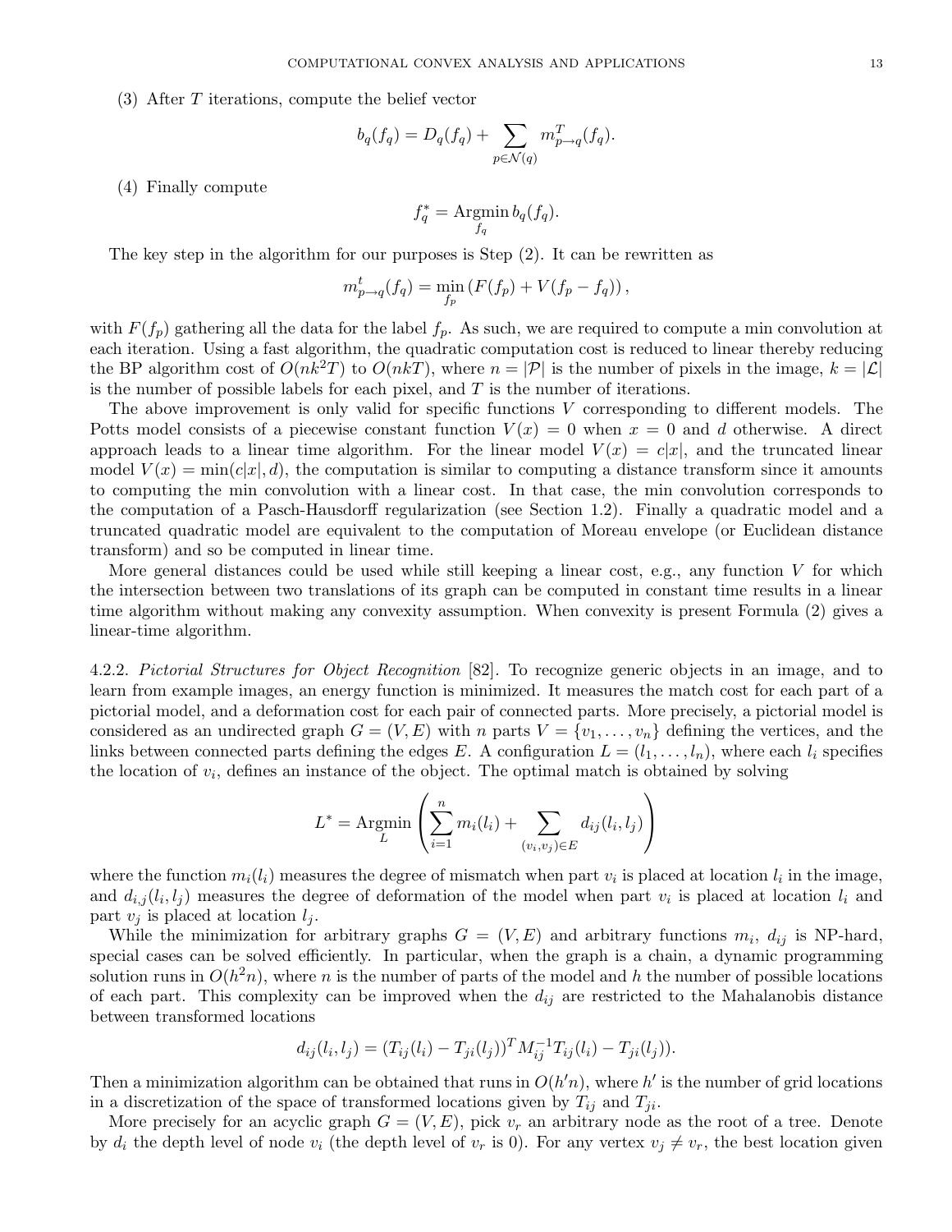(3) After $T$ iterations, compute the belief vector

$$b_q(f_q) = D_q(f_q) + \sum_{p \in \mathcal{N}(q)} m^T_{p \to q}(f_q).$$

(4) Finally compute

$$f^*_q = \operatorname*{Argmin}_{f_q} b_q(f_q).$$

The key step in the algorithm for our purposes is Step (2). It can be rewritten as

$$m^t_{p \to q}(f_q) = \min_{f_p} \left( F(f_p) + V(f_p - f_q) \right),$$

with $F(f_p)$ gathering all the data for the label $f_p$. As such, we are required to compute a min convolution at each iteration. Using a fast algorithm, the quadratic computation cost is reduced to linear thereby reducing the BP algorithm cost of $O(nk^2T)$ to $O(nkT)$, where $n = |\mathcal{P}|$ is the number of pixels in the image, $k = |\mathcal{L}|$ is the number of possible labels for each pixel, and $T$ is the number of iterations.

The above improvement is only valid for specific functions $V$ corresponding to different models. The Potts model consists of a piecewise constant function $V(x) = 0$ when $x = 0$ and $d$ otherwise. A direct approach leads to a linear time algorithm. For the linear model $V(x) = c|x|$, and the truncated linear model $V(x) = \min(c|x|, d)$, the computation is similar to computing a distance transform since it amounts to computing the min convolution with a linear cost. In that case, the min convolution corresponds to the computation of a Pasch-Hausdorff regularization (see Section 1.2). Finally a quadratic model and a truncated quadratic model are equivalent to the computation of Moreau envelope (or Euclidean distance transform) and so be computed in linear time.

More general distances could be used while still keeping a linear cost, e.g., any function $V$ for which the intersection between two translations of its graph can be computed in constant time results in a linear time algorithm without making any convexity assumption. When convexity is present Formula (2) gives a linear-time algorithm.

4.2.2. *Pictorial Structures for Object Recognition* [82]. To recognize generic objects in an image, and to learn from example images, an energy function is minimized. It measures the match cost for each part of a pictorial model, and a deformation cost for each pair of connected parts. More precisely, a pictorial model is considered as an undirected graph $G = (V, E)$ with $n$ parts $V = \{v_1, \dots, v_n\}$ defining the vertices, and the links between connected parts defining the edges $E$. A configuration $L = (l_1, \dots, l_n)$, where each $l_i$ specifies the location of $v_i$, defines an instance of the object. The optimal match is obtained by solving

$$L^* = \operatorname*{Argmin}_{L} \left( \sum_{i=1}^{n} m_i(l_i) + \sum_{(v_i, v_j) \in E} d_{ij}(l_i, l_j) \right)$$

where the function $m_i(l_i)$ measures the degree of mismatch when part $v_i$ is placed at location $l_i$ in the image, and $d_{i,j}(l_i, l_j)$ measures the degree of deformation of the model when part $v_i$ is placed at location $l_i$ and part $v_j$ is placed at location $l_j$.

While the minimization for arbitrary graphs $G = (V, E)$ and arbitrary functions $m_i$, $d_{ij}$ is NP-hard, special cases can be solved efficiently. In particular, when the graph is a chain, a dynamic programming solution runs in $O(h^2n)$, where $n$ is the number of parts of the model and $h$ the number of possible locations of each part. This complexity can be improved when the $d_{ij}$ are restricted to the Mahalanobis distance between transformed locations

$$d_{ij}(l_i, l_j) = (T_{ij}(l_i) - T_{ji}(l_j))^T M_{ij}^{-1} T_{ij}(l_i) - T_{ji}(l_j)).$$

Then a minimization algorithm can be obtained that runs in $O(h'n)$, where $h'$ is the number of grid locations in a discretization of the space of transformed locations given by $T_{ij}$ and $T_{ji}$.

More precisely for an acyclic graph $G = (V, E)$, pick $v_r$ an arbitrary node as the root of a tree. Denote by $d_i$ the depth level of node $v_i$ (the depth level of $v_r$ is 0). For any vertex $v_j \neq v_r$, the best location given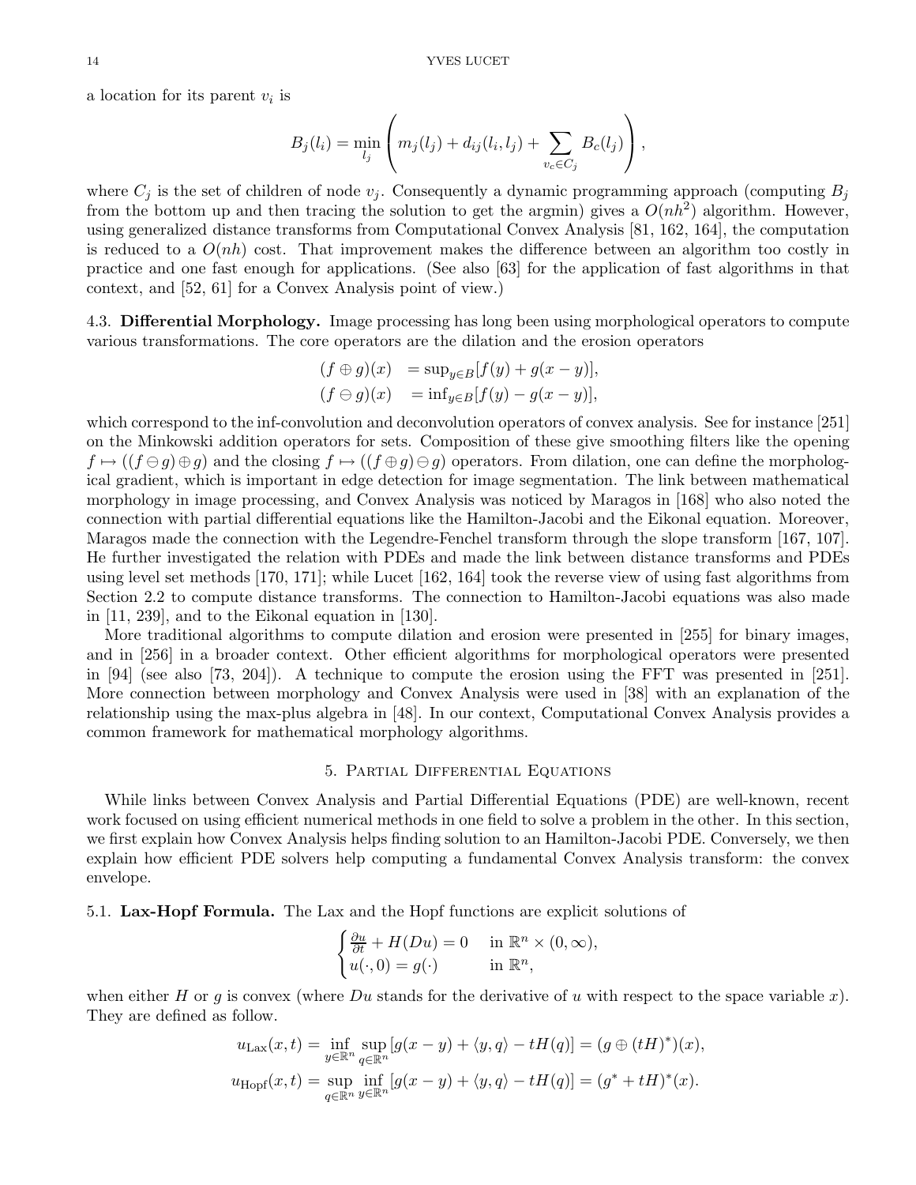a location for its parent $v_i$ is

$$B_j(l_i) = \min_{l_j} \left( m_j(l_j) + d_{ij}(l_i, l_j) + \sum_{v_c \in C_j} B_c(l_j) \right),$$

where $C_j$ is the set of children of node $v_j$. Consequently a dynamic programming approach (computing $B_j$ from the bottom up and then tracing the solution to get the argmin) gives a $O(nh^2)$ algorithm. However, using generalized distance transforms from Computational Convex Analysis [81, 162, 164], the computation is reduced to a $O(nh)$ cost. That improvement makes the difference between an algorithm too costly in practice and one fast enough for applications. (See also [63] for the application of fast algorithms in that context, and [52, 61] for a Convex Analysis point of view.)

### 4.3. Differential Morphology.

Image processing has long been using morphological operators to compute various transformations. The core operators are the dilation and the erosion operators

$$\begin{aligned}
(f \oplus g)(x) &= \sup_{y \in B} [f(y) + g(x - y)], \\
(f \ominus g)(x) &= \inf_{y \in B} [f(y) - g(x - y)],
\end{aligned}$$

which correspond to the inf-convolution and deconvolution operators of convex analysis. See for instance [251] on the Minkowski addition operators for sets. Composition of these give smoothing filters like the opening $f \mapsto ((f \ominus g) \oplus g)$ and the closing $f \mapsto ((f \oplus g) \ominus g)$ operators. From dilation, one can define the morphological gradient, which is important in edge detection for image segmentation. The link between mathematical morphology in image processing, and Convex Analysis was noticed by Maragos in [168] who also noted the connection with partial differential equations like the Hamilton-Jacobi and the Eikonal equation. Moreover, Maragos made the connection with the Legendre-Fenchel transform through the slope transform [167, 107]. He further investigated the relation with PDEs and made the link between distance transforms and PDEs using level set methods [170, 171]; while Lucet [162, 164] took the reverse view of using fast algorithms from Section 2.2 to compute distance transforms. The connection to Hamilton-Jacobi equations was also made in [11, 239], and to the Eikonal equation in [130].

More traditional algorithms to compute dilation and erosion were presented in [255] for binary images, and in [256] in a broader context. Other efficient algorithms for morphological operators were presented in [94] (see also [73, 204]). A technique to compute the erosion using the FFT was presented in [251]. More connection between morphology and Convex Analysis were used in [38] with an explanation of the relationship using the max-plus algebra in [48]. In our context, Computational Convex Analysis provides a common framework for mathematical morphology algorithms.

## 5. Partial Differential Equations

While links between Convex Analysis and Partial Differential Equations (PDE) are well-known, recent work focused on using efficient numerical methods in one field to solve a problem in the other. In this section, we first explain how Convex Analysis helps finding solution to an Hamilton-Jacobi PDE. Conversely, we then explain how efficient PDE solvers help computing a fundamental Convex Analysis transform: the convex envelope.

### 5.1. Lax-Hopf Formula.

The Lax and the Hopf functions are explicit solutions of

$$\begin{cases} \frac{\partial u}{\partial t} + H(Du) = 0 & \text{in } \mathbb{R}^n \times (0, \infty), \\ u(\cdot, 0) = g(\cdot) & \text{in } \mathbb{R}^n, \end{cases}$$

when either $H$ or $g$ is convex (where $Du$ stands for the derivative of $u$ with respect to the space variable $x$). They are defined as follow.

$$u_{\text{Lax}}(x, t) = \inf_{y \in \mathbb{R}^n} \sup_{q \in \mathbb{R}^n} [g(x - y) + \langle y, q \rangle - tH(q)] = (g \oplus (tH)^*)(x),$$

$$u_{\text{Hopf}}(x, t) = \sup_{q \in \mathbb{R}^n} \inf_{y \in \mathbb{R}^n} [g(x - y) + \langle y, q \rangle - tH(q)] = (g^* + tH)^*(x).$$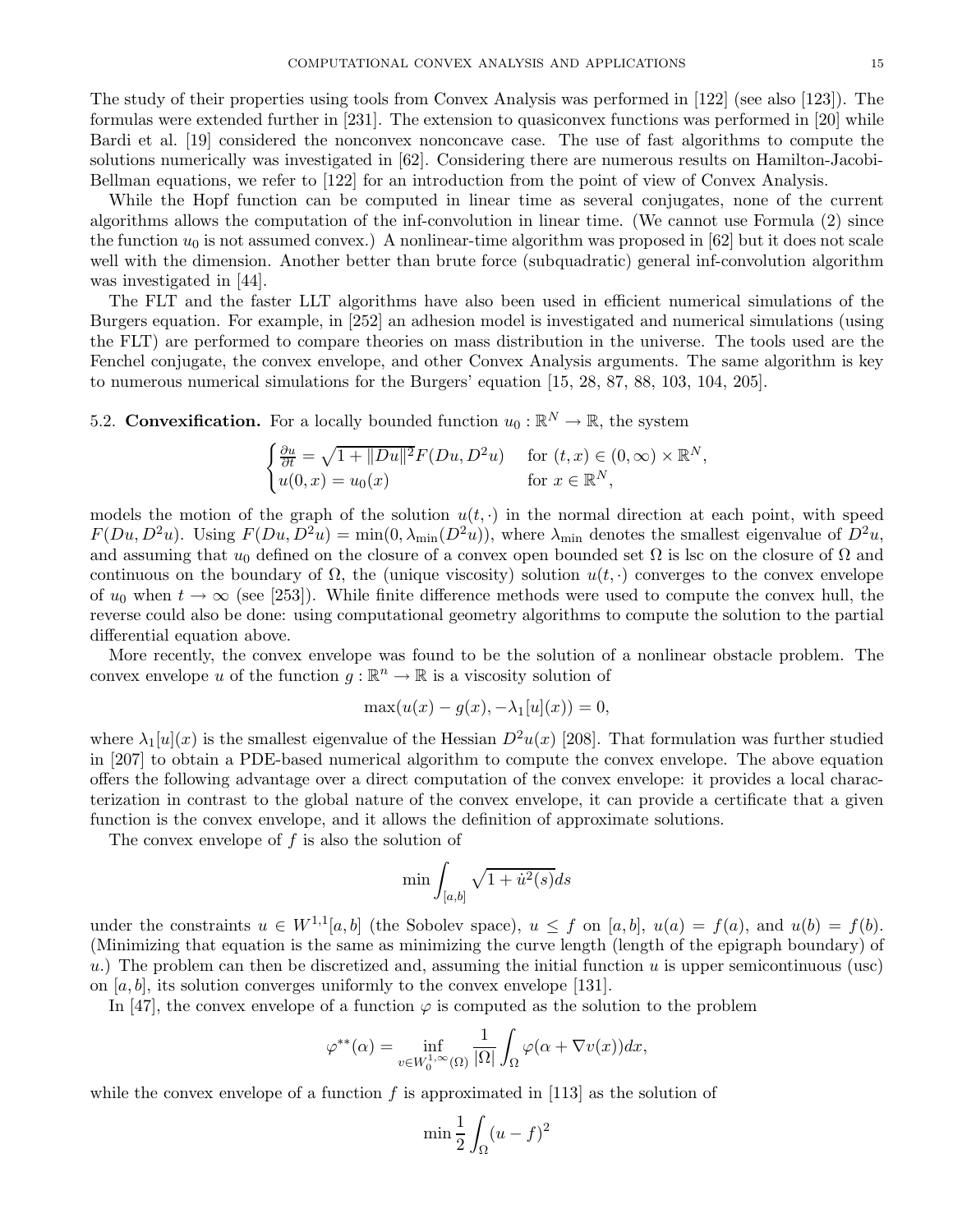The study of their properties using tools from Convex Analysis was performed in [122] (see also [123]). The formulas were extended further in [231]. The extension to quasiconvex functions was performed in [20] while Bardi et al. [19] considered the nonconvex nonconcave case. The use of fast algorithms to compute the solutions numerically was investigated in [62]. Considering there are numerous results on Hamilton-Jacobi-Bellman equations, we refer to [122] for an introduction from the point of view of Convex Analysis.

While the Hopf function can be computed in linear time as several conjugates, none of the current algorithms allows the computation of the inf-convolution in linear time. (We cannot use Formula (2) since the function $u_0$ is not assumed convex.) A nonlinear-time algorithm was proposed in [62] but it does not scale well with the dimension. Another better than brute force (subquadratic) general inf-convolution algorithm was investigated in [44].

The FLT and the faster LLT algorithms have also been used in efficient numerical simulations of the Burgers equation. For example, in [252] an adhesion model is investigated and numerical simulations (using the FLT) are performed to compare theories on mass distribution in the universe. The tools used are the Fenchel conjugate, the convex envelope, and other Convex Analysis arguments. The same algorithm is key to numerous numerical simulations for the Burgers' equation [15, 28, 87, 88, 103, 104, 205].

## 5.2. Convexification.

For a locally bounded function $u_0 : \mathbb{R}^N \to \mathbb{R}$, the system

$$\begin{cases} \frac{\partial u}{\partial t} = \sqrt{1 + \|Du\|^2} F(Du, D^2 u) & \text{for } (t, x) \in (0, \infty) \times \mathbb{R}^N, \\ u(0, x) = u_0(x) & \text{for } x \in \mathbb{R}^N, \end{cases}$$

models the motion of the graph of the solution $u(t, \cdot)$ in the normal direction at each point, with speed $F(Du, D^2u)$. Using $F(Du, D^2u) = \min(0, \lambda_{\min}(D^2u))$, where $\lambda_{\min}$ denotes the smallest eigenvalue of $D^2u$, and assuming that $u_0$ defined on the closure of a convex open bounded set $\Omega$ is lsc on the closure of $\Omega$ and continuous on the boundary of $\Omega$, the (unique viscosity) solution $u(t, \cdot)$ converges to the convex envelope of $u_0$ when $t \to \infty$ (see [253]). While finite difference methods were used to compute the convex hull, the reverse could also be done: using computational geometry algorithms to compute the solution to the partial differential equation above.

More recently, the convex envelope was found to be the solution of a nonlinear obstacle problem. The convex envelope $u$ of the function $g : \mathbb{R}^n \to \mathbb{R}$ is a viscosity solution of

$$\max(u(x) - g(x), -\lambda_1[u](x)) = 0,$$

where $\lambda_1[u](x)$ is the smallest eigenvalue of the Hessian $D^2u(x)$ [208]. That formulation was further studied in [207] to obtain a PDE-based numerical algorithm to compute the convex envelope. The above equation offers the following advantage over a direct computation of the convex envelope: it provides a local characterization in contrast to the global nature of the convex envelope, it can provide a certificate that a given function is the convex envelope, and it allows the definition of approximate solutions.

The convex envelope of $f$ is also the solution of

$$\min \int_{[a,b]} \sqrt{1 + \dot{u}^2(s)} ds$$

under the constraints $u \in W^{1,1}[a, b]$ (the Sobolev space), $u \leq f$ on $[a, b]$, $u(a) = f(a)$, and $u(b) = f(b)$. (Minimizing that equation is the same as minimizing the curve length (length of the epigraph boundary) of $u$.) The problem can then be discretized and, assuming the initial function $u$ is upper semicontinuous (usc) on $[a, b]$, its solution converges uniformly to the convex envelope [131].

In [47], the convex envelope of a function $\varphi$ is computed as the solution to the problem

$$\varphi^{**}(\alpha) = \inf_{v \in W_0^{1,\infty}(\Omega)} \frac{1}{|\Omega|} \int_\Omega \varphi(\alpha + \nabla v(x)) dx,$$

while the convex envelope of a function $f$ is approximated in [113] as the solution of

$$\min \frac{1}{2} \int_\Omega (u - f)^2$$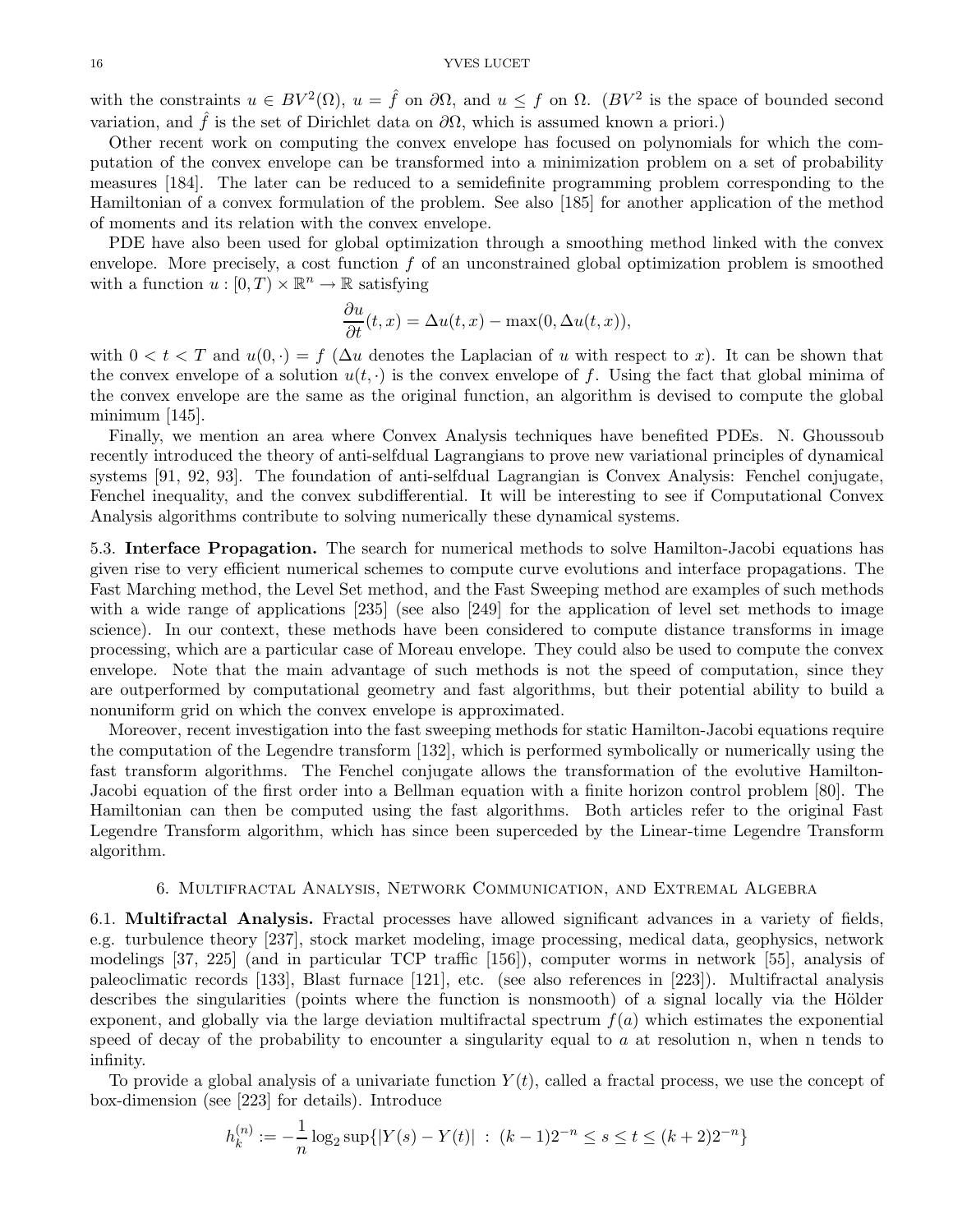with the constraints $u \in BV^2(\Omega)$, $u = \hat{f}$ on $\partial\Omega$, and $u \leq f$ on $\Omega$. ($BV^2$ is the space of bounded second variation, and $\hat{f}$ is the set of Dirichlet data on $\partial\Omega$, which is assumed known a priori.)

Other recent work on computing the convex envelope has focused on polynomials for which the computation of the convex envelope can be transformed into a minimization problem on a set of probability measures [184]. The later can be reduced to a semidefinite programming problem corresponding to the Hamiltonian of a convex formulation of the problem. See also [185] for another application of the method of moments and its relation with the convex envelope.

PDE have also been used for global optimization through a smoothing method linked with the convex envelope. More precisely, a cost function $f$ of an unconstrained global optimization problem is smoothed with a function $u : [0, T) \times \mathbb{R}^n \to \mathbb{R}$ satisfying

$$\frac{\partial u}{\partial t}(t, x) = \Delta u(t, x) - \max(0, \Delta u(t, x)),$$

with $0 < t < T$ and $u(0, \cdot) = f$ ($\Delta u$ denotes the Laplacian of $u$ with respect to $x$). It can be shown that the convex envelope of a solution $u(t, \cdot)$ is the convex envelope of $f$. Using the fact that global minima of the convex envelope are the same as the original function, an algorithm is devised to compute the global minimum [145].

Finally, we mention an area where Convex Analysis techniques have benefited PDEs. N. Ghoussoub recently introduced the theory of anti-selfdual Lagrangians to prove new variational principles of dynamical systems [91, 92, 93]. The foundation of anti-selfdual Lagrangian is Convex Analysis: Fenchel conjugate, Fenchel inequality, and the convex subdifferential. It will be interesting to see if Computational Convex Analysis algorithms contribute to solving numerically these dynamical systems.

**5.3. Interface Propagation.** The search for numerical methods to solve Hamilton-Jacobi equations has given rise to very efficient numerical schemes to compute curve evolutions and interface propagations. The Fast Marching method, the Level Set method, and the Fast Sweeping method are examples of such methods with a wide range of applications [235] (see also [249] for the application of level set methods to image science). In our context, these methods have been considered to compute distance transforms in image processing, which are a particular case of Moreau envelope. They could also be used to compute the convex envelope. Note that the main advantage of such methods is not the speed of computation, since they are outperformed by computational geometry and fast algorithms, but their potential ability to build a nonuniform grid on which the convex envelope is approximated.

Moreover, recent investigation into the fast sweeping methods for static Hamilton-Jacobi equations require the computation of the Legendre transform [132], which is performed symbolically or numerically using the fast transform algorithms. The Fenchel conjugate allows the transformation of the evolutive Hamilton-Jacobi equation of the first order into a Bellman equation with a finite horizon control problem [80]. The Hamiltonian can then be computed using the fast algorithms. Both articles refer to the original Fast Legendre Transform algorithm, which has since been superceded by the Linear-time Legendre Transform algorithm.

## 6. Multifractal Analysis, Network Communication, and Extremal Algebra

**6.1. Multifractal Analysis.** Fractal processes have allowed significant advances in a variety of fields, e.g. turbulence theory [237], stock market modeling, image processing, medical data, geophysics, network modelings [37, 225] (and in particular TCP traffic [156]), computer worms in network [55], analysis of paleoclimatic records [133], Blast furnace [121], etc. (see also references in [223]). Multifractal analysis describes the singularities (points where the function is nonsmooth) of a signal locally via the Hölder exponent, and globally via the large deviation multifractal spectrum $f(a)$ which estimates the exponential speed of decay of the probability to encounter a singularity equal to $a$ at resolution n, when n tends to infinity.

To provide a global analysis of a univariate function $Y(t)$, called a fractal process, we use the concept of box-dimension (see [223] for details). Introduce

$$h_k^{(n)} := -\frac{1}{n} \log_2 \sup\{|Y(s) - Y(t)| \ : \ (k-1)2^{-n} \leq s \leq t \leq (k+2)2^{-n}\}$$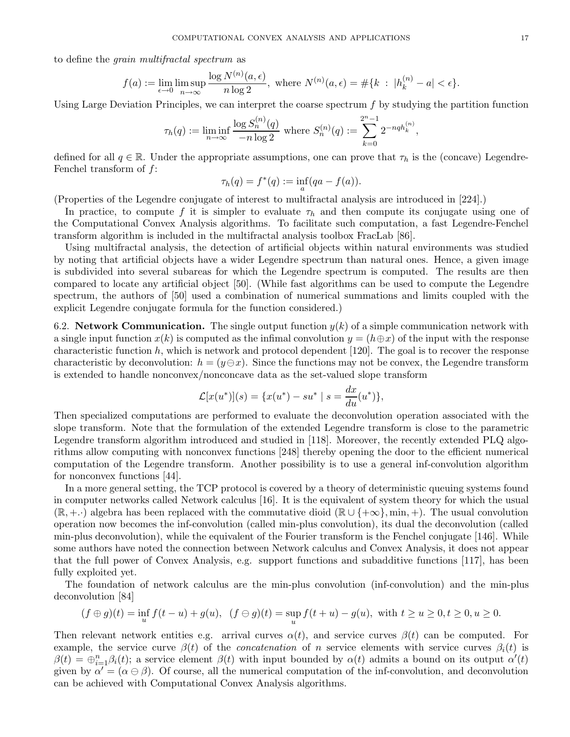to define the *grain multifractal spectrum* as

$$f(a) := \lim_{\epsilon \to 0} \limsup_{n \to \infty} \frac{\log N^{(n)}(a, \epsilon)}{n \log 2}, \text{ where } N^{(n)}(a, \epsilon) = \#\{k \; : \; |h_k^{(n)} - a| < \epsilon\}.$$

Using Large Deviation Principles, we can interpret the coarse spectrum $f$ by studying the partition function

$$\tau_h(q) := \liminf_{n \to \infty} \frac{\log S_n^{(n)}(q)}{-n \log 2} \text{ where } S_n^{(n)}(q) := \sum_{k=0}^{2^n - 1} 2^{-nqh_k^{(n)}},$$

defined for all $q \in \mathbb{R}$. Under the appropriate assumptions, one can prove that $\tau_h$ is the (concave) Legendre-Fenchel transform of $f$:

$$\tau_h(q) = f^*(q) := \inf_a (qa - f(a)).$$

(Properties of the Legendre conjugate of interest to multifractal analysis are introduced in [224].)

In practice, to compute $f$ it is simpler to evaluate $\tau_h$ and then compute its conjugate using one of the Computational Convex Analysis algorithms. To facilitate such computation, a fast Legendre-Fenchel transform algorithm is included in the multifractal analysis toolbox FracLab [86].

Using multifractal analysis, the detection of artificial objects within natural environments was studied by noting that artificial objects have a wider Legendre spectrum than natural ones. Hence, a given image is subdivided into several subareas for which the Legendre spectrum is computed. The results are then compared to locate any artificial object [50]. (While fast algorithms can be used to compute the Legendre spectrum, the authors of [50] used a combination of numerical summations and limits coupled with the explicit Legendre conjugate formula for the function considered.)

6.2. **Network Communication.** The single output function $y(k)$ of a simple communication network with a single input function $x(k)$ is computed as the infimal convolution $y = (h \oplus x)$ of the input with the response characteristic function $h$, which is network and protocol dependent [120]. The goal is to recover the response characteristic by deconvolution: $h = (y \ominus x)$. Since the functions may not be convex, the Legendre transform is extended to handle nonconvex/nonconcave data as the set-valued slope transform

$$\mathcal{L}[x(u^*)](s) = \{x(u^*) - su^* \mid s = \frac{dx}{du}(u^*)\},$$

Then specialized computations are performed to evaluate the deconvolution operation associated with the slope transform. Note that the formulation of the extended Legendre transform is close to the parametric Legendre transform algorithm introduced and studied in [118]. Moreover, the recently extended PLQ algorithms allow computing with nonconvex functions [248] thereby opening the door to the efficient numerical computation of the Legendre transform. Another possibility is to use a general inf-convolution algorithm for nonconvex functions [44].

In a more general setting, the TCP protocol is covered by a theory of deterministic queuing systems found in computer networks called Network calculus [16]. It is the equivalent of system theory for which the usual $(\mathbb{R}, +.\cdot)$ algebra has been replaced with the commutative dioid $(\mathbb{R} \cup \{+\infty\}, \min, +)$. The usual convolution operation now becomes the inf-convolution (called min-plus convolution), its dual the deconvolution (called min-plus deconvolution), while the equivalent of the Fourier transform is the Fenchel conjugate [146]. While some authors have noted the connection between Network calculus and Convex Analysis, it does not appear that the full power of Convex Analysis, e.g. support functions and subadditive functions [117], has been fully exploited yet.

The foundation of network calculus are the min-plus convolution (inf-convolution) and the min-plus deconvolution [84]

$$(f \oplus g)(t) = \inf_u f(t-u) + g(u), \;\; (f \ominus g)(t) = \sup_u f(t+u) - g(u), \text{ with } t \geq u \geq 0, t \geq 0, u \geq 0.$$

Then relevant network entities e.g. arrival curves $\alpha(t)$, and service curves $\beta(t)$ can be computed. For example, the service curve $\beta(t)$ of the *concatenation* of $n$ service elements with service curves $\beta_i(t)$ is $\beta(t) = \oplus_{i=1}^n \beta_i(t)$; a service element $\beta(t)$ with input bounded by $\alpha(t)$ admits a bound on its output $\alpha'(t)$ given by $\alpha' = (\alpha \ominus \beta)$. Of course, all the numerical computation of the inf-convolution, and deconvolution can be achieved with Computational Convex Analysis algorithms.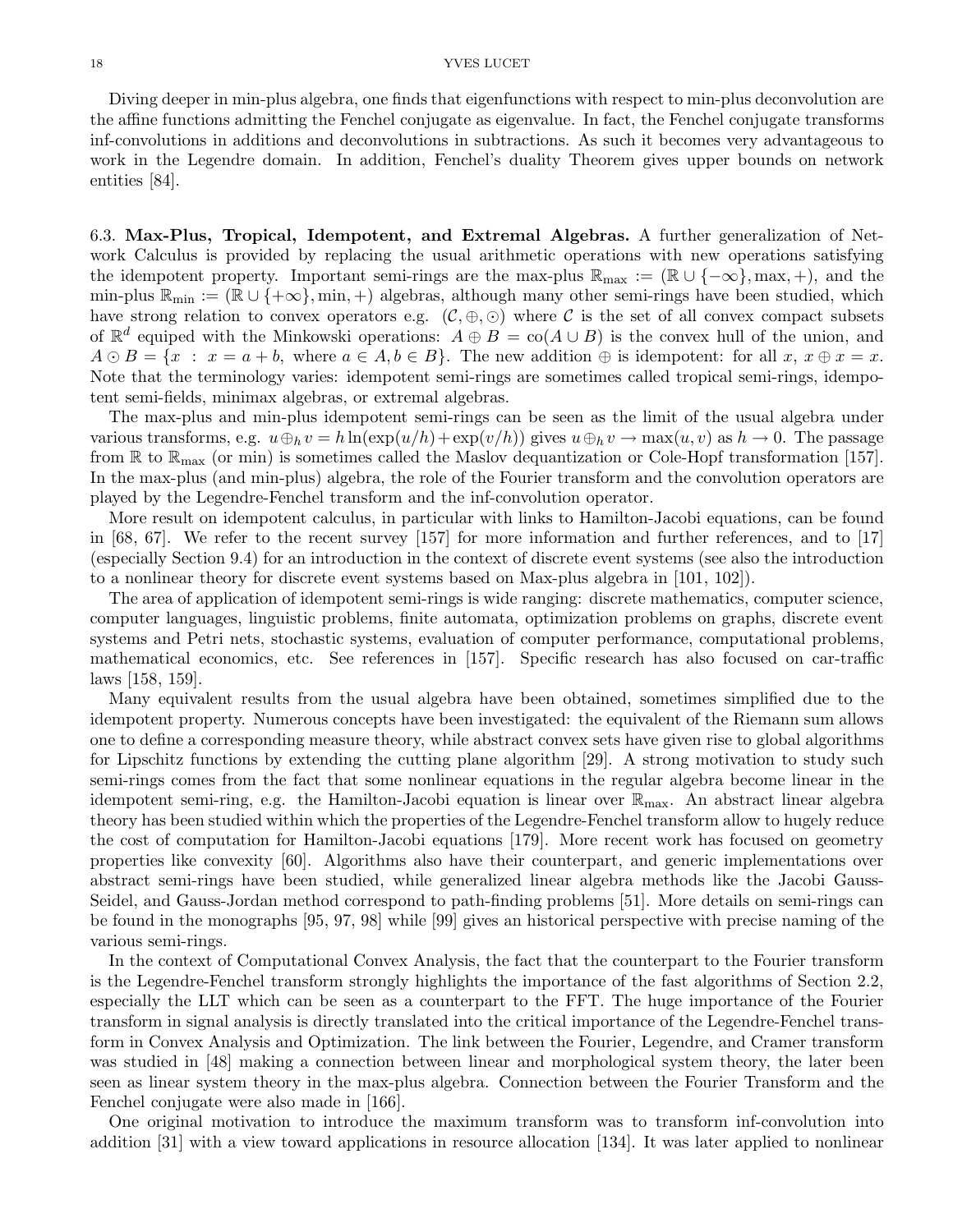Diving deeper in min-plus algebra, one finds that eigenfunctions with respect to min-plus deconvolution are the affine functions admitting the Fenchel conjugate as eigenvalue. In fact, the Fenchel conjugate transforms inf-convolutions in additions and deconvolutions in subtractions. As such it becomes very advantageous to work in the Legendre domain. In addition, Fenchel's duality Theorem gives upper bounds on network entities [84].

6.3. **Max-Plus, Tropical, Idempotent, and Extremal Algebras.** A further generalization of Network Calculus is provided by replacing the usual arithmetic operations with new operations satisfying the idempotent property. Important semi-rings are the max-plus $\mathbb{R}_{\max} := (\mathbb{R} \cup \{-\infty\}, \max, +)$, and the min-plus $\mathbb{R}_{\min} := (\mathbb{R} \cup \{+\infty\}, \min, +)$ algebras, although many other semi-rings have been studied, which have strong relation to convex operators e.g. $(\mathcal{C}, \oplus, \odot)$ where $\mathcal{C}$ is the set of all convex compact subsets of $\mathbb{R}^d$ equiped with the Minkowski operations: $A \oplus B = \mathrm{co}(A \cup B)$ is the convex hull of the union, and $A \odot B = \{x \;:\; x = a + b, \text{ where } a \in A, b \in B\}$. The new addition $\oplus$ is idempotent: for all $x$, $x \oplus x = x$. Note that the terminology varies: idempotent semi-rings are sometimes called tropical semi-rings, idempotent semi-fields, minimax algebras, or extremal algebras.

The max-plus and min-plus idempotent semi-rings can be seen as the limit of the usual algebra under various transforms, e.g. $u \oplus_h v = h \ln(\exp(u/h) + \exp(v/h))$ gives $u \oplus_h v \to \max(u, v)$ as $h \to 0$. The passage from $\mathbb{R}$ to $\mathbb{R}_{\max}$ (or min) is sometimes called the Maslov dequantization or Cole-Hopf transformation [157]. In the max-plus (and min-plus) algebra, the role of the Fourier transform and the convolution operators are played by the Legendre-Fenchel transform and the inf-convolution operator.

More result on idempotent calculus, in particular with links to Hamilton-Jacobi equations, can be found in [68, 67]. We refer to the recent survey [157] for more information and further references, and to [17] (especially Section 9.4) for an introduction in the context of discrete event systems (see also the introduction to a nonlinear theory for discrete event systems based on Max-plus algebra in [101, 102]).

The area of application of idempotent semi-rings is wide ranging: discrete mathematics, computer science, computer languages, linguistic problems, finite automata, optimization problems on graphs, discrete event systems and Petri nets, stochastic systems, evaluation of computer performance, computational problems, mathematical economics, etc. See references in [157]. Specific research has also focused on car-traffic laws [158, 159].

Many equivalent results from the usual algebra have been obtained, sometimes simplified due to the idempotent property. Numerous concepts have been investigated: the equivalent of the Riemann sum allows one to define a corresponding measure theory, while abstract convex sets have given rise to global algorithms for Lipschitz functions by extending the cutting plane algorithm [29]. A strong motivation to study such semi-rings comes from the fact that some nonlinear equations in the regular algebra become linear in the idempotent semi-ring, e.g. the Hamilton-Jacobi equation is linear over $\mathbb{R}_{\max}$. An abstract linear algebra theory has been studied within which the properties of the Legendre-Fenchel transform allow to hugely reduce the cost of computation for Hamilton-Jacobi equations [179]. More recent work has focused on geometry properties like convexity [60]. Algorithms also have their counterpart, and generic implementations over abstract semi-rings have been studied, while generalized linear algebra methods like the Jacobi Gauss-Seidel, and Gauss-Jordan method correspond to path-finding problems [51]. More details on semi-rings can be found in the monographs [95, 97, 98] while [99] gives an historical perspective with precise naming of the various semi-rings.

In the context of Computational Convex Analysis, the fact that the counterpart to the Fourier transform is the Legendre-Fenchel transform strongly highlights the importance of the fast algorithms of Section 2.2, especially the LLT which can be seen as a counterpart to the FFT. The huge importance of the Fourier transform in signal analysis is directly translated into the critical importance of the Legendre-Fenchel transform in Convex Analysis and Optimization. The link between the Fourier, Legendre, and Cramer transform was studied in [48] making a connection between linear and morphological system theory, the later been seen as linear system theory in the max-plus algebra. Connection between the Fourier Transform and the Fenchel conjugate were also made in [166].

One original motivation to introduce the maximum transform was to transform inf-convolution into addition [31] with a view toward applications in resource allocation [134]. It was later applied to nonlinear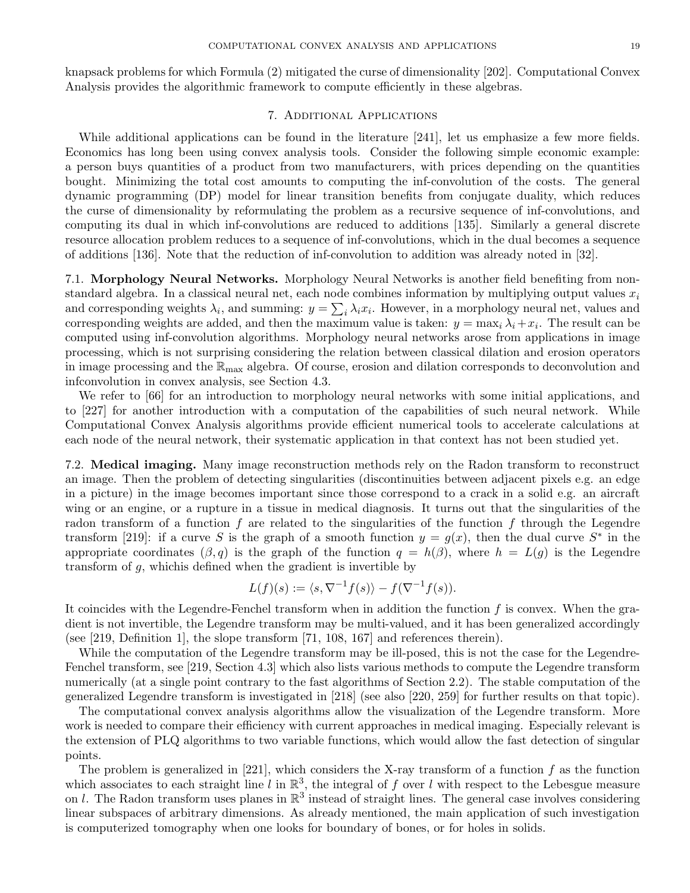knapsack problems for which Formula (2) mitigated the curse of dimensionality [202]. Computational Convex Analysis provides the algorithmic framework to compute efficiently in these algebras.

## 7. Additional Applications

While additional applications can be found in the literature [241], let us emphasize a few more fields. Economics has long been using convex analysis tools. Consider the following simple economic example: a person buys quantities of a product from two manufacturers, with prices depending on the quantities bought. Minimizing the total cost amounts to computing the inf-convolution of the costs. The general dynamic programming (DP) model for linear transition benefits from conjugate duality, which reduces the curse of dimensionality by reformulating the problem as a recursive sequence of inf-convolutions, and computing its dual in which inf-convolutions are reduced to additions [135]. Similarly a general discrete resource allocation problem reduces to a sequence of inf-convolutions, which in the dual becomes a sequence of additions [136]. Note that the reduction of inf-convolution to addition was already noted in [32].

### 7.1. Morphology Neural Networks.

Morphology Neural Networks is another field benefiting from non-standard algebra. In a classical neural net, each node combines information by multiplying output values $x_i$ and corresponding weights $\lambda_i$, and summing: $y = \sum_i \lambda_i x_i$. However, in a morphology neural net, values and corresponding weights are added, and then the maximum value is taken: $y = \max_i \lambda_i + x_i$. The result can be computed using inf-convolution algorithms. Morphology neural networks arose from applications in image processing, which is not surprising considering the relation between classical dilation and erosion operators in image processing and the $\mathbb{R}_{\max}$ algebra. Of course, erosion and dilation corresponds to deconvolution and infconvolution in convex analysis, see Section 4.3.

We refer to [66] for an introduction to morphology neural networks with some initial applications, and to [227] for another introduction with a computation of the capabilities of such neural network. While Computational Convex Analysis algorithms provide efficient numerical tools to accelerate calculations at each node of the neural network, their systematic application in that context has not been studied yet.

### 7.2. Medical imaging.

Many image reconstruction methods rely on the Radon transform to reconstruct an image. Then the problem of detecting singularities (discontinuities between adjacent pixels e.g. an edge in a picture) in the image becomes important since those correspond to a crack in a solid e.g. an aircraft wing or an engine, or a rupture in a tissue in medical diagnosis. It turns out that the singularities of the radon transform of a function $f$ are related to the singularities of the function $f$ through the Legendre transform [219]: if a curve $S$ is the graph of a smooth function $y = g(x)$, then the dual curve $S^*$ in the appropriate coordinates $(\beta, q)$ is the graph of the function $q = h(\beta)$, where $h = L(g)$ is the Legendre transform of $g$, whichis defined when the gradient is invertible by

$$L(f)(s) := \langle s, \nabla^{-1} f(s) \rangle - f(\nabla^{-1} f(s)).$$

It coincides with the Legendre-Fenchel transform when in addition the function $f$ is convex. When the gradient is not invertible, the Legendre transform may be multi-valued, and it has been generalized accordingly (see [219, Definition 1], the slope transform [71, 108, 167] and references therein).

While the computation of the Legendre transform may be ill-posed, this is not the case for the Legendre-Fenchel transform, see [219, Section 4.3] which also lists various methods to compute the Legendre transform numerically (at a single point contrary to the fast algorithms of Section 2.2). The stable computation of the generalized Legendre transform is investigated in [218] (see also [220, 259] for further results on that topic).

The computational convex analysis algorithms allow the visualization of the Legendre transform. More work is needed to compare their efficiency with current approaches in medical imaging. Especially relevant is the extension of PLQ algorithms to two variable functions, which would allow the fast detection of singular points.

The problem is generalized in [221], which considers the X-ray transform of a function $f$ as the function which associates to each straight line $l$ in $\mathbb{R}^3$, the integral of $f$ over $l$ with respect to the Lebesgue measure on $l$. The Radon transform uses planes in $\mathbb{R}^3$ instead of straight lines. The general case involves considering linear subspaces of arbitrary dimensions. As already mentioned, the main application of such investigation is computerized tomography when one looks for boundary of bones, or for holes in solids.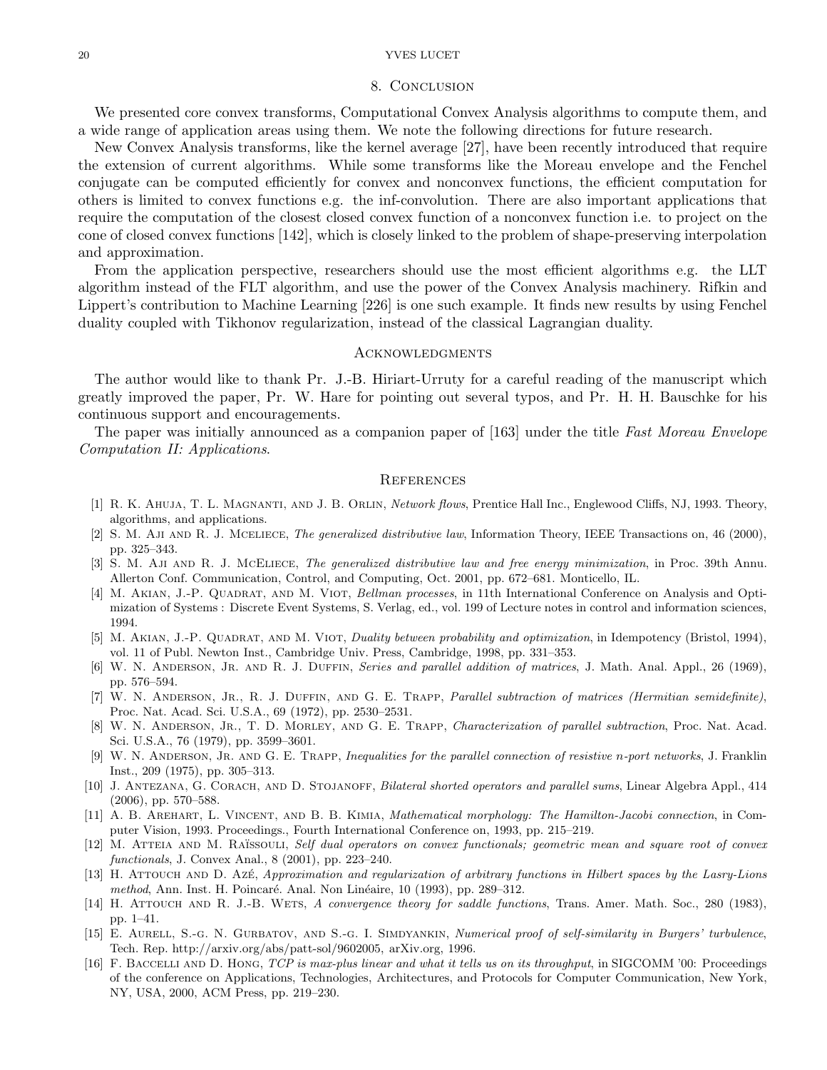## 8. Conclusion

We presented core convex transforms, Computational Convex Analysis algorithms to compute them, and a wide range of application areas using them. We note the following directions for future research.

New Convex Analysis transforms, like the kernel average [27], have been recently introduced that require the extension of current algorithms. While some transforms like the Moreau envelope and the Fenchel conjugate can be computed efficiently for convex and nonconvex functions, the efficient computation for others is limited to convex functions e.g. the inf-convolution. There are also important applications that require the computation of the closest closed convex function of a nonconvex function i.e. to project on the cone of closed convex functions [142], which is closely linked to the problem of shape-preserving interpolation and approximation.

From the application perspective, researchers should use the most efficient algorithms e.g. the LLT algorithm instead of the FLT algorithm, and use the power of the Convex Analysis machinery. Rifkin and Lippert's contribution to Machine Learning [226] is one such example. It finds new results by using Fenchel duality coupled with Tikhonov regularization, instead of the classical Lagrangian duality.

## Acknowledgments

The author would like to thank Pr. J.-B. Hiriart-Urruty for a careful reading of the manuscript which greatly improved the paper, Pr. W. Hare for pointing out several typos, and Pr. H. H. Bauschke for his continuous support and encouragements.

The paper was initially announced as a companion paper of [163] under the title *Fast Moreau Envelope Computation II: Applications*.

## References

[1] R. K. Ahuja, T. L. Magnanti, and J. B. Orlin, *Network flows*, Prentice Hall Inc., Englewood Cliffs, NJ, 1993. Theory, algorithms, and applications.

[2] S. M. Aji and R. J. Mceliece, *The generalized distributive law*, Information Theory, IEEE Transactions on, 46 (2000), pp. 325–343.

[3] S. M. Aji and R. J. McEliece, *The generalized distributive law and free energy minimization*, in Proc. 39th Annu. Allerton Conf. Communication, Control, and Computing, Oct. 2001, pp. 672–681. Monticello, IL.

[4] M. Akian, J.-P. Quadrat, and M. Viot, *Bellman processes*, in 11th International Conference on Analysis and Optimization of Systems : Discrete Event Systems, S. Verlag, ed., vol. 199 of Lecture notes in control and information sciences, 1994.

[5] M. Akian, J.-P. Quadrat, and M. Viot, *Duality between probability and optimization*, in Idempotency (Bristol, 1994), vol. 11 of Publ. Newton Inst., Cambridge Univ. Press, Cambridge, 1998, pp. 331–353.

[6] W. N. Anderson, Jr. and R. J. Duffin, *Series and parallel addition of matrices*, J. Math. Anal. Appl., 26 (1969), pp. 576–594.

[7] W. N. Anderson, Jr., R. J. Duffin, and G. E. Trapp, *Parallel subtraction of matrices (Hermitian semidefinite)*, Proc. Nat. Acad. Sci. U.S.A., 69 (1972), pp. 2530–2531.

[8] W. N. Anderson, Jr., T. D. Morley, and G. E. Trapp, *Characterization of parallel subtraction*, Proc. Nat. Acad. Sci. U.S.A., 76 (1979), pp. 3599–3601.

[9] W. N. Anderson, Jr. and G. E. Trapp, *Inequalities for the parallel connection of resistive n-port networks*, J. Franklin Inst., 209 (1975), pp. 305–313.

[10] J. Antezana, G. Corach, and D. Stojanoff, *Bilateral shorted operators and parallel sums*, Linear Algebra Appl., 414 (2006), pp. 570–588.

[11] A. B. Arehart, L. Vincent, and B. B. Kimia, *Mathematical morphology: The Hamilton-Jacobi connection*, in Computer Vision, 1993. Proceedings., Fourth International Conference on, 1993, pp. 215–219.

[12] M. Atteia and M. Raïssouli, *Self dual operators on convex functionals; geometric mean and square root of convex functionals*, J. Convex Anal., 8 (2001), pp. 223–240.

[13] H. Attouch and D. Azé, *Approximation and regularization of arbitrary functions in Hilbert spaces by the Lasry-Lions method*, Ann. Inst. H. Poincaré. Anal. Non Linéaire, 10 (1993), pp. 289–312.

[14] H. Attouch and R. J.-B. Wets, *A convergence theory for saddle functions*, Trans. Amer. Math. Soc., 280 (1983), pp. 1–41.

[15] E. Aurell, S.-g. N. Gurbatov, and S.-g. I. Simdyankin, *Numerical proof of self-similarity in Burgers' turbulence*, Tech. Rep. http://arxiv.org/abs/patt-sol/9602005, arXiv.org, 1996.

[16] F. Baccelli and D. Hong, *TCP is max-plus linear and what it tells us on its throughput*, in SIGCOMM '00: Proceedings of the conference on Applications, Technologies, Architectures, and Protocols for Computer Communication, New York, NY, USA, 2000, ACM Press, pp. 219–230.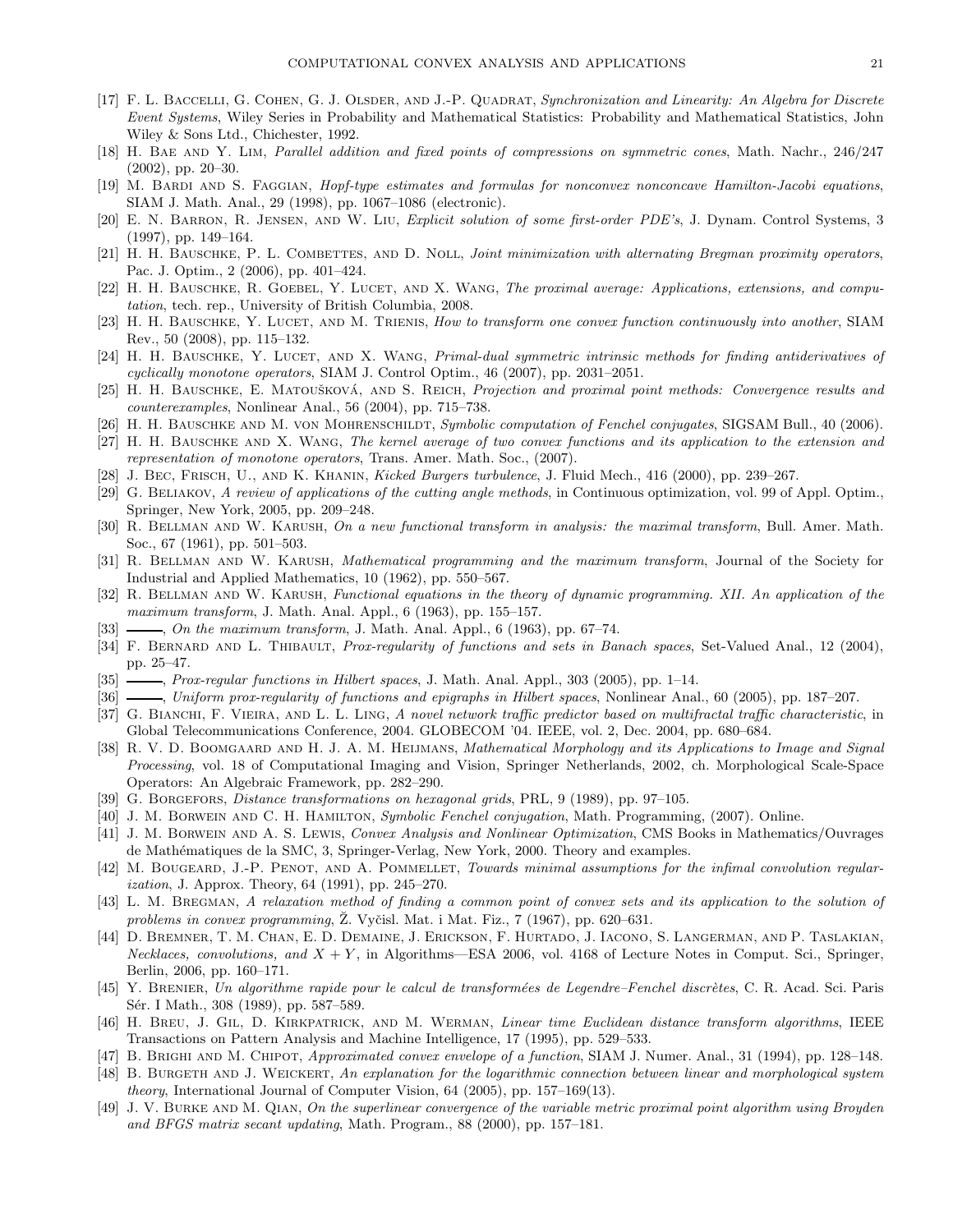[17] F. L. Baccelli, G. Cohen, G. J. Olsder, and J.-P. Quadrat, *Synchronization and Linearity: An Algebra for Discrete Event Systems*, Wiley Series in Probability and Mathematical Statistics: Probability and Mathematical Statistics, John Wiley & Sons Ltd., Chichester, 1992.

[18] H. Bae and Y. Lim, *Parallel addition and fixed points of compressions on symmetric cones*, Math. Nachr., 246/247 (2002), pp. 20–30.

[19] M. Bardi and S. Faggian, *Hopf-type estimates and formulas for nonconvex nonconcave Hamilton-Jacobi equations*, SIAM J. Math. Anal., 29 (1998), pp. 1067–1086 (electronic).

[20] E. N. Barron, R. Jensen, and W. Liu, *Explicit solution of some first-order PDE's*, J. Dynam. Control Systems, 3 (1997), pp. 149–164.

[21] H. H. Bauschke, P. L. Combettes, and D. Noll, *Joint minimization with alternating Bregman proximity operators*, Pac. J. Optim., 2 (2006), pp. 401–424.

[22] H. H. Bauschke, R. Goebel, Y. Lucet, and X. Wang, *The proximal average: Applications, extensions, and computation*, tech. rep., University of British Columbia, 2008.

[23] H. H. Bauschke, Y. Lucet, and M. Trienis, *How to transform one convex function continuously into another*, SIAM Rev., 50 (2008), pp. 115–132.

[24] H. H. Bauschke, Y. Lucet, and X. Wang, *Primal-dual symmetric intrinsic methods for finding antiderivatives of cyclically monotone operators*, SIAM J. Control Optim., 46 (2007), pp. 2031–2051.

[25] H. H. Bauschke, E. Matoušková, and S. Reich, *Projection and proximal point methods: Convergence results and counterexamples*, Nonlinear Anal., 56 (2004), pp. 715–738.

[26] H. H. Bauschke and M. von Mohrenschildt, *Symbolic computation of Fenchel conjugates*, SIGSAM Bull., 40 (2006).

[27] H. H. Bauschke and X. Wang, *The kernel average of two convex functions and its application to the extension and representation of monotone operators*, Trans. Amer. Math. Soc., (2007).

[28] J. Bec, Frisch, U., and K. Khanin, *Kicked Burgers turbulence*, J. Fluid Mech., 416 (2000), pp. 239–267.

[29] G. Beliakov, *A review of applications of the cutting angle methods*, in Continuous optimization, vol. 99 of Appl. Optim., Springer, New York, 2005, pp. 209–248.

[30] R. Bellman and W. Karush, *On a new functional transform in analysis: the maximal transform*, Bull. Amer. Math. Soc., 67 (1961), pp. 501–503.

[31] R. Bellman and W. Karush, *Mathematical programming and the maximum transform*, Journal of the Society for Industrial and Applied Mathematics, 10 (1962), pp. 550–567.

[32] R. Bellman and W. Karush, *Functional equations in the theory of dynamic programming. XII. An application of the maximum transform*, J. Math. Anal. Appl., 6 (1963), pp. 155–157.

[33] ———, *On the maximum transform*, J. Math. Anal. Appl., 6 (1963), pp. 67–74.

[34] F. Bernard and L. Thibault, *Prox-regularity of functions and sets in Banach spaces*, Set-Valued Anal., 12 (2004), pp. 25–47.

[35] ———, *Prox-regular functions in Hilbert spaces*, J. Math. Anal. Appl., 303 (2005), pp. 1–14.

[36] ———, *Uniform prox-regularity of functions and epigraphs in Hilbert spaces*, Nonlinear Anal., 60 (2005), pp. 187–207.

[37] G. Bianchi, F. Vieira, and L. L. Ling, *A novel network traffic predictor based on multifractal traffic characteristic*, in Global Telecommunications Conference, 2004. GLOBECOM '04. IEEE, vol. 2, Dec. 2004, pp. 680–684.

[38] R. V. D. Boomgaard and H. J. A. M. Heijmans, *Mathematical Morphology and its Applications to Image and Signal Processing*, vol. 18 of Computational Imaging and Vision, Springer Netherlands, 2002, ch. Morphological Scale-Space Operators: An Algebraic Framework, pp. 282–290.

[39] G. Borgefors, *Distance transformations on hexagonal grids*, PRL, 9 (1989), pp. 97–105.

[40] J. M. Borwein and C. H. Hamilton, *Symbolic Fenchel conjugation*, Math. Programming, (2007). Online.

[41] J. M. Borwein and A. S. Lewis, *Convex Analysis and Nonlinear Optimization*, CMS Books in Mathematics/Ouvrages de Mathématiques de la SMC, 3, Springer-Verlag, New York, 2000. Theory and examples.

[42] M. Bougeard, J.-P. Penot, and A. Pommellet, *Towards minimal assumptions for the infimal convolution regularization*, J. Approx. Theory, 64 (1991), pp. 245–270.

[43] L. M. Bregman, *A relaxation method of finding a common point of convex sets and its application to the solution of problems in convex programming*, Ž. Vyčisl. Mat. i Mat. Fiz., 7 (1967), pp. 620–631.

[44] D. Bremner, T. M. Chan, E. D. Demaine, J. Erickson, F. Hurtado, J. Iacono, S. Langerman, and P. Taslakian, *Necklaces, convolutions, and $X + Y$*, in Algorithms—ESA 2006, vol. 4168 of Lecture Notes in Comput. Sci., Springer, Berlin, 2006, pp. 160–171.

[45] Y. Brenier, *Un algorithme rapide pour le calcul de transformées de Legendre–Fenchel discrètes*, C. R. Acad. Sci. Paris Sér. I Math., 308 (1989), pp. 587–589.

[46] H. Breu, J. Gil, D. Kirkpatrick, and M. Werman, *Linear time Euclidean distance transform algorithms*, IEEE Transactions on Pattern Analysis and Machine Intelligence, 17 (1995), pp. 529–533.

[47] B. Brighi and M. Chipot, *Approximated convex envelope of a function*, SIAM J. Numer. Anal., 31 (1994), pp. 128–148.

[48] B. Burgeth and J. Weickert, *An explanation for the logarithmic connection between linear and morphological system theory*, International Journal of Computer Vision, 64 (2005), pp. 157–169(13).

[49] J. V. Burke and M. Qian, *On the superlinear convergence of the variable metric proximal point algorithm using Broyden and BFGS matrix secant updating*, Math. Program., 88 (2000), pp. 157–181.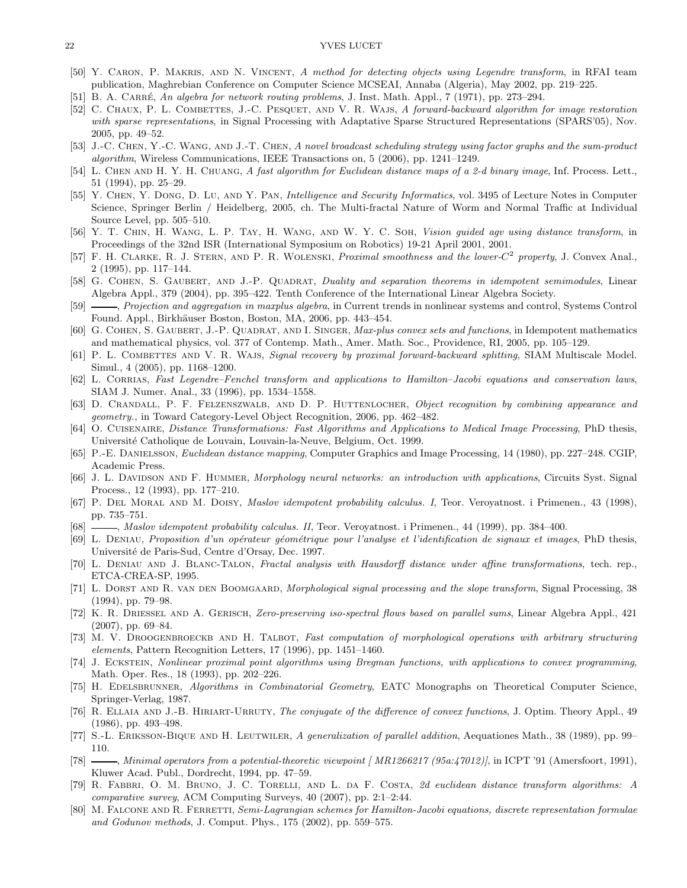[50] Y. Caron, P. Makris, and N. Vincent, *A method for detecting objects using Legendre transform*, in RFAI team publication, Maghrebian Conference on Computer Science MCSEAI, Annaba (Algeria), May 2002, pp. 219–225.

[51] B. A. Carré, *An algebra for network routing problems*, J. Inst. Math. Appl., 7 (1971), pp. 273–294.

[52] C. Chaux, P. L. Combettes, J.-C. Pesquet, and V. R. Wajs, *A forward-backward algorithm for image restoration with sparse representations*, in Signal Processing with Adaptative Sparse Structured Representations (SPARS'05), Nov. 2005, pp. 49–52.

[53] J.-C. Chen, Y.-C. Wang, and J.-T. Chen, *A novel broadcast scheduling strategy using factor graphs and the sum-product algorithm*, Wireless Communications, IEEE Transactions on, 5 (2006), pp. 1241–1249.

[54] L. Chen and H. Y. H. Chuang, *A fast algorithm for Euclidean distance maps of a 2-d binary image*, Inf. Process. Lett., 51 (1994), pp. 25–29.

[55] Y. Chen, Y. Dong, D. Lu, and Y. Pan, *Intelligence and Security Informatics*, vol. 3495 of Lecture Notes in Computer Science, Springer Berlin / Heidelberg, 2005, ch. The Multi-fractal Nature of Worm and Normal Traffic at Individual Source Level, pp. 505–510.

[56] Y. T. Chin, H. Wang, L. P. Tay, H. Wang, and W. Y. C. Soh, *Vision guided agv using distance transform*, in Proceedings of the 32nd ISR (International Symposium on Robotics) 19-21 April 2001, 2001.

[57] F. H. Clarke, R. J. Stern, and P. R. Wolenski, *Proximal smoothness and the lower-$C^2$ property*, J. Convex Anal., 2 (1995), pp. 117–144.

[58] G. Cohen, S. Gaubert, and J.-P. Quadrat, *Duality and separation theorems in idempotent semimodules*, Linear Algebra Appl., 379 (2004), pp. 395–422. Tenth Conference of the International Linear Algebra Society.

[59] ———, *Projection and aggregation in maxplus algebra*, in Current trends in nonlinear systems and control, Systems Control Found. Appl., Birkhäuser Boston, Boston, MA, 2006, pp. 443–454.

[60] G. Cohen, S. Gaubert, J.-P. Quadrat, and I. Singer, *Max-plus convex sets and functions*, in Idempotent mathematics and mathematical physics, vol. 377 of Contemp. Math., Amer. Math. Soc., Providence, RI, 2005, pp. 105–129.

[61] P. L. Combettes and V. R. Wajs, *Signal recovery by proximal forward-backward splitting*, SIAM Multiscale Model. Simul., 4 (2005), pp. 1168–1200.

[62] L. Corrias, *Fast Legendre–Fenchel transform and applications to Hamilton–Jacobi equations and conservation laws*, SIAM J. Numer. Anal., 33 (1996), pp. 1534–1558.

[63] D. Crandall, P. F. Felzenszwalb, and D. P. Huttenlocher, *Object recognition by combining appearance and geometry.*, in Toward Category-Level Object Recognition, 2006, pp. 462–482.

[64] O. Cuisenaire, *Distance Transformations: Fast Algorithms and Applications to Medical Image Processing*, PhD thesis, Université Catholique de Louvain, Louvain-la-Neuve, Belgium, Oct. 1999.

[65] P.-E. Danielsson, *Euclidean distance mapping*, Computer Graphics and Image Processing, 14 (1980), pp. 227–248. CGIP, Academic Press.

[66] J. L. Davidson and F. Hummer, *Morphology neural networks: an introduction with applications*, Circuits Syst. Signal Process., 12 (1993), pp. 177–210.

[67] P. Del Moral and M. Doisy, *Maslov idempotent probability calculus. I*, Teor. Veroyatnost. i Primenen., 43 (1998), pp. 735–751.

[68] ———, *Maslov idempotent probability calculus. II*, Teor. Veroyatnost. i Primenen., 44 (1999), pp. 384–400.

[69] L. Deniau, *Proposition d'un opérateur géométrique pour l'analyse et l'identification de signaux et images*, PhD thesis, Université de Paris-Sud, Centre d'Orsay, Dec. 1997.

[70] L. Deniau and J. Blanc-Talon, *Fractal analysis with Hausdorff distance under affine transformations*, tech. rep., ETCA-CREA-SP, 1995.

[71] L. Dorst and R. van den Boomgaard, *Morphological signal processing and the slope transform*, Signal Processing, 38 (1994), pp. 79–98.

[72] K. R. Driessel and A. Gerisch, *Zero-preserving iso-spectral flows based on parallel sums*, Linear Algebra Appl., 421 (2007), pp. 69–84.

[73] M. V. Droogenbroeckb and H. Talbot, *Fast computation of morphological operations with arbitrary structuring elements*, Pattern Recognition Letters, 17 (1996), pp. 1451–1460.

[74] J. Eckstein, *Nonlinear proximal point algorithms using Bregman functions, with applications to convex programming*, Math. Oper. Res., 18 (1993), pp. 202–226.

[75] H. Edelsbrunner, *Algorithms in Combinatorial Geometry*, EATC Monographs on Theoretical Computer Science, Springer-Verlag, 1987.

[76] R. Ellaia and J.-B. Hiriart-Urruty, *The conjugate of the difference of convex functions*, J. Optim. Theory Appl., 49 (1986), pp. 493–498.

[77] S.-L. Eriksson-Bique and H. Leutwiler, *A generalization of parallel addition*, Aequationes Math., 38 (1989), pp. 99–110.

[78] ———, *Minimal operators from a potential-theoretic viewpoint [ MR1266217 (95a:47012)]*, in ICPT '91 (Amersfoort, 1991), Kluwer Acad. Publ., Dordrecht, 1994, pp. 47–59.

[79] R. Fabbri, O. M. Bruno, J. C. Torelli, and L. da F. Costa, *2d euclidean distance transform algorithms: A comparative survey*, ACM Computing Surveys, 40 (2007), pp. 2:1–2:44.

[80] M. Falcone and R. Ferretti, *Semi-Lagrangian schemes for Hamilton-Jacobi equations, discrete representation formulae and Godunov methods*, J. Comput. Phys., 175 (2002), pp. 559–575.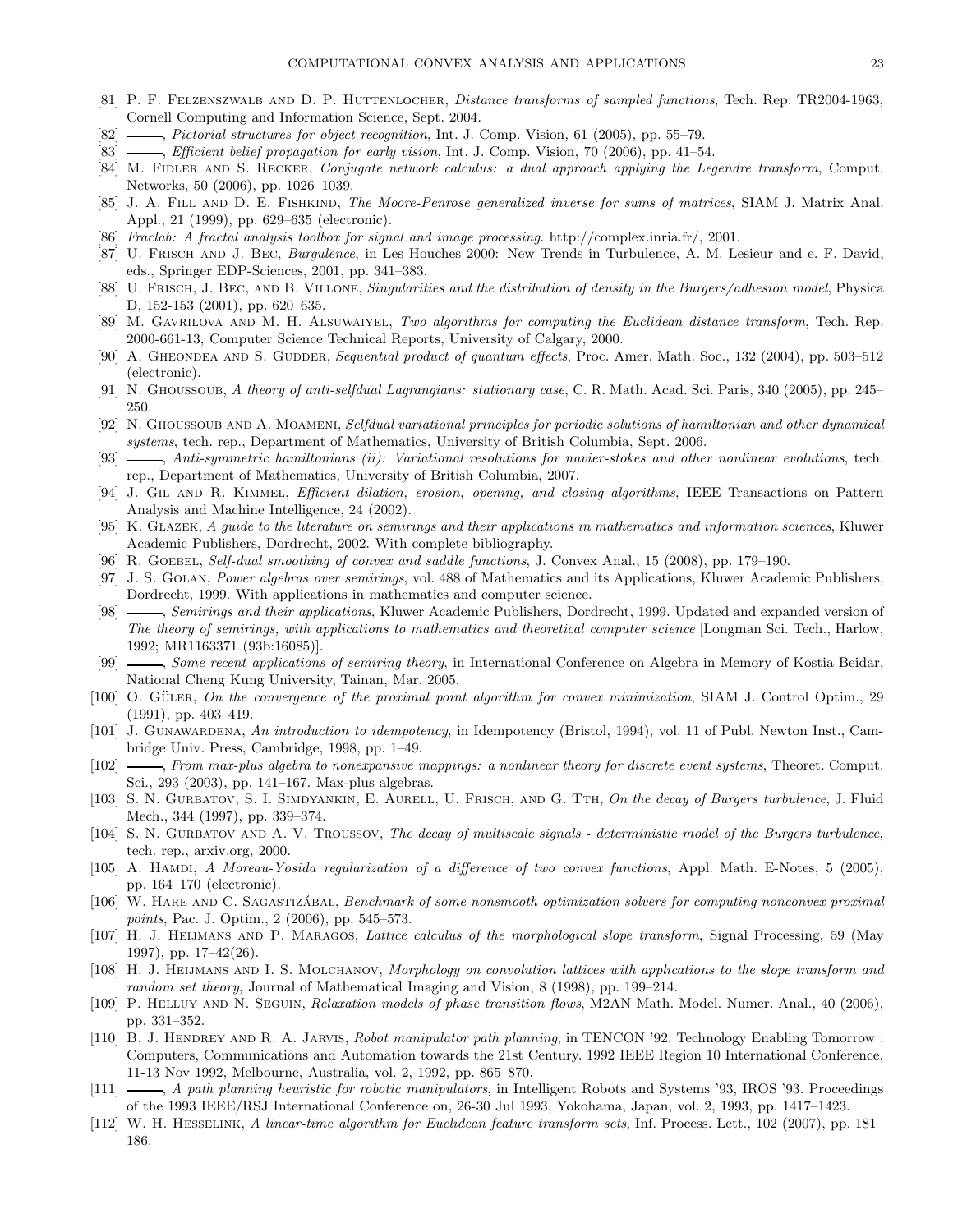[81] P. F. Felzenszwalb and D. P. Huttenlocher, *Distance transforms of sampled functions*, Tech. Rep. TR2004-1963, Cornell Computing and Information Science, Sept. 2004.

[82] ———, *Pictorial structures for object recognition*, Int. J. Comp. Vision, 61 (2005), pp. 55–79.

[83] ———, *Efficient belief propagation for early vision*, Int. J. Comp. Vision, 70 (2006), pp. 41–54.

[84] M. Fidler and S. Recker, *Conjugate network calculus: a dual approach applying the Legendre transform*, Comput. Networks, 50 (2006), pp. 1026–1039.

[85] J. A. Fill and D. E. Fishkind, *The Moore-Penrose generalized inverse for sums of matrices*, SIAM J. Matrix Anal. Appl., 21 (1999), pp. 629–635 (electronic).

[86] *Fraclab: A fractal analysis toolbox for signal and image processing*. http://complex.inria.fr/, 2001.

[87] U. Frisch and J. Bec, *Burgulence*, in Les Houches 2000: New Trends in Turbulence, A. M. Lesieur and e. F. David, eds., Springer EDP-Sciences, 2001, pp. 341–383.

[88] U. Frisch, J. Bec, and B. Villone, *Singularities and the distribution of density in the Burgers/adhesion model*, Physica D, 152-153 (2001), pp. 620–635.

[89] M. Gavrilova and M. H. Alsuwaiyel, *Two algorithms for computing the Euclidean distance transform*, Tech. Rep. 2000-661-13, Computer Science Technical Reports, University of Calgary, 2000.

[90] A. Gheondea and S. Gudder, *Sequential product of quantum effects*, Proc. Amer. Math. Soc., 132 (2004), pp. 503–512 (electronic).

[91] N. Ghoussoub, *A theory of anti-selfdual Lagrangians: stationary case*, C. R. Math. Acad. Sci. Paris, 340 (2005), pp. 245–250.

[92] N. Ghoussoub and A. Moameni, *Selfdual variational principles for periodic solutions of hamiltonian and other dynamical systems*, tech. rep., Department of Mathematics, University of British Columbia, Sept. 2006.

[93] ———, *Anti-symmetric hamiltonians (ii): Variational resolutions for navier-stokes and other nonlinear evolutions*, tech. rep., Department of Mathematics, University of British Columbia, 2007.

[94] J. Gil and R. Kimmel, *Efficient dilation, erosion, opening, and closing algorithms*, IEEE Transactions on Pattern Analysis and Machine Intelligence, 24 (2002).

[95] K. Głazek, *A guide to the literature on semirings and their applications in mathematics and information sciences*, Kluwer Academic Publishers, Dordrecht, 2002. With complete bibliography.

[96] R. Goebel, *Self-dual smoothing of convex and saddle functions*, J. Convex Anal., 15 (2008), pp. 179–190.

[97] J. S. Golan, *Power algebras over semirings*, vol. 488 of Mathematics and its Applications, Kluwer Academic Publishers, Dordrecht, 1999. With applications in mathematics and computer science.

[98] ———, *Semirings and their applications*, Kluwer Academic Publishers, Dordrecht, 1999. Updated and expanded version of *The theory of semirings, with applications to mathematics and theoretical computer science* [Longman Sci. Tech., Harlow, 1992; MR1163371 (93b:16085)].

[99] ———, *Some recent applications of semiring theory*, in International Conference on Algebra in Memory of Kostia Beidar, National Cheng Kung University, Tainan, Mar. 2005.

[100] O. Güler, *On the convergence of the proximal point algorithm for convex minimization*, SIAM J. Control Optim., 29 (1991), pp. 403–419.

[101] J. Gunawardena, *An introduction to idempotency*, in Idempotency (Bristol, 1994), vol. 11 of Publ. Newton Inst., Cambridge Univ. Press, Cambridge, 1998, pp. 1–49.

[102] ———, *From max-plus algebra to nonexpansive mappings: a nonlinear theory for discrete event systems*, Theoret. Comput. Sci., 293 (2003), pp. 141–167. Max-plus algebras.

[103] S. N. Gurbatov, S. I. Simdyankin, E. Aurell, U. Frisch, and G. Tth, *On the decay of Burgers turbulence*, J. Fluid Mech., 344 (1997), pp. 339–374.

[104] S. N. Gurbatov and A. V. Troussov, *The decay of multiscale signals - deterministic model of the Burgers turbulence*, tech. rep., arxiv.org, 2000.

[105] A. Hamdi, *A Moreau-Yosida regularization of a difference of two convex functions*, Appl. Math. E-Notes, 5 (2005), pp. 164–170 (electronic).

[106] W. Hare and C. Sagastizábal, *Benchmark of some nonsmooth optimization solvers for computing nonconvex proximal points*, Pac. J. Optim., 2 (2006), pp. 545–573.

[107] H. J. Heijmans and P. Maragos, *Lattice calculus of the morphological slope transform*, Signal Processing, 59 (May 1997), pp. 17–42(26).

[108] H. J. Heijmans and I. S. Molchanov, *Morphology on convolution lattices with applications to the slope transform and random set theory*, Journal of Mathematical Imaging and Vision, 8 (1998), pp. 199–214.

[109] P. Helluy and N. Seguin, *Relaxation models of phase transition flows*, M2AN Math. Model. Numer. Anal., 40 (2006), pp. 331–352.

[110] B. J. Hendrey and R. A. Jarvis, *Robot manipulator path planning*, in TENCON '92. Technology Enabling Tomorrow : Computers, Communications and Automation towards the 21st Century. 1992 IEEE Region 10 International Conference, 11-13 Nov 1992, Melbourne, Australia, vol. 2, 1992, pp. 865–870.

[111] ———, *A path planning heuristic for robotic manipulators*, in Intelligent Robots and Systems '93, IROS '93. Proceedings of the 1993 IEEE/RSJ International Conference on, 26-30 Jul 1993, Yokohama, Japan, vol. 2, 1993, pp. 1417–1423.

[112] W. H. Hesselink, *A linear-time algorithm for Euclidean feature transform sets*, Inf. Process. Lett., 102 (2007), pp. 181–186.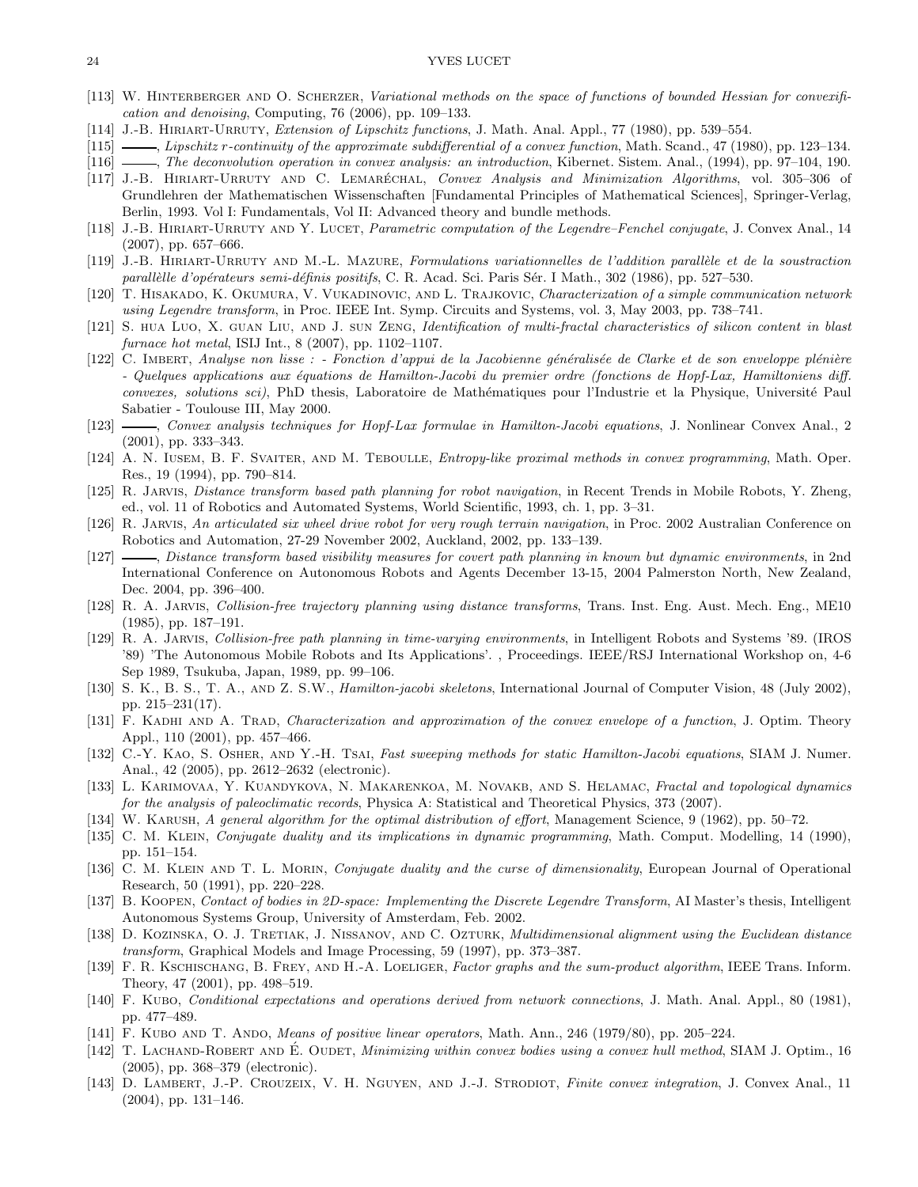[113] W. Hinterberger and O. Scherzer, *Variational methods on the space of functions of bounded Hessian for convexification and denoising*, Computing, 76 (2006), pp. 109–133.

[114] J.-B. Hiriart-Urruty, *Extension of Lipschitz functions*, J. Math. Anal. Appl., 77 (1980), pp. 539–554.

[115] ———, *Lipschitz r-continuity of the approximate subdifferential of a convex function*, Math. Scand., 47 (1980), pp. 123–134.

[116] ———, *The deconvolution operation in convex analysis: an introduction*, Kibernet. Sistem. Anal., (1994), pp. 97–104, 190.

[117] J.-B. Hiriart-Urruty and C. Lemaréchal, *Convex Analysis and Minimization Algorithms*, vol. 305–306 of Grundlehren der Mathematischen Wissenschaften [Fundamental Principles of Mathematical Sciences], Springer-Verlag, Berlin, 1993. Vol I: Fundamentals, Vol II: Advanced theory and bundle methods.

[118] J.-B. Hiriart-Urruty and Y. Lucet, *Parametric computation of the Legendre–Fenchel conjugate*, J. Convex Anal., 14 (2007), pp. 657–666.

[119] J.-B. Hiriart-Urruty and M.-L. Mazure, *Formulations variationnelles de l'addition parallèle et de la soustraction parallèlle d'opérateurs semi-définis positifs*, C. R. Acad. Sci. Paris Sér. I Math., 302 (1986), pp. 527–530.

[120] T. Hisakado, K. Okumura, V. Vukadinovic, and L. Trajkovic, *Characterization of a simple communication network using Legendre transform*, in Proc. IEEE Int. Symp. Circuits and Systems, vol. 3, May 2003, pp. 738–741.

[121] S. hua Luo, X. guan Liu, and J. sun Zeng, *Identification of multi-fractal characteristics of silicon content in blast furnace hot metal*, ISIJ Int., 8 (2007), pp. 1102–1107.

[122] C. Imbert, *Analyse non lisse : - Fonction d'appui de la Jacobienne généralisée de Clarke et de son enveloppe plénière - Quelques applications aux équations de Hamilton-Jacobi du premier ordre (fonctions de Hopf-Lax, Hamiltoniens diff. convexes, solutions sci)*, PhD thesis, Laboratoire de Mathématiques pour l'Industrie et la Physique, Université Paul Sabatier - Toulouse III, May 2000.

[123] ———, *Convex analysis techniques for Hopf-Lax formulae in Hamilton-Jacobi equations*, J. Nonlinear Convex Anal., 2 (2001), pp. 333–343.

[124] A. N. Iusem, B. F. Svaiter, and M. Teboulle, *Entropy-like proximal methods in convex programming*, Math. Oper. Res., 19 (1994), pp. 790–814.

[125] R. Jarvis, *Distance transform based path planning for robot navigation*, in Recent Trends in Mobile Robots, Y. Zheng, ed., vol. 11 of Robotics and Automated Systems, World Scientific, 1993, ch. 1, pp. 3–31.

[126] R. Jarvis, *An articulated six wheel drive robot for very rough terrain navigation*, in Proc. 2002 Australian Conference on Robotics and Automation, 27-29 November 2002, Auckland, 2002, pp. 133–139.

[127] ———, *Distance transform based visibility measures for covert path planning in known but dynamic environments*, in 2nd International Conference on Autonomous Robots and Agents December 13-15, 2004 Palmerston North, New Zealand, Dec. 2004, pp. 396–400.

[128] R. A. Jarvis, *Collision-free trajectory planning using distance transforms*, Trans. Inst. Eng. Aust. Mech. Eng., ME10 (1985), pp. 187–191.

[129] R. A. Jarvis, *Collision-free path planning in time-varying environments*, in Intelligent Robots and Systems '89. (IROS '89) 'The Autonomous Mobile Robots and Its Applications'. , Proceedings. IEEE/RSJ International Workshop on, 4-6 Sep 1989, Tsukuba, Japan, 1989, pp. 99–106.

[130] S. K., B. S., T. A., and Z. S.W., *Hamilton-jacobi skeletons*, International Journal of Computer Vision, 48 (July 2002), pp. 215–231(17).

[131] F. Kadhi and A. Trad, *Characterization and approximation of the convex envelope of a function*, J. Optim. Theory Appl., 110 (2001), pp. 457–466.

[132] C.-Y. Kao, S. Osher, and Y.-H. Tsai, *Fast sweeping methods for static Hamilton-Jacobi equations*, SIAM J. Numer. Anal., 42 (2005), pp. 2612–2632 (electronic).

[133] L. Karimovaa, Y. Kuandykova, N. Makarenkoa, M. Novakb, and S. Helamac, *Fractal and topological dynamics for the analysis of paleoclimatic records*, Physica A: Statistical and Theoretical Physics, 373 (2007).

[134] W. Karush, *A general algorithm for the optimal distribution of effort*, Management Science, 9 (1962), pp. 50–72.

[135] C. M. Klein, *Conjugate duality and its implications in dynamic programming*, Math. Comput. Modelling, 14 (1990), pp. 151–154.

[136] C. M. Klein and T. L. Morin, *Conjugate duality and the curse of dimensionality*, European Journal of Operational Research, 50 (1991), pp. 220–228.

[137] B. Koopen, *Contact of bodies in 2D-space: Implementing the Discrete Legendre Transform*, AI Master's thesis, Intelligent Autonomous Systems Group, University of Amsterdam, Feb. 2002.

[138] D. Kozinska, O. J. Tretiak, J. Nissanov, and C. Ozturk, *Multidimensional alignment using the Euclidean distance transform*, Graphical Models and Image Processing, 59 (1997), pp. 373–387.

[139] F. R. Kschischang, B. Frey, and H.-A. Loeliger, *Factor graphs and the sum-product algorithm*, IEEE Trans. Inform. Theory, 47 (2001), pp. 498–519.

[140] F. Kubo, *Conditional expectations and operations derived from network connections*, J. Math. Anal. Appl., 80 (1981), pp. 477–489.

[141] F. Kubo and T. Ando, *Means of positive linear operators*, Math. Ann., 246 (1979/80), pp. 205–224.

[142] T. Lachand-Robert and É. Oudet, *Minimizing within convex bodies using a convex hull method*, SIAM J. Optim., 16 (2005), pp. 368–379 (electronic).

[143] D. Lambert, J.-P. Crouzeix, V. H. Nguyen, and J.-J. Strodiot, *Finite convex integration*, J. Convex Anal., 11 (2004), pp. 131–146.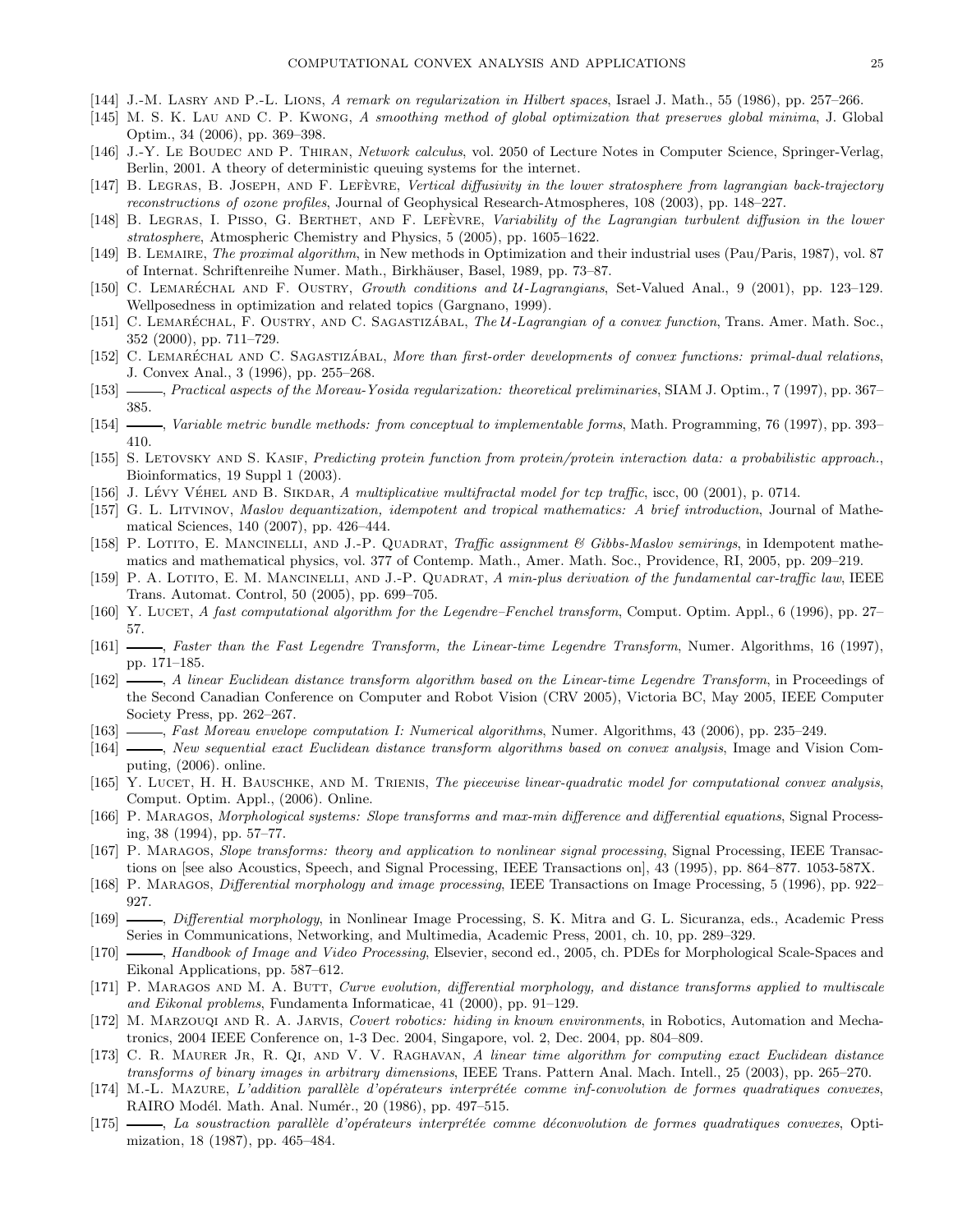[144] J.-M. Lasry and P.-L. Lions, *A remark on regularization in Hilbert spaces*, Israel J. Math., 55 (1986), pp. 257–266.

[145] M. S. K. Lau and C. P. Kwong, *A smoothing method of global optimization that preserves global minima*, J. Global Optim., 34 (2006), pp. 369–398.

[146] J.-Y. Le Boudec and P. Thiran, *Network calculus*, vol. 2050 of Lecture Notes in Computer Science, Springer-Verlag, Berlin, 2001. A theory of deterministic queuing systems for the internet.

[147] B. Legras, B. Joseph, and F. Lefèvre, *Vertical diffusivity in the lower stratosphere from lagrangian back-trajectory reconstructions of ozone profiles*, Journal of Geophysical Research-Atmospheres, 108 (2003), pp. 148–227.

[148] B. Legras, I. Pisso, G. Berthet, and F. Lefèvre, *Variability of the Lagrangian turbulent diffusion in the lower stratosphere*, Atmospheric Chemistry and Physics, 5 (2005), pp. 1605–1622.

[149] B. Lemaire, *The proximal algorithm*, in New methods in Optimization and their industrial uses (Pau/Paris, 1987), vol. 87 of Internat. Schriftenreihe Numer. Math., Birkhäuser, Basel, 1989, pp. 73–87.

[150] C. Lemaréchal and F. Oustry, *Growth conditions and $\mathcal{U}$-Lagrangians*, Set-Valued Anal., 9 (2001), pp. 123–129. Wellposedness in optimization and related topics (Gargnano, 1999).

[151] C. Lemaréchal, F. Oustry, and C. Sagastizábal, *The $\mathcal{U}$-Lagrangian of a convex function*, Trans. Amer. Math. Soc., 352 (2000), pp. 711–729.

[152] C. Lemaréchal and C. Sagastizábal, *More than first-order developments of convex functions: primal-dual relations*, J. Convex Anal., 3 (1996), pp. 255–268.

[153] ———, *Practical aspects of the Moreau-Yosida regularization: theoretical preliminaries*, SIAM J. Optim., 7 (1997), pp. 367–385.

[154] ———, *Variable metric bundle methods: from conceptual to implementable forms*, Math. Programming, 76 (1997), pp. 393–410.

[155] S. Letovsky and S. Kasif, *Predicting protein function from protein/protein interaction data: a probabilistic approach.*, Bioinformatics, 19 Suppl 1 (2003).

[156] J. Lévy Véhel and B. Sikdar, *A multiplicative multifractal model for tcp traffic*, iscc, 00 (2001), p. 0714.

[157] G. L. Litvinov, *Maslov dequantization, idempotent and tropical mathematics: A brief introduction*, Journal of Mathematical Sciences, 140 (2007), pp. 426–444.

[158] P. Lotito, E. Mancinelli, and J.-P. Quadrat, *Traffic assignment & Gibbs-Maslov semirings*, in Idempotent mathematics and mathematical physics, vol. 377 of Contemp. Math., Amer. Math. Soc., Providence, RI, 2005, pp. 209–219.

[159] P. A. Lotito, E. M. Mancinelli, and J.-P. Quadrat, *A min-plus derivation of the fundamental car-traffic law*, IEEE Trans. Automat. Control, 50 (2005), pp. 699–705.

[160] Y. Lucet, *A fast computational algorithm for the Legendre–Fenchel transform*, Comput. Optim. Appl., 6 (1996), pp. 27–57.

[161] ———, *Faster than the Fast Legendre Transform, the Linear-time Legendre Transform*, Numer. Algorithms, 16 (1997), pp. 171–185.

[162] ———, *A linear Euclidean distance transform algorithm based on the Linear-time Legendre Transform*, in Proceedings of the Second Canadian Conference on Computer and Robot Vision (CRV 2005), Victoria BC, May 2005, IEEE Computer Society Press, pp. 262–267.

[163] ———, *Fast Moreau envelope computation I: Numerical algorithms*, Numer. Algorithms, 43 (2006), pp. 235–249.

[164] ———, *New sequential exact Euclidean distance transform algorithms based on convex analysis*, Image and Vision Computing, (2006). online.

[165] Y. Lucet, H. H. Bauschke, and M. Trienis, *The piecewise linear-quadratic model for computational convex analysis*, Comput. Optim. Appl., (2006). Online.

[166] P. Maragos, *Morphological systems: Slope transforms and max-min difference and differential equations*, Signal Processing, 38 (1994), pp. 57–77.

[167] P. Maragos, *Slope transforms: theory and application to nonlinear signal processing*, Signal Processing, IEEE Transactions on [see also Acoustics, Speech, and Signal Processing, IEEE Transactions on], 43 (1995), pp. 864–877. 1053-587X.

[168] P. Maragos, *Differential morphology and image processing*, IEEE Transactions on Image Processing, 5 (1996), pp. 922–927.

[169] ———, *Differential morphology*, in Nonlinear Image Processing, S. K. Mitra and G. L. Sicuranza, eds., Academic Press Series in Communications, Networking, and Multimedia, Academic Press, 2001, ch. 10, pp. 289–329.

[170] ———, *Handbook of Image and Video Processing*, Elsevier, second ed., 2005, ch. PDEs for Morphological Scale-Spaces and Eikonal Applications, pp. 587–612.

[171] P. Maragos and M. A. Butt, *Curve evolution, differential morphology, and distance transforms applied to multiscale and Eikonal problems*, Fundamenta Informaticae, 41 (2000), pp. 91–129.

[172] M. Marzouqi and R. A. Jarvis, *Covert robotics: hiding in known environments*, in Robotics, Automation and Mechatronics, 2004 IEEE Conference on, 1-3 Dec. 2004, Singapore, vol. 2, Dec. 2004, pp. 804–809.

[173] C. R. Maurer Jr, R. Qi, and V. V. Raghavan, *A linear time algorithm for computing exact Euclidean distance transforms of binary images in arbitrary dimensions*, IEEE Trans. Pattern Anal. Mach. Intell., 25 (2003), pp. 265–270.

[174] M.-L. Mazure, *L'addition parallèle d'opérateurs interprétée comme inf-convolution de formes quadratiques convexes*, RAIRO Modél. Math. Anal. Numér., 20 (1986), pp. 497–515.

[175] ———, *La soustraction parallèle d'opérateurs interprétée comme déconvolution de formes quadratiques convexes*, Optimization, 18 (1987), pp. 465–484.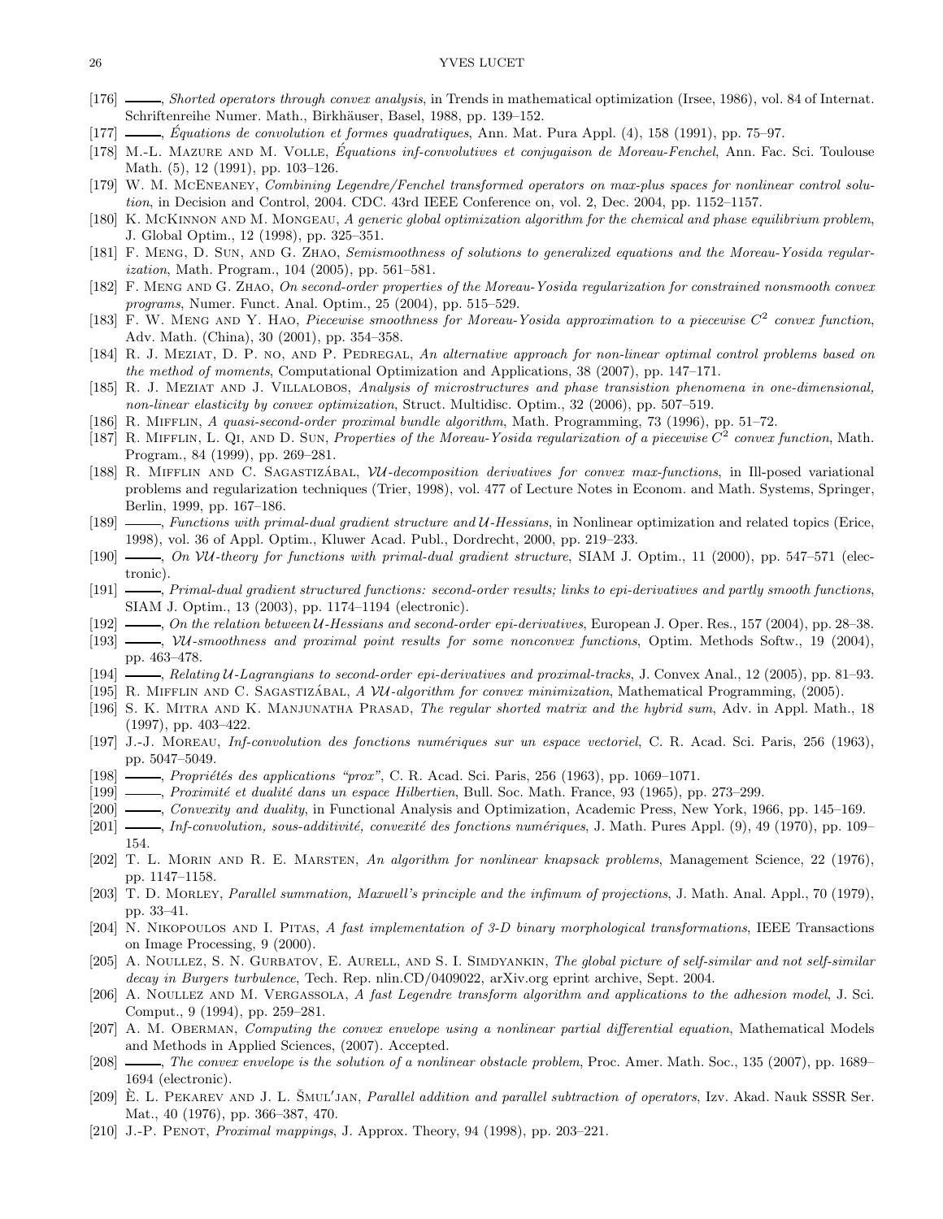[176] ———, *Shorted operators through convex analysis*, in Trends in mathematical optimization (Irsee, 1986), vol. 84 of Internat. Schriftenreihe Numer. Math., Birkhäuser, Basel, 1988, pp. 139–152.

[177] ———, *Équations de convolution et formes quadratiques*, Ann. Mat. Pura Appl. (4), 158 (1991), pp. 75–97.

[178] M.-L. Mazure and M. Volle, *Équations inf-convolutives et conjugaison de Moreau-Fenchel*, Ann. Fac. Sci. Toulouse Math. (5), 12 (1991), pp. 103–126.

[179] W. M. McEneaney, *Combining Legendre/Fenchel transformed operators on max-plus spaces for nonlinear control solution*, in Decision and Control, 2004. CDC. 43rd IEEE Conference on, vol. 2, Dec. 2004, pp. 1152–1157.

[180] K. McKinnon and M. Mongeau, *A generic global optimization algorithm for the chemical and phase equilibrium problem*, J. Global Optim., 12 (1998), pp. 325–351.

[181] F. Meng, D. Sun, and G. Zhao, *Semismoothness of solutions to generalized equations and the Moreau-Yosida regularization*, Math. Program., 104 (2005), pp. 561–581.

[182] F. Meng and G. Zhao, *On second-order properties of the Moreau-Yosida regularization for constrained nonsmooth convex programs*, Numer. Funct. Anal. Optim., 25 (2004), pp. 515–529.

[183] F. W. Meng and Y. Hao, *Piecewise smoothness for Moreau-Yosida approximation to a piecewise $C^2$ convex function*, Adv. Math. (China), 30 (2001), pp. 354–358.

[184] R. J. Meziat, D. P. no, and P. Pedregal, *An alternative approach for non-linear optimal control problems based on the method of moments*, Computational Optimization and Applications, 38 (2007), pp. 147–171.

[185] R. J. Meziat and J. Villalobos, *Analysis of microstructures and phase transistion phenomena in one-dimensional, non-linear elasticity by convex optimization*, Struct. Multidisc. Optim., 32 (2006), pp. 507–519.

[186] R. Mifflin, *A quasi-second-order proximal bundle algorithm*, Math. Programming, 73 (1996), pp. 51–72.

[187] R. Mifflin, L. Qi, and D. Sun, *Properties of the Moreau-Yosida regularization of a piecewise $C^2$ convex function*, Math. Program., 84 (1999), pp. 269–281.

[188] R. Mifflin and C. Sagastizábal, *$\mathcal{VU}$-decomposition derivatives for convex max-functions*, in Ill-posed variational problems and regularization techniques (Trier, 1998), vol. 477 of Lecture Notes in Econom. and Math. Systems, Springer, Berlin, 1999, pp. 167–186.

[189] ———, *Functions with primal-dual gradient structure and $\mathcal{U}$-Hessians*, in Nonlinear optimization and related topics (Erice, 1998), vol. 36 of Appl. Optim., Kluwer Acad. Publ., Dordrecht, 2000, pp. 219–233.

[190] ———, *On $\mathcal{VU}$-theory for functions with primal-dual gradient structure*, SIAM J. Optim., 11 (2000), pp. 547–571 (electronic).

[191] ———, *Primal-dual gradient structured functions: second-order results; links to epi-derivatives and partly smooth functions*, SIAM J. Optim., 13 (2003), pp. 1174–1194 (electronic).

[192] ———, *On the relation between $\mathcal{U}$-Hessians and second-order epi-derivatives*, European J. Oper. Res., 157 (2004), pp. 28–38.

[193] ———, *$\mathcal{VU}$-smoothness and proximal point results for some nonconvex functions*, Optim. Methods Softw., 19 (2004), pp. 463–478.

[194] ———, *Relating $\mathcal{U}$-Lagrangians to second-order epi-derivatives and proximal-tracks*, J. Convex Anal., 12 (2005), pp. 81–93.

[195] R. Mifflin and C. Sagastizábal, *A $\mathcal{VU}$-algorithm for convex minimization*, Mathematical Programming, (2005).

[196] S. K. Mitra and K. Manjunatha Prasad, *The regular shorted matrix and the hybrid sum*, Adv. in Appl. Math., 18 (1997), pp. 403–422.

[197] J.-J. Moreau, *Inf-convolution des fonctions numériques sur un espace vectoriel*, C. R. Acad. Sci. Paris, 256 (1963), pp. 5047–5049.

[198] ———, *Propriétés des applications "prox"*, C. R. Acad. Sci. Paris, 256 (1963), pp. 1069–1071.

[199] ———, *Proximité et dualité dans un espace Hilbertien*, Bull. Soc. Math. France, 93 (1965), pp. 273–299.

[200] ———, *Convexity and duality*, in Functional Analysis and Optimization, Academic Press, New York, 1966, pp. 145–169.

[201] ———, *Inf-convolution, sous-additivité, convexité des fonctions numériques*, J. Math. Pures Appl. (9), 49 (1970), pp. 109–154.

[202] T. L. Morin and R. E. Marsten, *An algorithm for nonlinear knapsack problems*, Management Science, 22 (1976), pp. 1147–1158.

[203] T. D. Morley, *Parallel summation, Maxwell's principle and the infimum of projections*, J. Math. Anal. Appl., 70 (1979), pp. 33–41.

[204] N. Nikopoulos and I. Pitas, *A fast implementation of 3-D binary morphological transformations*, IEEE Transactions on Image Processing, 9 (2000).

[205] A. Noullez, S. N. Gurbatov, E. Aurell, and S. I. Simdyankin, *The global picture of self-similar and not self-similar decay in Burgers turbulence*, Tech. Rep. nlin.CD/0409022, arXiv.org eprint archive, Sept. 2004.

[206] A. Noullez and M. Vergassola, *A fast Legendre transform algorithm and applications to the adhesion model*, J. Sci. Comput., 9 (1994), pp. 259–281.

[207] A. M. Oberman, *Computing the convex envelope using a nonlinear partial differential equation*, Mathematical Models and Methods in Applied Sciences, (2007). Accepted.

[208] ———, *The convex envelope is the solution of a nonlinear obstacle problem*, Proc. Amer. Math. Soc., 135 (2007), pp. 1689–1694 (electronic).

[209] È. L. Pekarev and J. L. Šmul′jan, *Parallel addition and parallel subtraction of operators*, Izv. Akad. Nauk SSSR Ser. Mat., 40 (1976), pp. 366–387, 470.

[210] J.-P. Penot, *Proximal mappings*, J. Approx. Theory, 94 (1998), pp. 203–221.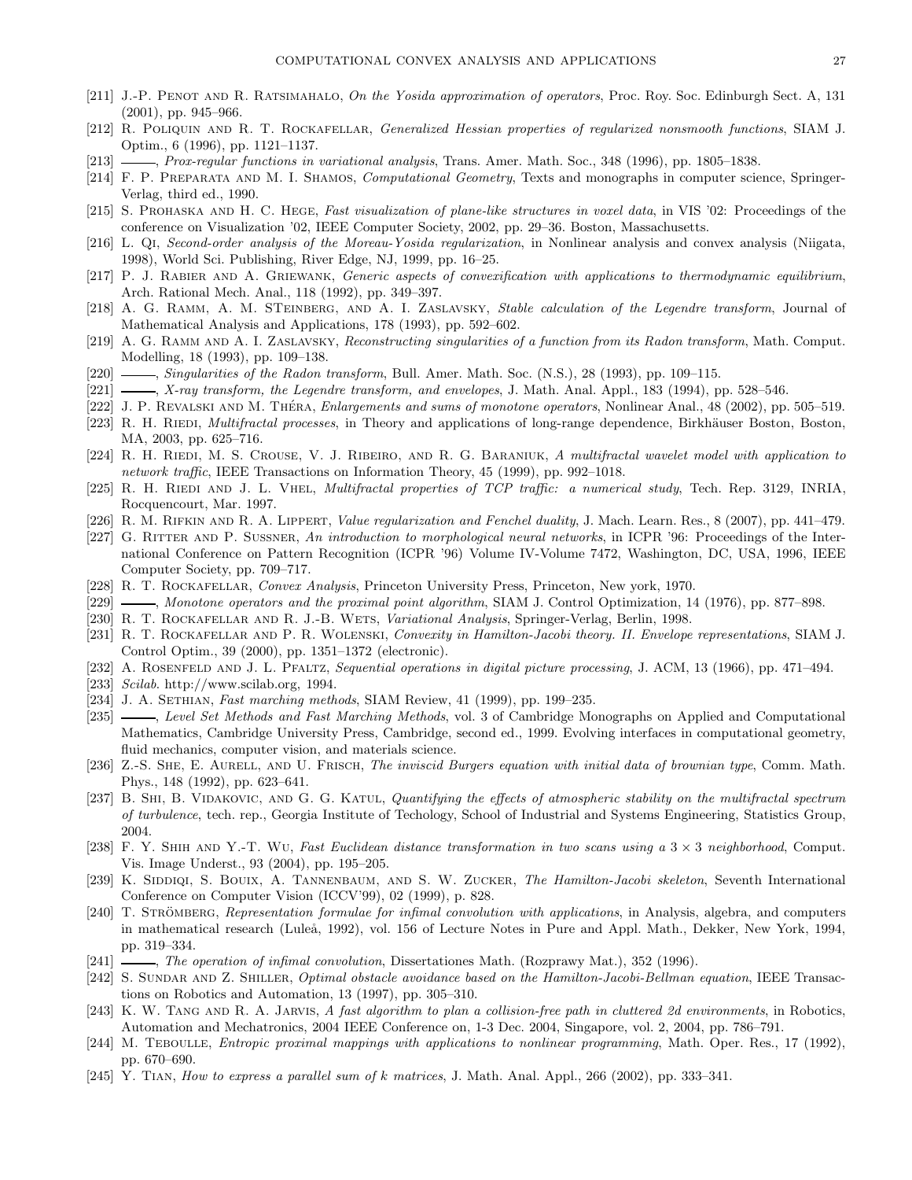[211] J.-P. Penot and R. Ratsimahalo, *On the Yosida approximation of operators*, Proc. Roy. Soc. Edinburgh Sect. A, 131 (2001), pp. 945–966.

[212] R. Poliquin and R. T. Rockafellar, *Generalized Hessian properties of regularized nonsmooth functions*, SIAM J. Optim., 6 (1996), pp. 1121–1137.

[213] ———, *Prox-regular functions in variational analysis*, Trans. Amer. Math. Soc., 348 (1996), pp. 1805–1838.

[214] F. P. Preparata and M. I. Shamos, *Computational Geometry*, Texts and monographs in computer science, Springer-Verlag, third ed., 1990.

[215] S. Prohaska and H. C. Hege, *Fast visualization of plane-like structures in voxel data*, in VIS '02: Proceedings of the conference on Visualization '02, IEEE Computer Society, 2002, pp. 29–36. Boston, Massachusetts.

[216] L. Qi, *Second-order analysis of the Moreau-Yosida regularization*, in Nonlinear analysis and convex analysis (Niigata, 1998), World Sci. Publishing, River Edge, NJ, 1999, pp. 16–25.

[217] P. J. Rabier and A. Griewank, *Generic aspects of convexification with applications to thermodynamic equilibrium*, Arch. Rational Mech. Anal., 118 (1992), pp. 349–397.

[218] A. G. Ramm, A. M. STeinberg, and A. I. Zaslavsky, *Stable calculation of the Legendre transform*, Journal of Mathematical Analysis and Applications, 178 (1993), pp. 592–602.

[219] A. G. Ramm and A. I. Zaslavsky, *Reconstructing singularities of a function from its Radon transform*, Math. Comput. Modelling, 18 (1993), pp. 109–138.

[220] ———, *Singularities of the Radon transform*, Bull. Amer. Math. Soc. (N.S.), 28 (1993), pp. 109–115.

[221] ———, *X-ray transform, the Legendre transform, and envelopes*, J. Math. Anal. Appl., 183 (1994), pp. 528–546.

[222] J. P. Revalski and M. Théra, *Enlargements and sums of monotone operators*, Nonlinear Anal., 48 (2002), pp. 505–519.

[223] R. H. Riedi, *Multifractal processes*, in Theory and applications of long-range dependence, Birkhäuser Boston, Boston, MA, 2003, pp. 625–716.

[224] R. H. Riedi, M. S. Crouse, V. J. Ribeiro, and R. G. Baraniuk, *A multifractal wavelet model with application to network traffic*, IEEE Transactions on Information Theory, 45 (1999), pp. 992–1018.

[225] R. H. Riedi and J. L. Vhel, *Multifractal properties of TCP traffic: a numerical study*, Tech. Rep. 3129, INRIA, Rocquencourt, Mar. 1997.

[226] R. M. Rifkin and R. A. Lippert, *Value regularization and Fenchel duality*, J. Mach. Learn. Res., 8 (2007), pp. 441–479.

[227] G. Ritter and P. Sussner, *An introduction to morphological neural networks*, in ICPR '96: Proceedings of the International Conference on Pattern Recognition (ICPR '96) Volume IV-Volume 7472, Washington, DC, USA, 1996, IEEE Computer Society, pp. 709–717.

[228] R. T. Rockafellar, *Convex Analysis*, Princeton University Press, Princeton, New york, 1970.

[229] ———, *Monotone operators and the proximal point algorithm*, SIAM J. Control Optimization, 14 (1976), pp. 877–898.

[230] R. T. Rockafellar and R. J.-B. Wets, *Variational Analysis*, Springer-Verlag, Berlin, 1998.

[231] R. T. Rockafellar and P. R. Wolenski, *Convexity in Hamilton-Jacobi theory. II. Envelope representations*, SIAM J. Control Optim., 39 (2000), pp. 1351–1372 (electronic).

[232] A. Rosenfeld and J. L. Pfaltz, *Sequential operations in digital picture processing*, J. ACM, 13 (1966), pp. 471–494.

[233] *Scilab*. http://www.scilab.org, 1994.

[234] J. A. Sethian, *Fast marching methods*, SIAM Review, 41 (1999), pp. 199–235.

[235] ———, *Level Set Methods and Fast Marching Methods*, vol. 3 of Cambridge Monographs on Applied and Computational Mathematics, Cambridge University Press, Cambridge, second ed., 1999. Evolving interfaces in computational geometry, fluid mechanics, computer vision, and materials science.

[236] Z.-S. She, E. Aurell, and U. Frisch, *The inviscid Burgers equation with initial data of brownian type*, Comm. Math. Phys., 148 (1992), pp. 623–641.

[237] B. Shi, B. Vidakovic, and G. G. Katul, *Quantifying the effects of atmospheric stability on the multifractal spectrum of turbulence*, tech. rep., Georgia Institute of Techology, School of Industrial and Systems Engineering, Statistics Group, 2004.

[238] F. Y. Shih and Y.-T. Wu, *Fast Euclidean distance transformation in two scans using a $3 \times 3$ neighborhood*, Comput. Vis. Image Underst., 93 (2004), pp. 195–205.

[239] K. Siddiqi, S. Bouix, A. Tannenbaum, and S. W. Zucker, *The Hamilton-Jacobi skeleton*, Seventh International Conference on Computer Vision (ICCV'99), 02 (1999), p. 828.

[240] T. Strömberg, *Representation formulae for infimal convolution with applications*, in Analysis, algebra, and computers in mathematical research (Luleå, 1992), vol. 156 of Lecture Notes in Pure and Appl. Math., Dekker, New York, 1994, pp. 319–334.

[241] ———, *The operation of infimal convolution*, Dissertationes Math. (Rozprawy Mat.), 352 (1996).

[242] S. Sundar and Z. Shiller, *Optimal obstacle avoidance based on the Hamilton-Jacobi-Bellman equation*, IEEE Transactions on Robotics and Automation, 13 (1997), pp. 305–310.

[243] K. W. Tang and R. A. Jarvis, *A fast algorithm to plan a collision-free path in cluttered 2d environments*, in Robotics, Automation and Mechatronics, 2004 IEEE Conference on, 1-3 Dec. 2004, Singapore, vol. 2, 2004, pp. 786–791.

[244] M. Teboulle, *Entropic proximal mappings with applications to nonlinear programming*, Math. Oper. Res., 17 (1992), pp. 670–690.

[245] Y. Tian, *How to express a parallel sum of k matrices*, J. Math. Anal. Appl., 266 (2002), pp. 333–341.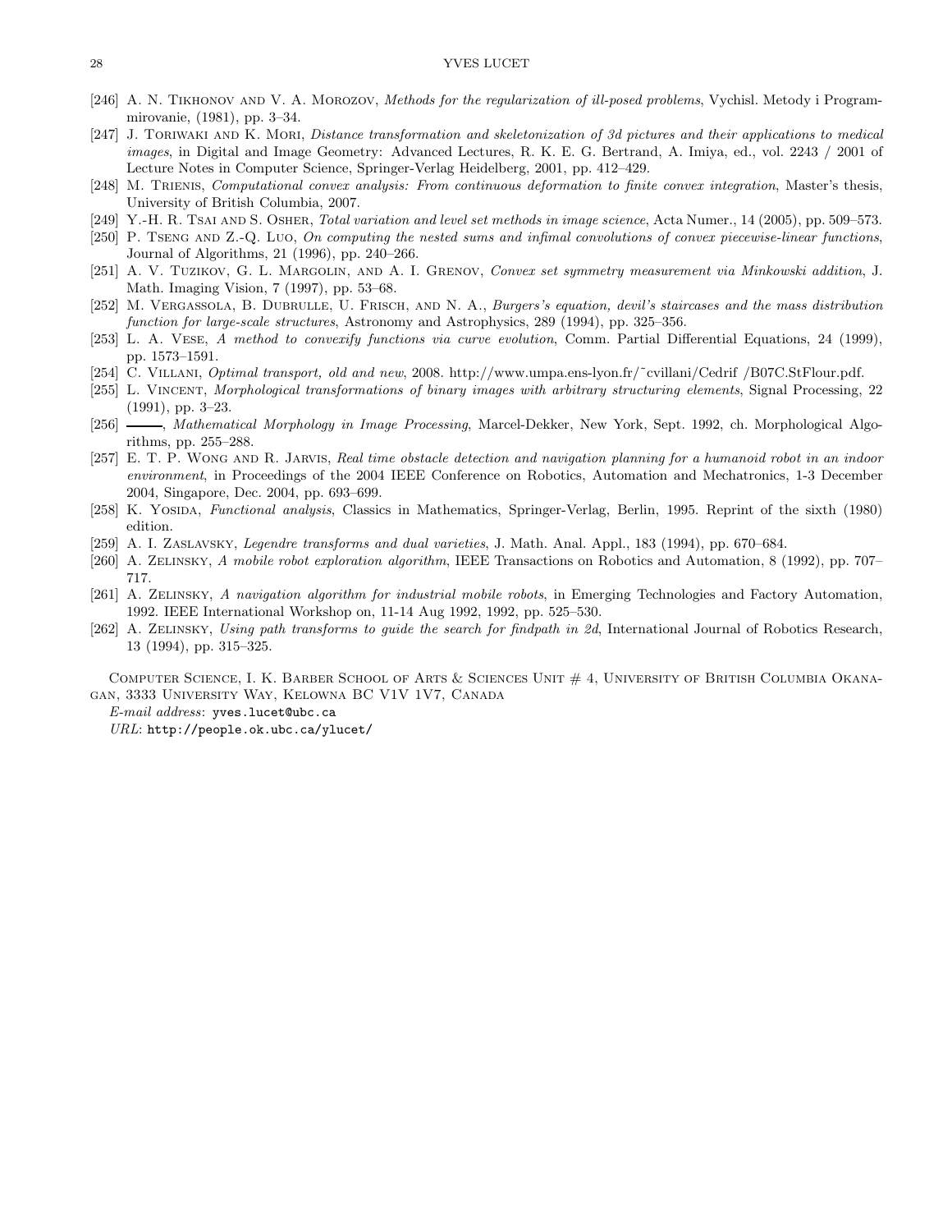[246] A. N. Tikhonov and V. A. Morozov, *Methods for the regularization of ill-posed problems*, Vychisl. Metody i Programmirovanie, (1981), pp. 3–34.

[247] J. Toriwaki and K. Mori, *Distance transformation and skeletonization of 3d pictures and their applications to medical images*, in Digital and Image Geometry: Advanced Lectures, R. K. E. G. Bertrand, A. Imiya, ed., vol. 2243 / 2001 of Lecture Notes in Computer Science, Springer-Verlag Heidelberg, 2001, pp. 412–429.

[248] M. Trienis, *Computational convex analysis: From continuous deformation to finite convex integration*, Master's thesis, University of British Columbia, 2007.

[249] Y.-H. R. Tsai and S. Osher, *Total variation and level set methods in image science*, Acta Numer., 14 (2005), pp. 509–573.

[250] P. Tseng and Z.-Q. Luo, *On computing the nested sums and infimal convolutions of convex piecewise-linear functions*, Journal of Algorithms, 21 (1996), pp. 240–266.

[251] A. V. Tuzikov, G. L. Margolin, and A. I. Grenov, *Convex set symmetry measurement via Minkowski addition*, J. Math. Imaging Vision, 7 (1997), pp. 53–68.

[252] M. Vergassola, B. Dubrulle, U. Frisch, and N. A., *Burgers's equation, devil's staircases and the mass distribution function for large-scale structures*, Astronomy and Astrophysics, 289 (1994), pp. 325–356.

[253] L. A. Vese, *A method to convexify functions via curve evolution*, Comm. Partial Differential Equations, 24 (1999), pp. 1573–1591.

[254] C. Villani, *Optimal transport, old and new*, 2008. http://www.umpa.ens-lyon.fr/˜cvillani/Cedrif /B07C.StFlour.pdf.

[255] L. Vincent, *Morphological transformations of binary images with arbitrary structuring elements*, Signal Processing, 22 (1991), pp. 3–23.

[256] ———, *Mathematical Morphology in Image Processing*, Marcel-Dekker, New York, Sept. 1992, ch. Morphological Algorithms, pp. 255–288.

[257] E. T. P. Wong and R. Jarvis, *Real time obstacle detection and navigation planning for a humanoid robot in an indoor environment*, in Proceedings of the 2004 IEEE Conference on Robotics, Automation and Mechatronics, 1-3 December 2004, Singapore, Dec. 2004, pp. 693–699.

[258] K. Yosida, *Functional analysis*, Classics in Mathematics, Springer-Verlag, Berlin, 1995. Reprint of the sixth (1980) edition.

[259] A. I. Zaslavsky, *Legendre transforms and dual varieties*, J. Math. Anal. Appl., 183 (1994), pp. 670–684.

[260] A. Zelinsky, *A mobile robot exploration algorithm*, IEEE Transactions on Robotics and Automation, 8 (1992), pp. 707–717.

[261] A. Zelinsky, *A navigation algorithm for industrial mobile robots*, in Emerging Technologies and Factory Automation, 1992. IEEE International Workshop on, 11-14 Aug 1992, 1992, pp. 525–530.

[262] A. Zelinsky, *Using path transforms to guide the search for findpath in 2d*, International Journal of Robotics Research, 13 (1994), pp. 315–325.

Computer Science, I. K. Barber School of Arts & Sciences Unit # 4, University of British Columbia Okanagan, 3333 University Way, Kelowna BC V1V 1V7, Canada

*E-mail address*: yves.lucet@ubc.ca

*URL*: http://people.ok.ubc.ca/ylucet/